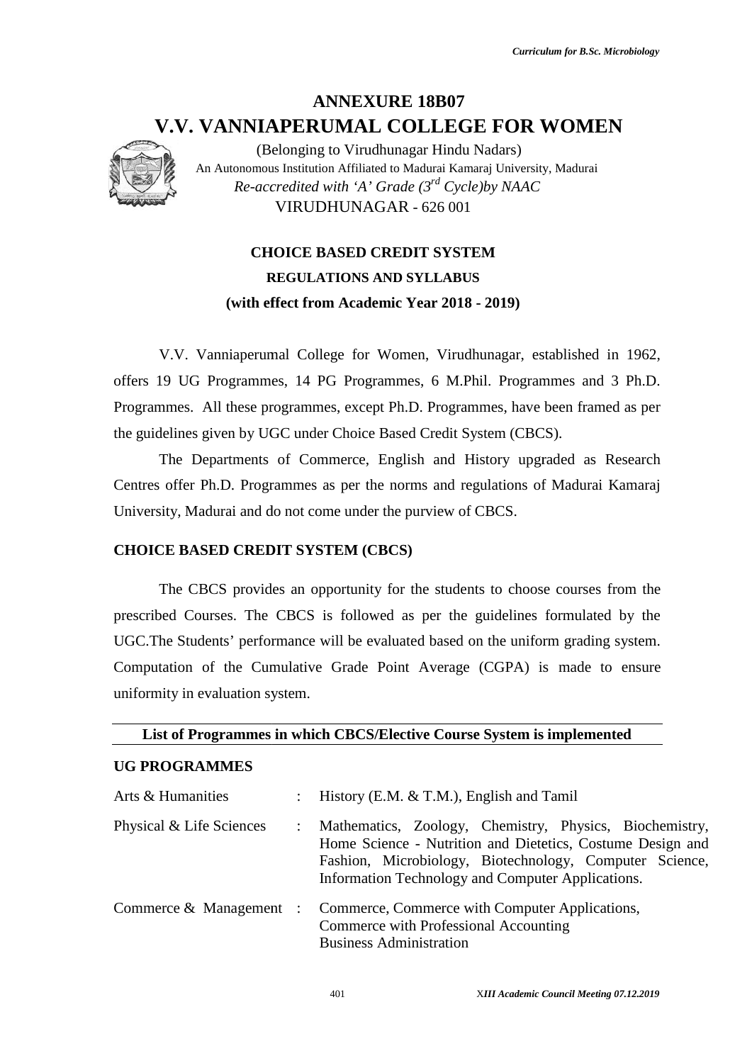# ANNEXURE 18B07

# V.V. VANNIAPERUMAL COLLEGE FOR WOMEN

(Belonging to Virudhunagar Hindu Nadars)

An Autonomous Institution Affiliated to Madurai Kamaraj University, Madurai

*Re-accredited with 'A' Grade (3rd Cycle)by NAAC*

VIRUDHUNAGAR - 626 001

## CHOICE BASED CREDIT SYSTEM

### REGULATIONS AND SYLLABUS

### (with effect from Academic Year 2018 - 2019)

V.V. Vanniaperumal College for Women, Virudhunagar, established in 1962, offers 19 UG Programmes, 14 PG Programmes, 6 M.Phil. Programmes and 3 Ph.D. Programmes. All these programmes, except Ph.D. Programmes, have been framed as per the guidelines given by UGC under Choice Based Credit System (CBCS).

The Departments of Commerce, English and History upgraded as Research Centres offer Ph.D. Programmes as per the norms and regulations of Madurai Kamaraj University, Madurai and do not come under the purview of CBCS.

## CHOICE BASED CREDIT SYSTEM (CBCS)

The CBCS provides an opportunity for the students to choose courses from the prescribed Courses. The CBCS is followed as per the guidelines formulated by the UGC.The Students' performance will be evaluated based on the uniform grading system. Computation of the Cumulative Grade Point Average (CGPA) is made to ensure uniformity in evaluation system.

### List of Programmes in which CBCS/Elective Course System is implemented

### UG PROGRAMMES

| | | |
|---|---|---|
| Arts & Humanities | : | History (E.M. & T.M.), English and Tamil |
| Physical & Life Sciences | : | Mathematics, Zoology, Chemistry, Physics, Biochemistry, Home Science - Nutrition and Dietetics, Costume Design and Fashion, Microbiology, Biotechnology, Computer Science, Information Technology and Computer Applications. |
| Commerce & Management | : | Commerce, Commerce with Computer Applications, Commerce with Professional Accounting Business Administration |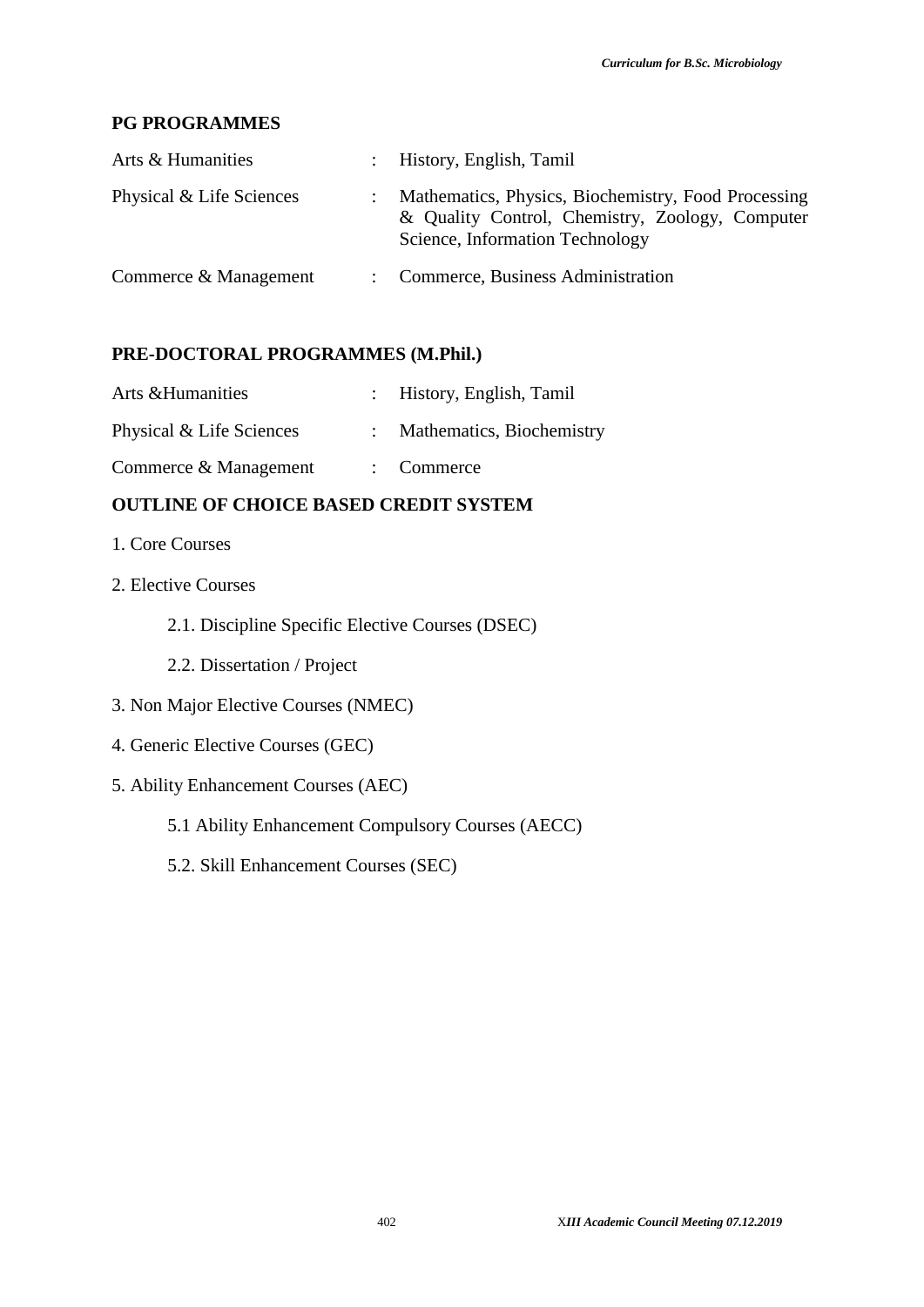## PG PROGRAMMES

| | | |
|---|---|---|
| Arts & Humanities | : | History, English, Tamil |
| Physical & Life Sciences | : | Mathematics, Physics, Biochemistry, Food Processing & Quality Control, Chemistry, Zoology, Computer Science, Information Technology |
| Commerce & Management | : | Commerce, Business Administration |

## PRE-DOCTORAL PROGRAMMES (M.Phil.)

| | | |
|---|---|---|
| Arts &Humanities | : | History, English, Tamil |
| Physical & Life Sciences | : | Mathematics, Biochemistry |
| Commerce & Management | : | Commerce |

## OUTLINE OF CHOICE BASED CREDIT SYSTEM

1. Core Courses

2. Elective Courses

   2.1. Discipline Specific Elective Courses (DSEC)

   2.2. Dissertation / Project

3. Non Major Elective Courses (NMEC)

4. Generic Elective Courses (GEC)

5. Ability Enhancement Courses (AEC)

   5.1 Ability Enhancement Compulsory Courses (AECC)

   5.2. Skill Enhancement Courses (SEC)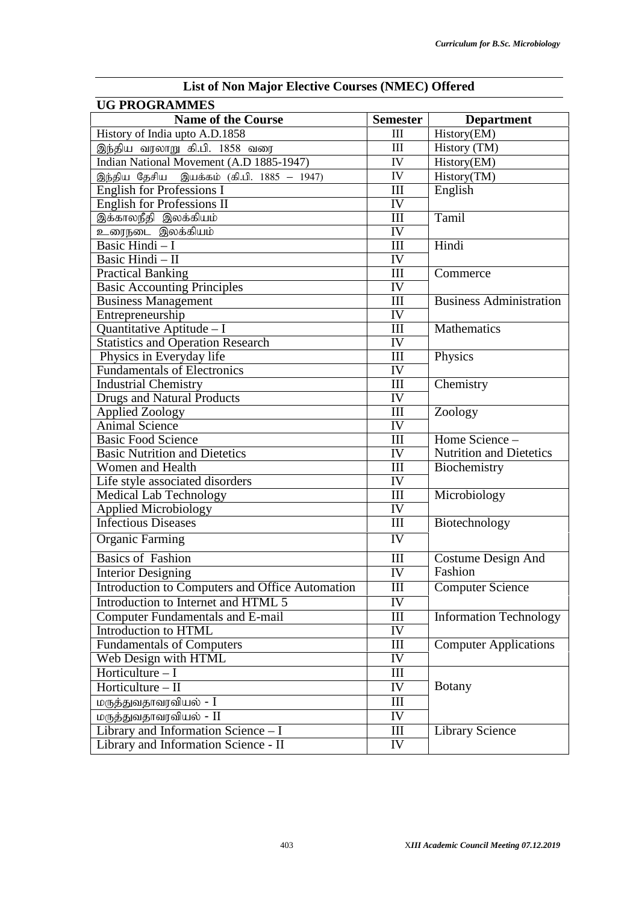## List of Non Major Elective Courses (NMEC) Offered

### UG PROGRAMMES

| Name of the Course | Semester | Department |
|---|---|---|
| History of India upto A.D.1858 | III | History(EM) |
| இந்திய வரலாறு கி.பி. 1858 வரை | III | History (TM) |
| Indian National Movement (A.D 1885-1947) | IV | History(EM) |
| இந்திய தேசிய இயக்கம் (கி.பி. 1885 – 1947) | IV | History(TM) |
| English for Professions I | III | English |
| English for Professions II | IV | |
| இக்காலநீதி இலக்கியம் | III | Tamil |
| உரைநடை இலக்கியம் | IV | |
| Basic Hindi – I | III | Hindi |
| Basic Hindi – II | IV | |
| Practical Banking | III | Commerce |
| Basic Accounting Principles | IV | |
| Business Management | III | Business Administration |
| Entrepreneurship | IV | |
| Quantitative Aptitude – I | III | Mathematics |
| Statistics and Operation Research | IV | |
| Physics in Everyday life | III | Physics |
| Fundamentals of Electronics | IV | |
| Industrial Chemistry | III | Chemistry |
| Drugs and Natural Products | IV | |
| Applied Zoology | III | Zoology |
| Animal Science | IV | |
| Basic Food Science | III | Home Science – Nutrition and Dietetics |
| Basic Nutrition and Dietetics | IV | |
| Women and Health | III | Biochemistry |
| Life style associated disorders | IV | |
| Medical Lab Technology | III | Microbiology |
| Applied Microbiology | IV | |
| Infectious Diseases | III | Biotechnology |
| Organic Farming | IV | |
| Basics of Fashion | III | Costume Design And Fashion |
| Interior Designing | IV | |
| Introduction to Computers and Office Automation | III | Computer Science |
| Introduction to Internet and HTML 5 | IV | |
| Computer Fundamentals and E-mail | III | Information Technology |
| Introduction to HTML | IV | |
| Fundamentals of Computers | III | Computer Applications |
| Web Design with HTML | IV | |
| Horticulture – I | III | Botany |
| Horticulture – II | IV | |
| மருத்துவதாவரவியல் - I | III | |
| மருத்துவதாவரவியல் - II | IV | |
| Library and Information Science – I | III | Library Science |
| Library and Information Science - II | IV | |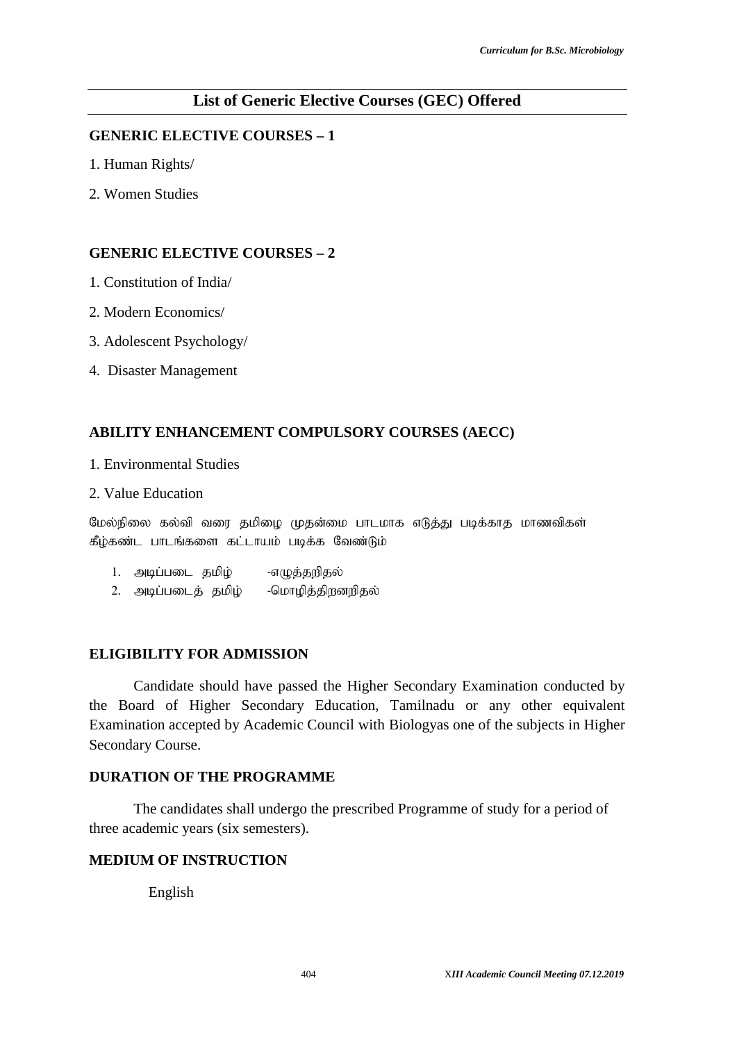## List of Generic Elective Courses (GEC) Offered

### GENERIC ELECTIVE COURSES – 1

1. Human Rights/
2. Women Studies

### GENERIC ELECTIVE COURSES – 2

1. Constitution of India/
2. Modern Economics/
3. Adolescent Psychology/
4. Disaster Management

### ABILITY ENHANCEMENT COMPULSORY COURSES (AECC)

1. Environmental Studies
2. Value Education

மேல்நிலை கல்வி வரை தமிழை முதன்மை பாடமாக எடுத்து படிக்காத மாணவிகள் கீழ்கண்ட பாடங்களை கட்டாயம் படிக்க வேண்டும்

1. அடிப்படை தமிழ் -எழுத்தறிதல்
2. அடிப்படைத் தமிழ் -மொழித்திறனறிதல்

### ELIGIBILITY FOR ADMISSION

Candidate should have passed the Higher Secondary Examination conducted by the Board of Higher Secondary Education, Tamilnadu or any other equivalent Examination accepted by Academic Council with Biologyas one of the subjects in Higher Secondary Course.

### DURATION OF THE PROGRAMME

The candidates shall undergo the prescribed Programme of study for a period of three academic years (six semesters).

### MEDIUM OF INSTRUCTION

English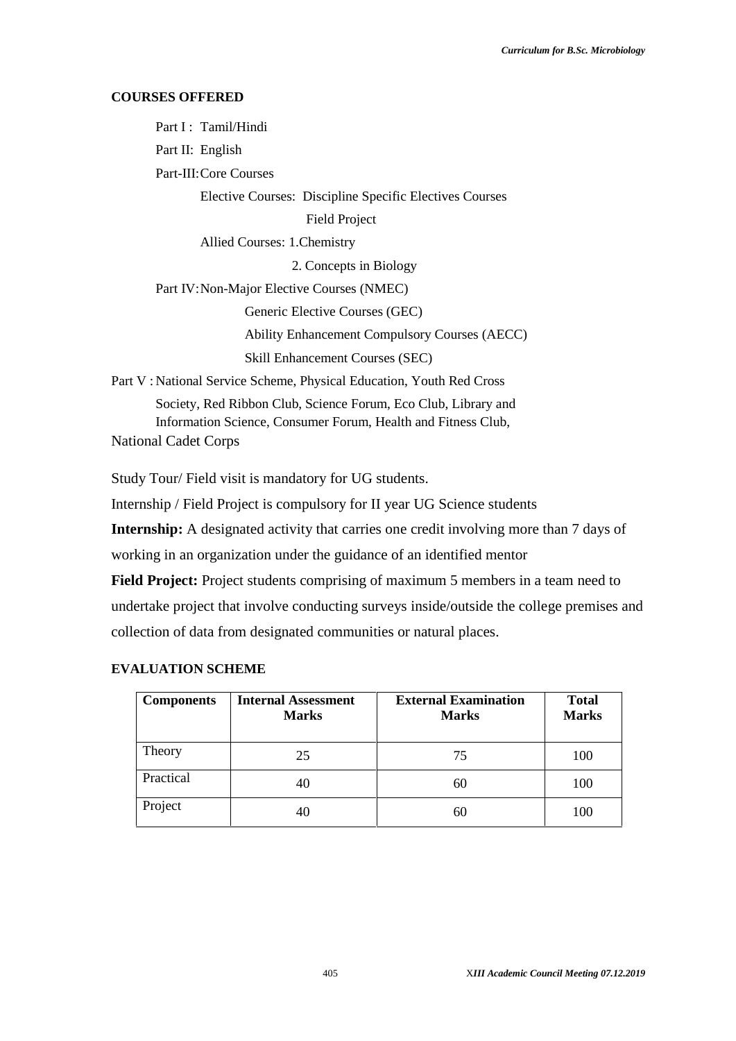**COURSES OFFERED**

Part I : Tamil/Hindi

Part II: English

Part-III: Core Courses

Elective Courses: Discipline Specific Electives Courses

Field Project

Allied Courses: 1.Chemistry

2. Concepts in Biology

Part IV: Non-Major Elective Courses (NMEC)

Generic Elective Courses (GEC)

Ability Enhancement Compulsory Courses (AECC)

Skill Enhancement Courses (SEC)

Part V : National Service Scheme, Physical Education, Youth Red Cross Society, Red Ribbon Club, Science Forum, Eco Club, Library and Information Science, Consumer Forum, Health and Fitness Club, National Cadet Corps

Study Tour/ Field visit is mandatory for UG students.

Internship / Field Project is compulsory for II year UG Science students

**Internship:** A designated activity that carries one credit involving more than 7 days of working in an organization under the guidance of an identified mentor

**Field Project:** Project students comprising of maximum 5 members in a team need to undertake project that involve conducting surveys inside/outside the college premises and collection of data from designated communities or natural places.

**EVALUATION SCHEME**

| Components | Internal Assessment Marks | External Examination Marks | Total Marks |
|---|---|---|---|
| Theory | 25 | 75 | 100 |
| Practical | 40 | 60 | 100 |
| Project | 40 | 60 | 100 |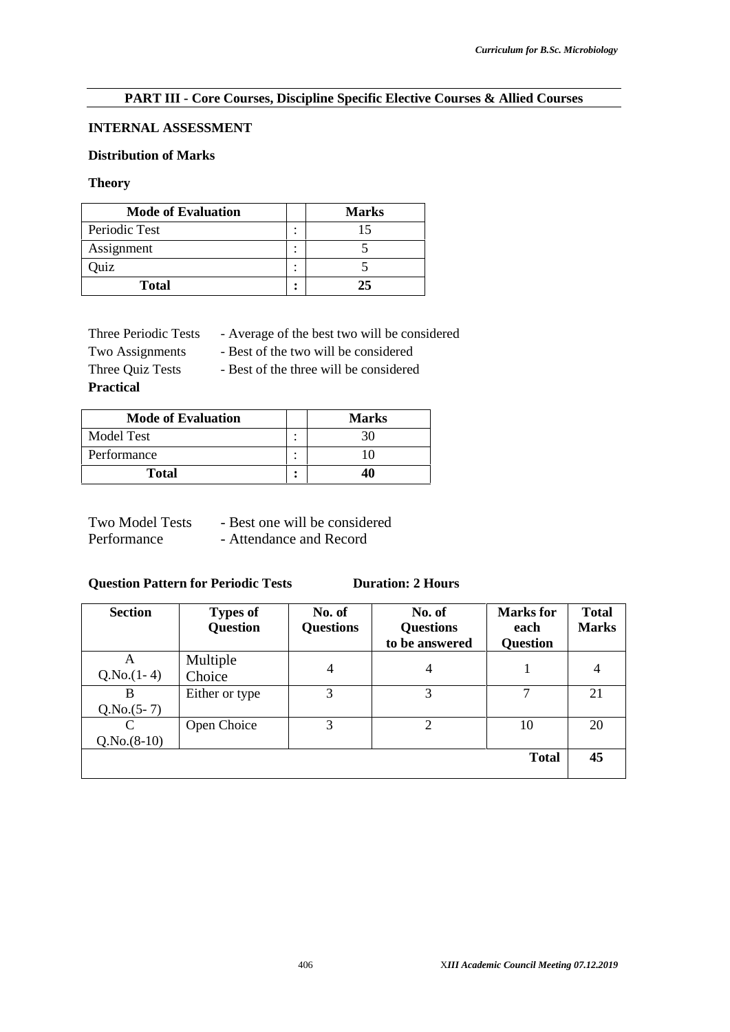## PART III - Core Courses, Discipline Specific Elective Courses & Allied Courses

**INTERNAL ASSESSMENT**

**Distribution of Marks**

**Theory**

| Mode of Evaluation | | Marks |
|---|---|---|
| Periodic Test | : | 15 |
| Assignment | : | 5 |
| Quiz | : | 5 |
| **Total** | **:** | **25** |

Three Periodic Tests - Average of the best two will be considered
Two Assignments - Best of the two will be considered
Three Quiz Tests - Best of the three will be considered

**Practical**

| Mode of Evaluation | | Marks |
|---|---|---|
| Model Test | : | 30 |
| Performance | : | 10 |
| **Total** | **:** | **40** |

Two Model Tests - Best one will be considered
Performance - Attendance and Record

**Question Pattern for Periodic Tests** **Duration: 2 Hours**

| Section | Types of Question | No. of Questions | No. of Questions to be answered | Marks for each Question | Total Marks |
|---|---|---|---|---|---|
| A Q.No.(1- 4) | Multiple Choice | 4 | 4 | 1 | 4 |
| B Q.No.(5- 7) | Either or type | 3 | 3 | 7 | 21 |
| C Q.No.(8-10) | Open Choice | 3 | 2 | 10 | 20 |
| | | | | **Total** | **45** |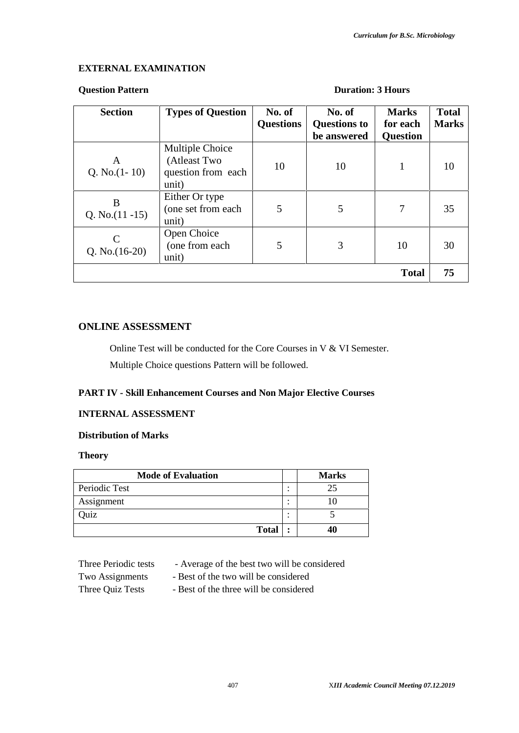**EXTERNAL EXAMINATION**

**Question Pattern** **Duration: 3 Hours**

| Section | Types of Question | No. of Questions | No. of Questions to be answered | Marks for each Question | Total Marks |
|---|---|---|---|---|---|
| A<br>Q. No.(1- 10) | Multiple Choice (Atleast Two question from each unit) | 10 | 10 | 1 | 10 |
| B<br>Q. No.(11 -15) | Either Or type (one set from each unit) | 5 | 5 | 7 | 35 |
| C<br>Q. No.(16-20) | Open Choice (one from each unit) | 5 | 3 | 10 | 30 |
| | | | | **Total** | **75** |

## ONLINE ASSESSMENT

Online Test will be conducted for the Core Courses in V & VI Semester.

Multiple Choice questions Pattern will be followed.

**PART IV - Skill Enhancement Courses and Non Major Elective Courses**

**INTERNAL ASSESSMENT**

**Distribution of Marks**

**Theory**

| Mode of Evaluation | | Marks |
|---|---|---|
| Periodic Test | : | 25 |
| Assignment | : | 10 |
| Quiz | : | 5 |
| **Total** | **:** | **40** |

Three Periodic tests - Average of the best two will be considered
Two Assignments - Best of the two will be considered
Three Quiz Tests - Best of the three will be considered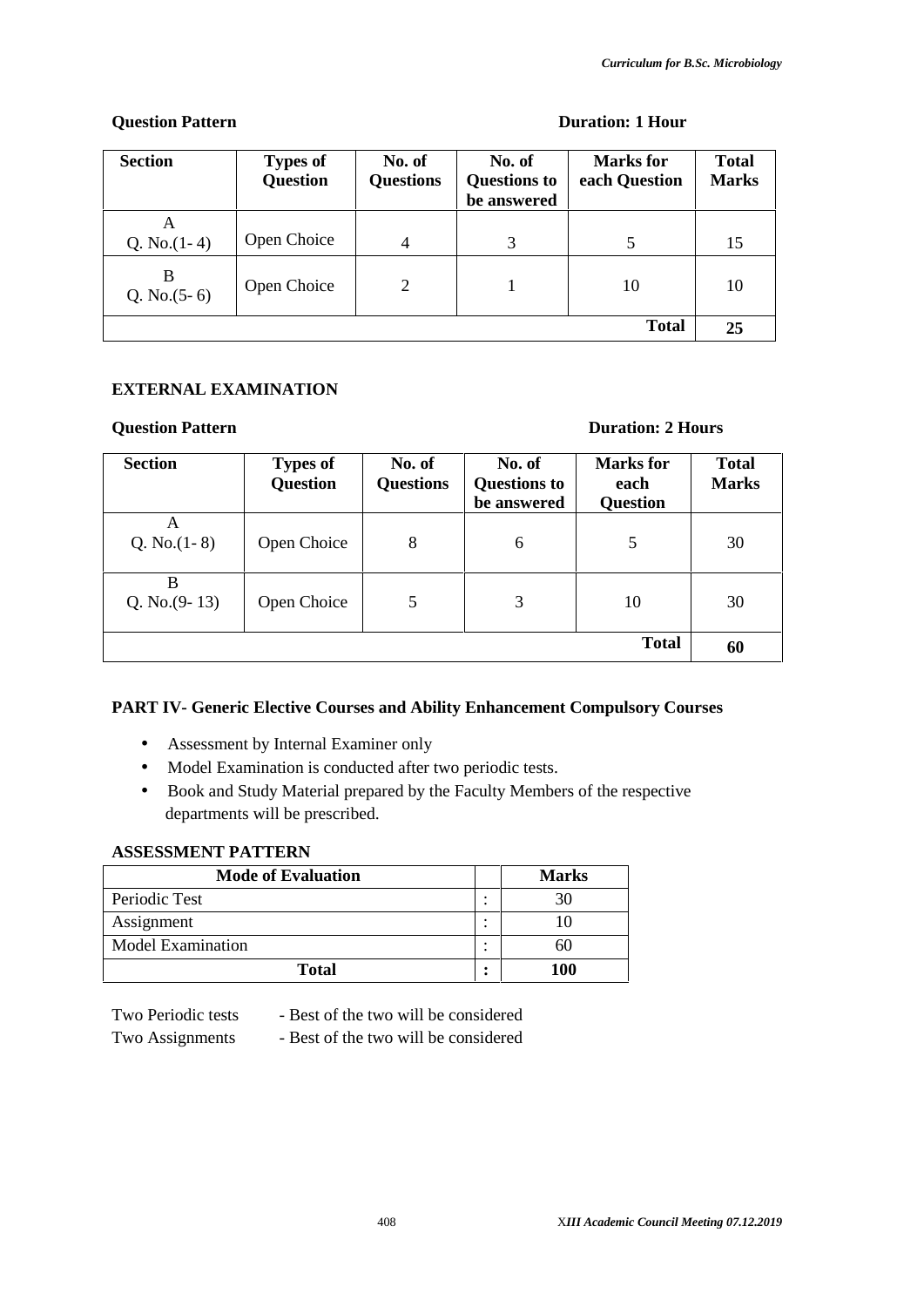**Question Pattern** **Duration: 1 Hour**

| Section | Types of Question | No. of Questions | No. of Questions to be answered | Marks for each Question | Total Marks |
|---|---|---|---|---|---|
| A<br>Q. No.(1- 4) | Open Choice | 4 | 3 | 5 | 15 |
| B<br>Q. No.(5- 6) | Open Choice | 2 | 1 | 10 | 10 |
| | | | | **Total** | **25** |

**EXTERNAL EXAMINATION**

**Question Pattern** **Duration: 2 Hours**

| Section | Types of Question | No. of Questions | No. of Questions to be answered | Marks for each Question | Total Marks |
|---|---|---|---|---|---|
| A<br>Q. No.(1- 8) | Open Choice | 8 | 6 | 5 | 30 |
| B<br>Q. No.(9- 13) | Open Choice | 5 | 3 | 10 | 30 |
| | | | | **Total** | **60** |

**PART IV- Generic Elective Courses and Ability Enhancement Compulsory Courses**

- Assessment by Internal Examiner only
- Model Examination is conducted after two periodic tests.
- Book and Study Material prepared by the Faculty Members of the respective departments will be prescribed.

**ASSESSMENT PATTERN**

| Mode of Evaluation | | Marks |
|---|---|---|
| Periodic Test | : | 30 |
| Assignment | : | 10 |
| Model Examination | : | 60 |
| **Total** | **:** | **100** |

Two Periodic tests - Best of the two will be considered
Two Assignments - Best of the two will be considered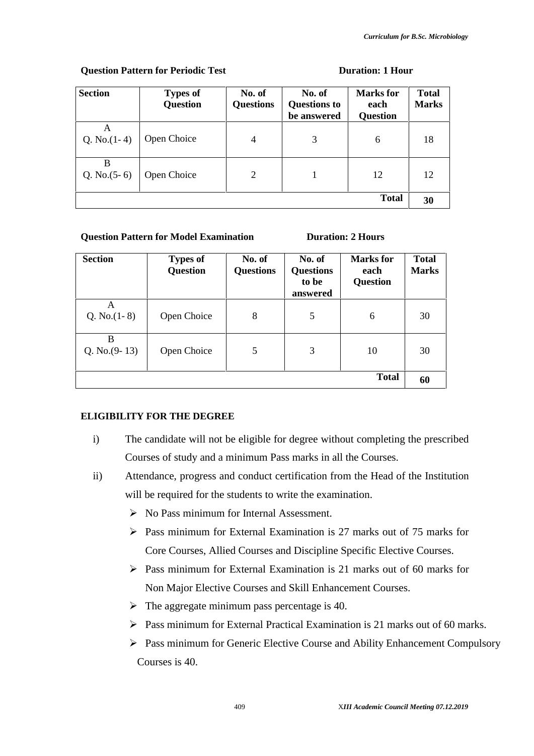**Question Pattern for Periodic Test** **Duration: 1 Hour**

| Section | Types of Question | No. of Questions | No. of Questions to be answered | Marks for each Question | Total Marks |
|---|---|---|---|---|---|
| A Q. No.(1- 4) | Open Choice | 4 | 3 | 6 | 18 |
| B Q. No.(5- 6) | Open Choice | 2 | 1 | 12 | 12 |
| | | | | **Total** | **30** |

**Question Pattern for Model Examination** **Duration: 2 Hours**

| Section | Types of Question | No. of Questions | No. of Questions to be answered | Marks for each Question | Total Marks |
|---|---|---|---|---|---|
| A Q. No.(1- 8) | Open Choice | 8 | 5 | 6 | 30 |
| B Q. No.(9- 13) | Open Choice | 5 | 3 | 10 | 30 |
| | | | | **Total** | **60** |

**ELIGIBILITY FOR THE DEGREE**

i) The candidate will not be eligible for degree without completing the prescribed Courses of study and a minimum Pass marks in all the Courses.

ii) Attendance, progress and conduct certification from the Head of the Institution will be required for the students to write the examination.

- No Pass minimum for Internal Assessment.
- Pass minimum for External Examination is 27 marks out of 75 marks for Core Courses, Allied Courses and Discipline Specific Elective Courses.
- Pass minimum for External Examination is 21 marks out of 60 marks for Non Major Elective Courses and Skill Enhancement Courses.
- The aggregate minimum pass percentage is 40.
- Pass minimum for External Practical Examination is 21 marks out of 60 marks.
- Pass minimum for Generic Elective Course and Ability Enhancement Compulsory Courses is 40.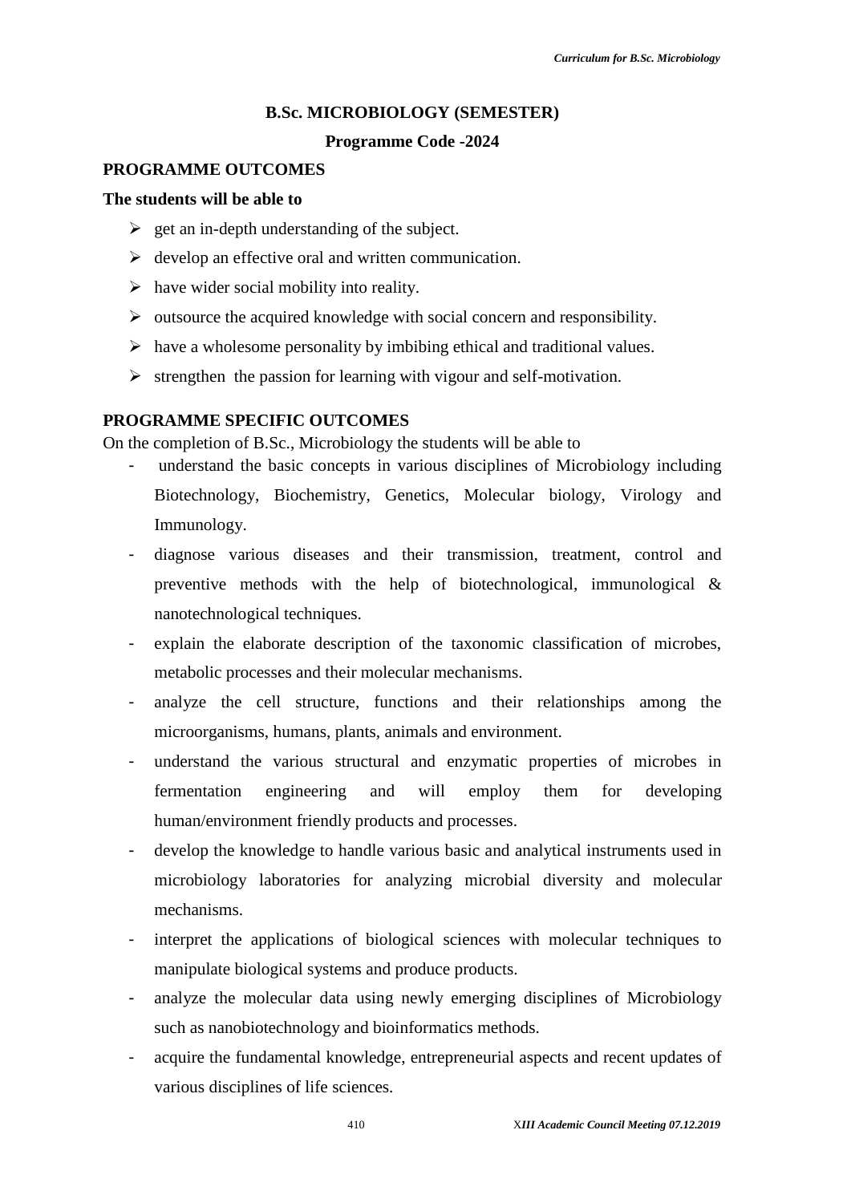# B.Sc. MICROBIOLOGY (SEMESTER)

## Programme Code -2024

### PROGRAMME OUTCOMES

**The students will be able to**

- get an in-depth understanding of the subject.
- develop an effective oral and written communication.
- have wider social mobility into reality.
- outsource the acquired knowledge with social concern and responsibility.
- have a wholesome personality by imbibing ethical and traditional values.
- strengthen the passion for learning with vigour and self-motivation.

### PROGRAMME SPECIFIC OUTCOMES

On the completion of B.Sc., Microbiology the students will be able to

- understand the basic concepts in various disciplines of Microbiology including Biotechnology, Biochemistry, Genetics, Molecular biology, Virology and Immunology.
- diagnose various diseases and their transmission, treatment, control and preventive methods with the help of biotechnological, immunological & nanotechnological techniques.
- explain the elaborate description of the taxonomic classification of microbes, metabolic processes and their molecular mechanisms.
- analyze the cell structure, functions and their relationships among the microorganisms, humans, plants, animals and environment.
- understand the various structural and enzymatic properties of microbes in fermentation engineering and will employ them for developing human/environment friendly products and processes.
- develop the knowledge to handle various basic and analytical instruments used in microbiology laboratories for analyzing microbial diversity and molecular mechanisms.
- interpret the applications of biological sciences with molecular techniques to manipulate biological systems and produce products.
- analyze the molecular data using newly emerging disciplines of Microbiology such as nanobiotechnology and bioinformatics methods.
- acquire the fundamental knowledge, entrepreneurial aspects and recent updates of various disciplines of life sciences.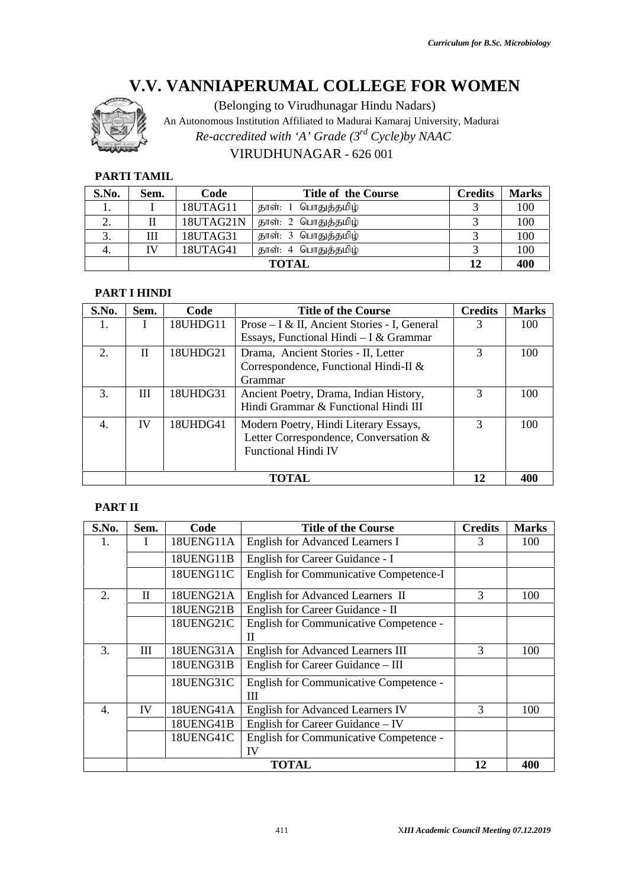# V.V. VANNIAPERUMAL COLLEGE FOR WOMEN

(Belonging to Virudhunagar Hindu Nadars)

An Autonomous Institution Affiliated to Madurai Kamaraj University, Madurai

*Re-accredited with 'A' Grade (3rd Cycle)by NAAC*

VIRUDHUNAGAR - 626 001

**PARTI TAMIL**

| S.No. | Sem. | Code | Title of the Course | Credits | Marks |
|---|---|---|---|---|---|
| 1. | I | 18UTAG11 | தாள்: 1 பொதுத்தமிழ் | 3 | 100 |
| 2. | II | 18UTAG21N | தாள்: 2 பொதுத்தமிழ் | 3 | 100 |
| 3. | III | 18UTAG31 | தாள்: 3 பொதுத்தமிழ் | 3 | 100 |
| 4. | IV | 18UTAG41 | தாள்: 4 பொதுத்தமிழ் | 3 | 100 |
| | | | **TOTAL** | **12** | **400** |

**PART I HINDI**

| S.No. | Sem. | Code | Title of the Course | Credits | Marks |
|---|---|---|---|---|---|
| 1. | I | 18UHDG11 | Prose – I & II, Ancient Stories - I, General Essays, Functional Hindi – I & Grammar | 3 | 100 |
| 2. | II | 18UHDG21 | Drama, Ancient Stories - II, Letter Correspondence, Functional Hindi-II & Grammar | 3 | 100 |
| 3. | III | 18UHDG31 | Ancient Poetry, Drama, Indian History, Hindi Grammar & Functional Hindi III | 3 | 100 |
| 4. | IV | 18UHDG41 | Modern Poetry, Hindi Literary Essays, Letter Correspondence, Conversation & Functional Hindi IV | 3 | 100 |
| | | | **TOTAL** | **12** | **400** |

**PART II**

| S.No. | Sem. | Code | Title of the Course | Credits | Marks |
|---|---|---|---|---|---|
| 1. | I | 18UENG11A | English for Advanced Learners I | 3 | 100 |
| | | 18UENG11B | English for Career Guidance - I | | |
| | | 18UENG11C | English for Communicative Competence-I | | |
| 2. | II | 18UENG21A | English for Advanced Learners II | 3 | 100 |
| | | 18UENG21B | English for Career Guidance - II | | |
| | | 18UENG21C | English for Communicative Competence - II | | |
| 3. | III | 18UENG31A | English for Advanced Learners III | 3 | 100 |
| | | 18UENG31B | English for Career Guidance – III | | |
| | | 18UENG31C | English for Communicative Competence - III | | |
| 4. | IV | 18UENG41A | English for Advanced Learners IV | 3 | 100 |
| | | 18UENG41B | English for Career Guidance – IV | | |
| | | 18UENG41C | English for Communicative Competence - IV | | |
| | | | **TOTAL** | **12** | **400** |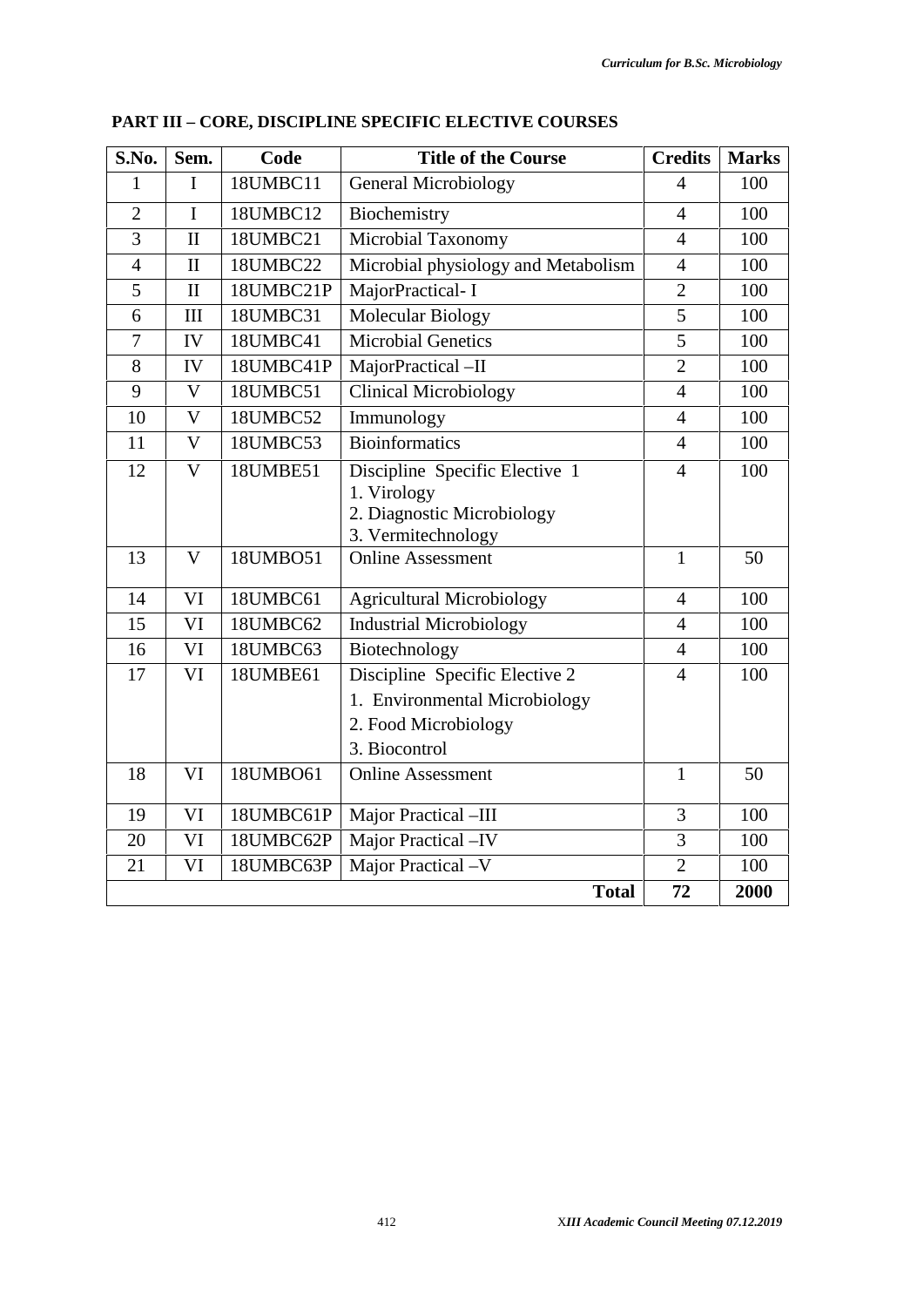**PART III – CORE, DISCIPLINE SPECIFIC ELECTIVE COURSES**

| S.No. | Sem. | Code | Title of the Course | Credits | Marks |
|---|---|---|---|---|---|
| 1 | I | 18UMBC11 | General Microbiology | 4 | 100 |
| 2 | I | 18UMBC12 | Biochemistry | 4 | 100 |
| 3 | II | 18UMBC21 | Microbial Taxonomy | 4 | 100 |
| 4 | II | 18UMBC22 | Microbial physiology and Metabolism | 4 | 100 |
| 5 | II | 18UMBC21P | MajorPractical- I | 2 | 100 |
| 6 | III | 18UMBC31 | Molecular Biology | 5 | 100 |
| 7 | IV | 18UMBC41 | Microbial Genetics | 5 | 100 |
| 8 | IV | 18UMBC41P | MajorPractical –II | 2 | 100 |
| 9 | V | 18UMBC51 | Clinical Microbiology | 4 | 100 |
| 10 | V | 18UMBC52 | Immunology | 4 | 100 |
| 11 | V | 18UMBC53 | Bioinformatics | 4 | 100 |
| 12 | V | 18UMBE51 | Discipline Specific Elective 1<br>1. Virology<br>2. Diagnostic Microbiology<br>3. Vermitechnology | 4 | 100 |
| 13 | V | 18UMBO51 | Online Assessment | 1 | 50 |
| 14 | VI | 18UMBC61 | Agricultural Microbiology | 4 | 100 |
| 15 | VI | 18UMBC62 | Industrial Microbiology | 4 | 100 |
| 16 | VI | 18UMBC63 | Biotechnology | 4 | 100 |
| 17 | VI | 18UMBE61 | Discipline Specific Elective 2<br>1. Environmental Microbiology<br>2. Food Microbiology<br>3. Biocontrol | 4 | 100 |
| 18 | VI | 18UMBO61 | Online Assessment | 1 | 50 |
| 19 | VI | 18UMBC61P | Major Practical –III | 3 | 100 |
| 20 | VI | 18UMBC62P | Major Practical –IV | 3 | 100 |
| 21 | VI | 18UMBC63P | Major Practical –V | 2 | 100 |
| | | | **Total** | **72** | **2000** |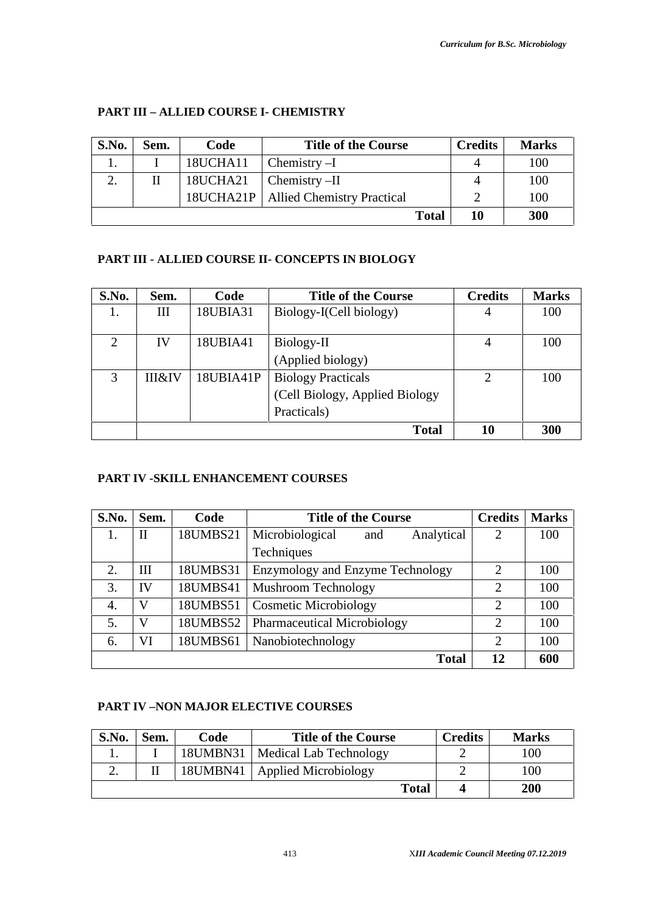**PART III – ALLIED COURSE I- CHEMISTRY**

| S.No. | Sem. | Code | Title of the Course | Credits | Marks |
|---|---|---|---|---|---|
| 1. | I | 18UCHA11 | Chemistry –I | 4 | 100 |
| 2. | II | 18UCHA21 | Chemistry –II | 4 | 100 |
| | | 18UCHA21P | Allied Chemistry Practical | 2 | 100 |
| | | | **Total** | **10** | **300** |

**PART III - ALLIED COURSE II- CONCEPTS IN BIOLOGY**

| S.No. | Sem. | Code | Title of the Course | Credits | Marks |
|---|---|---|---|---|---|
| 1. | III | 18UBIA31 | Biology-I(Cell biology) | 4 | 100 |
| 2 | IV | 18UBIA41 | Biology-II (Applied biology) | 4 | 100 |
| 3 | III&IV | 18UBIA41P | Biology Practicals (Cell Biology, Applied Biology Practicals) | 2 | 100 |
| | | | **Total** | **10** | **300** |

**PART IV -SKILL ENHANCEMENT COURSES**

| S.No. | Sem. | Code | Title of the Course | Credits | Marks |
|---|---|---|---|---|---|
| 1. | II | 18UMBS21 | Microbiological and Analytical Techniques | 2 | 100 |
| 2. | III | 18UMBS31 | Enzymology and Enzyme Technology | 2 | 100 |
| 3. | IV | 18UMBS41 | Mushroom Technology | 2 | 100 |
| 4. | V | 18UMBS51 | Cosmetic Microbiology | 2 | 100 |
| 5. | V | 18UMBS52 | Pharmaceutical Microbiology | 2 | 100 |
| 6. | VI | 18UMBS61 | Nanobiotechnology | 2 | 100 |
| | | | **Total** | **12** | **600** |

**PART IV –NON MAJOR ELECTIVE COURSES**

| S.No. | Sem. | Code | Title of the Course | Credits | Marks |
|---|---|---|---|---|---|
| 1. | I | 18UMBN31 | Medical Lab Technology | 2 | 100 |
| 2. | II | 18UMBN41 | Applied Microbiology | 2 | 100 |
| | | | **Total** | **4** | **200** |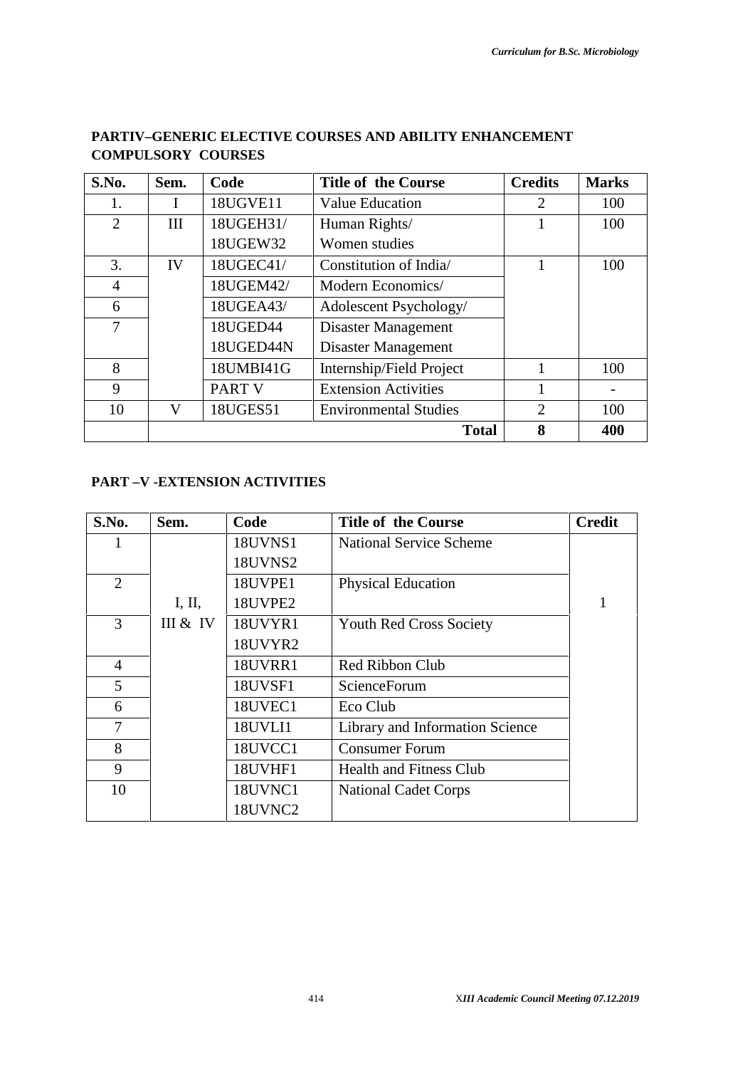## PARTIV–GENERIC ELECTIVE COURSES AND ABILITY ENHANCEMENT COMPULSORY COURSES

| S.No. | Sem. | Code | Title of the Course | Credits | Marks |
|---|---|---|---|---|---|
| 1. | I | 18UGVE11 | Value Education | 2 | 100 |
| 2 | III | 18UGEH31/ 18UGEW32 | Human Rights/ Women studies | 1 | 100 |
| 3. | IV | 18UGEC41/ | Constitution of India/ | 1 | 100 |
| 4 | | 18UGEM42/ | Modern Economics/ | | |
| 6 | | 18UGEA43/ | Adolescent Psychology/ | | |
| 7 | | 18UGED44 18UGED44N | Disaster Management Disaster Management | | |
| 8 | | 18UMBI41G | Internship/Field Project | 1 | 100 |
| 9 | | PART V | Extension Activities | 1 | - |
| 10 | V | 18UGES51 | Environmental Studies | 2 | 100 |
| | | | **Total** | **8** | **400** |

## PART –V -EXTENSION ACTIVITIES

| S.No. | Sem. | Code | Title of the Course | Credit |
|---|---|---|---|---|
| 1 | I, II, III & IV | 18UVNS1 18UVNS2 | National Service Scheme | 1 |
| 2 | | 18UVPE1 18UVPE2 | Physical Education | |
| 3 | | 18UVYR1 18UVYR2 | Youth Red Cross Society | |
| 4 | | 18UVRR1 | Red Ribbon Club | |
| 5 | | 18UVSF1 | ScienceForum | |
| 6 | | 18UVEC1 | Eco Club | |
| 7 | | 18UVLI1 | Library and Information Science | |
| 8 | | 18UVCC1 | Consumer Forum | |
| 9 | | 18UVHF1 | Health and Fitness Club | |
| 10 | | 18UVNC1 18UVNC2 | National Cadet Corps | |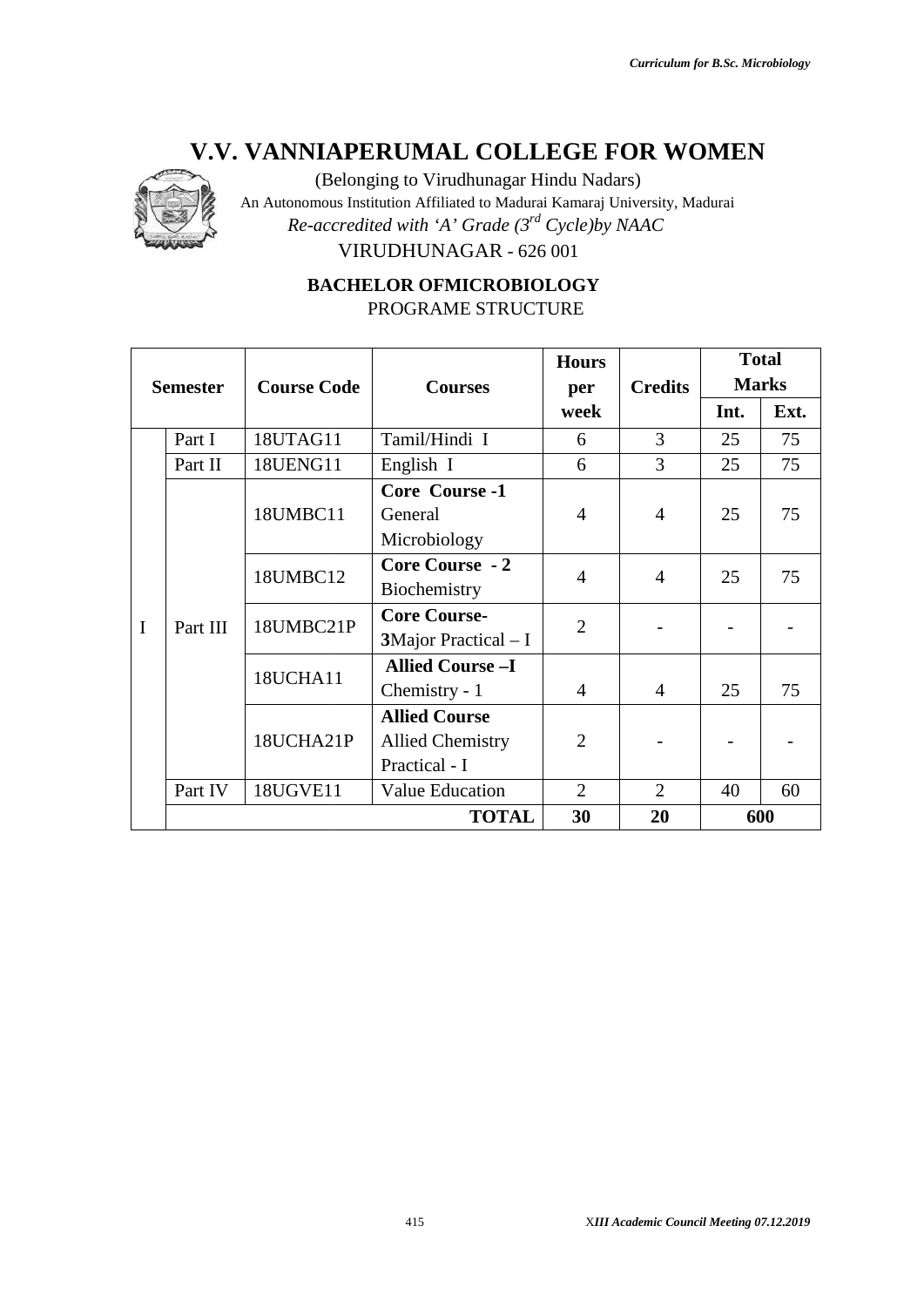# V.V. VANNIAPERUMAL COLLEGE FOR WOMEN

(Belonging to Virudhunagar Hindu Nadars)

An Autonomous Institution Affiliated to Madurai Kamaraj University, Madurai

*Re-accredited with 'A' Grade (3rd Cycle)by NAAC*

VIRUDHUNAGAR - 626 001

**BACHELOR OFMICROBIOLOGY**

PROGRAME STRUCTURE

| Semester | | Course Code | Courses | Hours per week | Credits | Total Marks | |
|---|---|---|---|---|---|---|---|
| | | | | | | Int. | Ext. |
| I | Part I | 18UTAG11 | Tamil/Hindi I | 6 | 3 | 25 | 75 |
| | Part II | 18UENG11 | English I | 6 | 3 | 25 | 75 |
| | Part III | 18UMBC11 | **Core Course -1** General Microbiology | 4 | 4 | 25 | 75 |
| | | 18UMBC12 | **Core Course - 2** Biochemistry | 4 | 4 | 25 | 75 |
| | | 18UMBC21P | **Core Course- 3**Major Practical – I | 2 | - | - | - |
| | | 18UCHA11 | **Allied Course –I** Chemistry - 1 | 4 | 4 | 25 | 75 |
| | | 18UCHA21P | **Allied Course** Allied Chemistry Practical - I | 2 | - | - | - |
| | Part IV | 18UGVE11 | Value Education | 2 | 2 | 40 | 60 |
| | | | **TOTAL** | **30** | **20** | **600** | |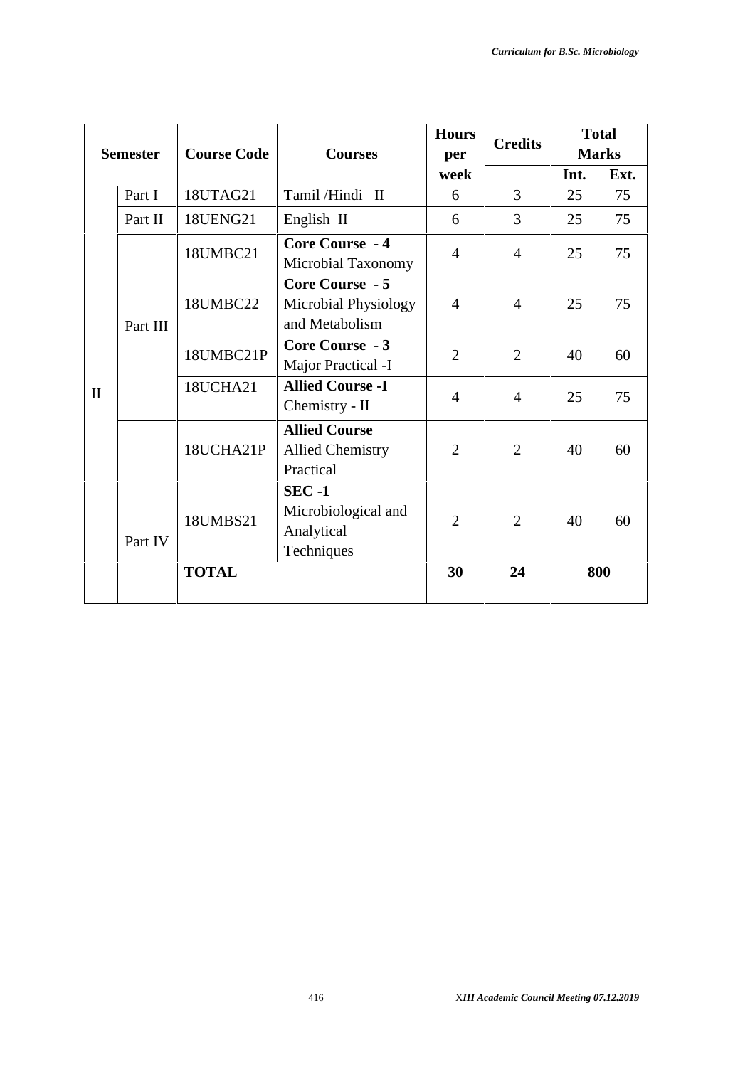| Semester | | Course Code | Courses | Hours per week | Credits | Total Marks | |
|---|---|---|---|---|---|---|---|
| | | | | | | Int. | Ext. |
| II | Part I | 18UTAG21 | Tamil /Hindi II | 6 | 3 | 25 | 75 |
| | Part II | 18UENG21 | English II | 6 | 3 | 25 | 75 |
| | Part III | 18UMBC21 | **Core Course - 4** Microbial Taxonomy | 4 | 4 | 25 | 75 |
| | | 18UMBC22 | **Core Course - 5** Microbial Physiology and Metabolism | 4 | 4 | 25 | 75 |
| | | 18UMBC21P | **Core Course - 3** Major Practical -I | 2 | 2 | 40 | 60 |
| | | 18UCHA21 | **Allied Course -I** Chemistry - II | 4 | 4 | 25 | 75 |
| | | 18UCHA21P | **Allied Course** Allied Chemistry Practical | 2 | 2 | 40 | 60 |
| | Part IV | 18UMBS21 | **SEC -1** Microbiological and Analytical Techniques | 2 | 2 | 40 | 60 |
| | | **TOTAL** | | **30** | **24** | **800** | |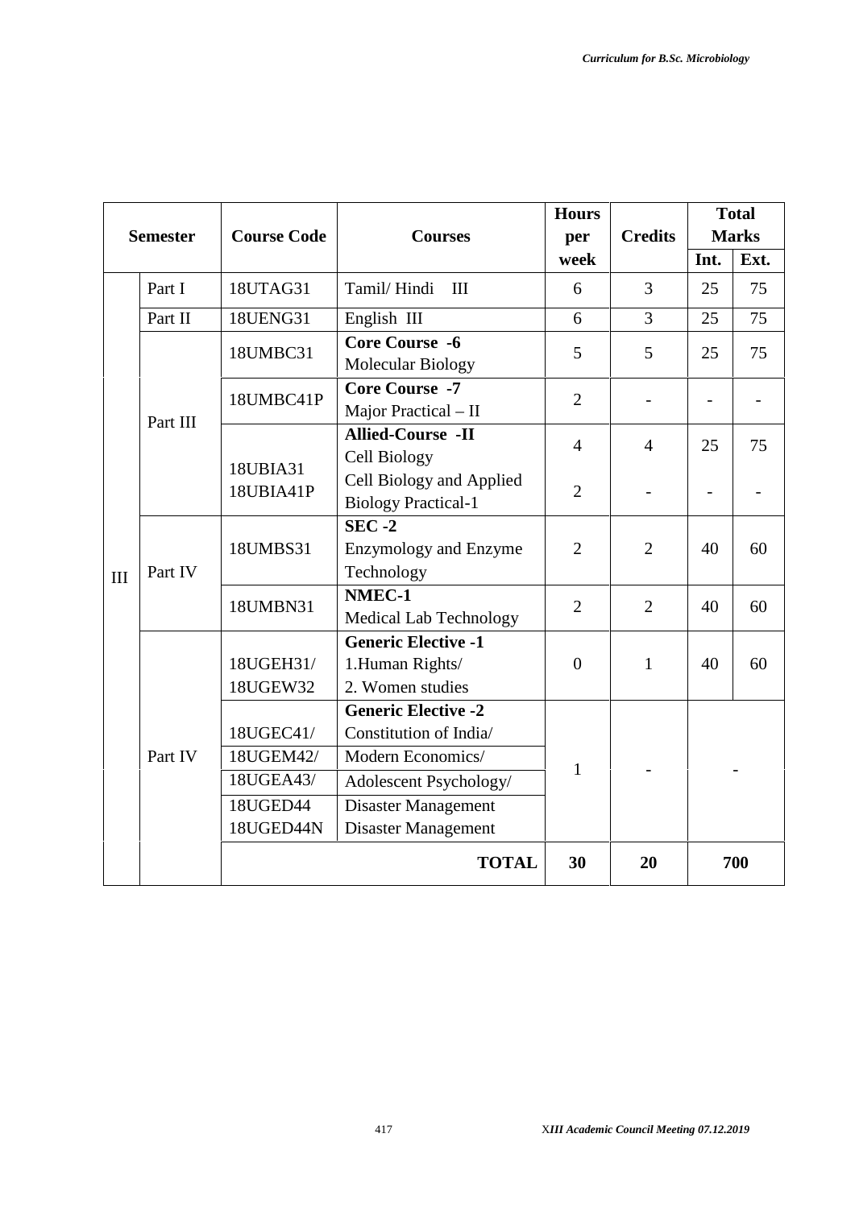| Semester | | Course Code | Courses | Hours per week | Credits | Total Marks | |
|---|---|---|---|---|---|---|---|
| | | | | | | Int. | Ext. |
| III | Part I | 18UTAG31 | Tamil/ Hindi III | 6 | 3 | 25 | 75 |
| | Part II | 18UENG31 | English III | 6 | 3 | 25 | 75 |
| | Part III | 18UMBC31 | **Core Course -6** Molecular Biology | 5 | 5 | 25 | 75 |
| | | 18UMBC41P | **Core Course -7** Major Practical – II | 2 | - | - | - |
| | | 18UBIA31 | **Allied-Course -II** Cell Biology | 4 | 4 | 25 | 75 |
| | | 18UBIA41P | Cell Biology and Applied Biology Practical-1 | 2 | - | - | - |
| | Part IV | 18UMBS31 | **SEC -2** Enzymology and Enzyme Technology | 2 | 2 | 40 | 60 |
| | | 18UMBN31 | **NMEC-1** Medical Lab Technology | 2 | 2 | 40 | 60 |
| | Part IV | 18UGEH31/ 18UGEW32 | **Generic Elective -1** 1.Human Rights/ 2. Women studies | 0 | 1 | 40 | 60 |
| | | 18UGEC41/ 18UGEM42/ 18UGEA43/ 18UGED44 18UGED44N | **Generic Elective -2** Constitution of India/ Modern Economics/ Adolescent Psychology/ Disaster Management Disaster Management | 1 | - | - | |
| | | | **TOTAL** | **30** | **20** | **700** | |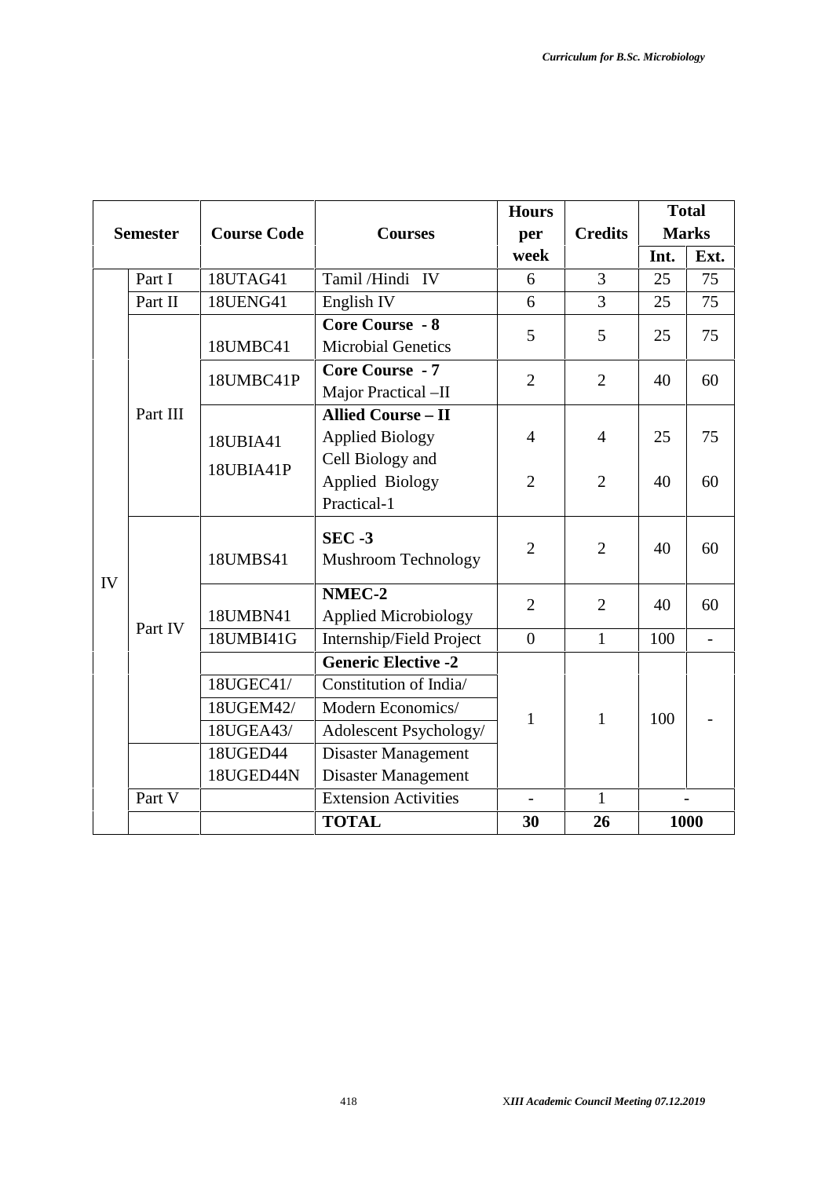| Semester | | Course Code | Courses | Hours per week | Credits | Total Marks | |
|---|---|---|---|---|---|---|---|
| | | | | | | Int. | Ext. |
| IV | Part I | 18UTAG41 | Tamil /Hindi IV | 6 | 3 | 25 | 75 |
| | Part II | 18UENG41 | English IV | 6 | 3 | 25 | 75 |
| | Part III | 18UMBC41 | **Core Course - 8** Microbial Genetics | 5 | 5 | 25 | 75 |
| | | 18UMBC41P | **Core Course - 7** Major Practical –II | 2 | 2 | 40 | 60 |
| | | 18UBIA41 | **Allied Course – II** Applied Biology | 4 | 4 | 25 | 75 |
| | | 18UBIA41P | Cell Biology and Applied Biology Practical-1 | 2 | 2 | 40 | 60 |
| | Part IV | 18UMBS41 | **SEC -3** Mushroom Technology | 2 | 2 | 40 | 60 |
| | | 18UMBN41 | **NMEC-2** Applied Microbiology | 2 | 2 | 40 | 60 |
| | | 18UMBI41G | Internship/Field Project | 0 | 1 | 100 | - |
| | | | **Generic Elective -2** | 1 | 1 | 100 | - |
| | | 18UGEC41/ | Constitution of India/ | | | | |
| | | 18UGEM42/ | Modern Economics/ | | | | |
| | | 18UGEA43/ | Adolescent Psychology/ | | | | |
| | | 18UGED44 | Disaster Management | | | | |
| | | 18UGED44N | Disaster Management | | | | |
| | Part V | | Extension Activities | - | 1 | - | |
| | | | **TOTAL** | **30** | **26** | **1000** | |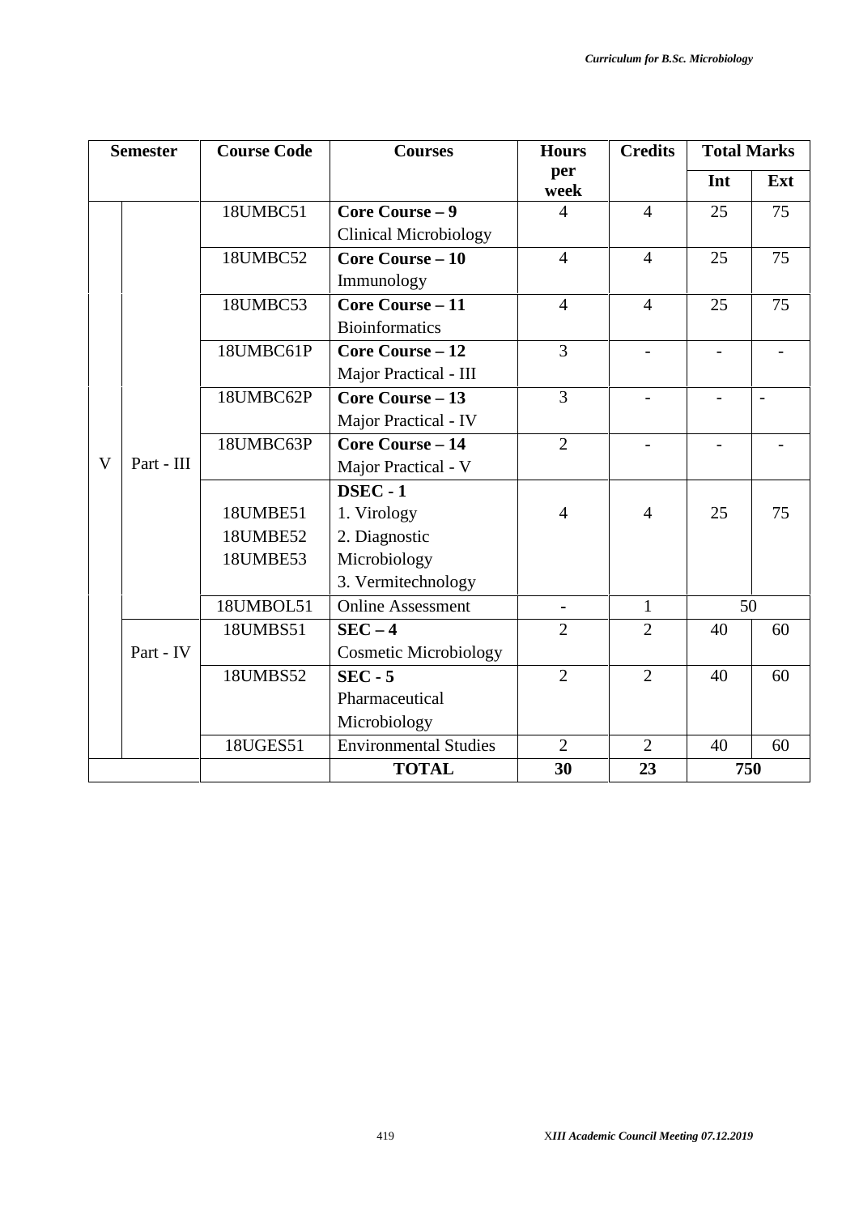| Semester | | Course Code | Courses | Hours per week | Credits | Total Marks | |
|---|---|---|---|---|---|---|---|
| | | | | | | Int | Ext |
| V | Part - III | 18UMBC51 | **Core Course – 9** Clinical Microbiology | 4 | 4 | 25 | 75 |
| | | 18UMBC52 | **Core Course – 10** Immunology | 4 | 4 | 25 | 75 |
| | | 18UMBC53 | **Core Course – 11** Bioinformatics | 4 | 4 | 25 | 75 |
| | | 18UMBC61P | **Core Course – 12** Major Practical - III | 3 | - | - | - |
| | | 18UMBC62P | **Core Course – 13** Major Practical - IV | 3 | - | - | - |
| | | 18UMBC63P | **Core Course – 14** Major Practical - V | 2 | - | - | - |
| | | 18UMBE51<br>18UMBE52<br>18UMBE53 | **DSEC - 1**<br>1. Virology<br>2. Diagnostic Microbiology<br>3. Vermitechnology | 4 | 4 | 25 | 75 |
| | | 18UMBOL51 | Online Assessment | - | 1 | 50 | |
| | Part - IV | 18UMBS51 | **SEC – 4** Cosmetic Microbiology | 2 | 2 | 40 | 60 |
| | | 18UMBS52 | **SEC - 5** Pharmaceutical Microbiology | 2 | 2 | 40 | 60 |
| | | 18UGES51 | Environmental Studies | 2 | 2 | 40 | 60 |
| | | | **TOTAL** | **30** | **23** | **750** | |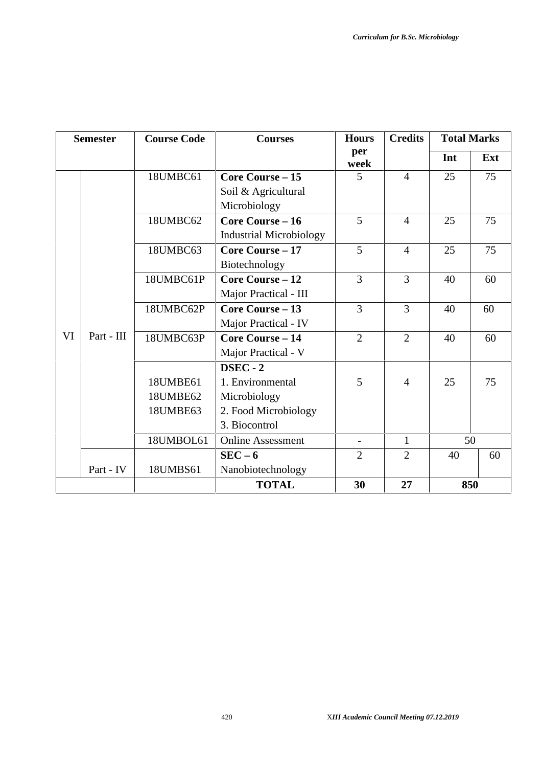| Semester | | Course Code | Courses | Hours per week | Credits | Total Marks | |
|---|---|---|---|---|---|---|---|
| | | | | | | Int | Ext |
| VI | Part - III | 18UMBC61 | **Core Course – 15** Soil & Agricultural Microbiology | 5 | 4 | 25 | 75 |
| | | 18UMBC62 | **Core Course – 16** Industrial Microbiology | 5 | 4 | 25 | 75 |
| | | 18UMBC63 | **Core Course – 17** Biotechnology | 5 | 4 | 25 | 75 |
| | | 18UMBC61P | **Core Course – 12** Major Practical - III | 3 | 3 | 40 | 60 |
| | | 18UMBC62P | **Core Course – 13** Major Practical - IV | 3 | 3 | 40 | 60 |
| | | 18UMBC63P | **Core Course – 14** Major Practical - V | 2 | 2 | 40 | 60 |
| | | 18UMBE61<br>18UMBE62<br>18UMBE63 | **DSEC - 2**<br>1. Environmental Microbiology<br>2. Food Microbiology<br>3. Biocontrol | 5 | 4 | 25 | 75 |
| | | 18UMBOL61 | Online Assessment | - | 1 | 50 | |
| | Part - IV | 18UMBS61 | **SEC – 6** Nanobiotechnology | 2 | 2 | 40 | 60 |
| | | | **TOTAL** | **30** | **27** | **850** | |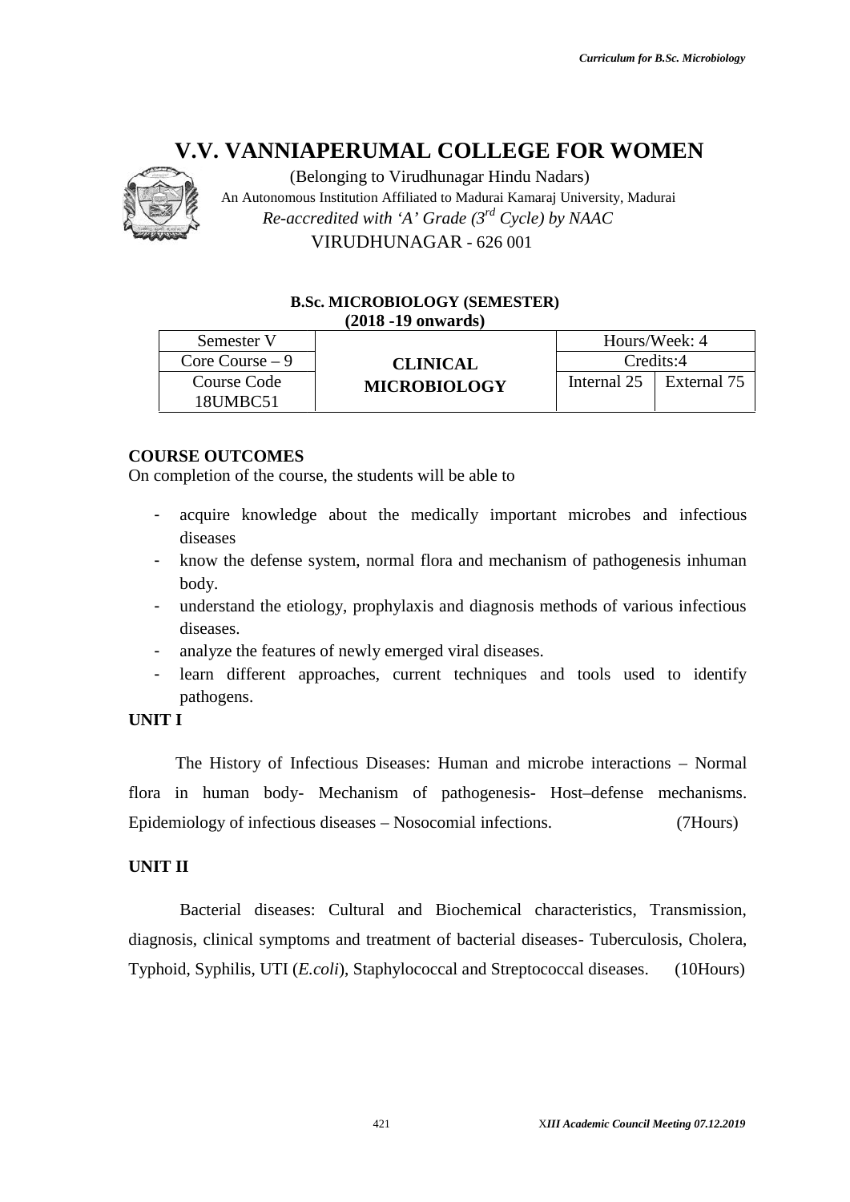# V.V. VANNIAPERUMAL COLLEGE FOR WOMEN

(Belonging to Virudhunagar Hindu Nadars)
An Autonomous Institution Affiliated to Madurai Kamaraj University, Madurai
*Re-accredited with 'A' Grade (3rd Cycle) by NAAC*
VIRUDHUNAGAR - 626 001

**B.Sc. MICROBIOLOGY (SEMESTER)**
**(2018 -19 onwards)**

| Semester V | **CLINICAL MICROBIOLOGY** | Hours/Week: 4 | |
|---|---|---|---|
| Core Course – 9 | | Credits:4 | |
| Course Code 18UMBC51 | | Internal 25 | External 75 |

**COURSE OUTCOMES**

On completion of the course, the students will be able to

- acquire knowledge about the medically important microbes and infectious diseases
- know the defense system, normal flora and mechanism of pathogenesis inhuman body.
- understand the etiology, prophylaxis and diagnosis methods of various infectious diseases.
- analyze the features of newly emerged viral diseases.
- learn different approaches, current techniques and tools used to identify pathogens.

**UNIT I**

The History of Infectious Diseases: Human and microbe interactions – Normal flora in human body- Mechanism of pathogenesis- Host–defense mechanisms. Epidemiology of infectious diseases – Nosocomial infections. (7Hours)

**UNIT II**

Bacterial diseases: Cultural and Biochemical characteristics, Transmission, diagnosis, clinical symptoms and treatment of bacterial diseases- Tuberculosis, Cholera, Typhoid, Syphilis, UTI (*E.coli*), Staphylococcal and Streptococcal diseases. (10Hours)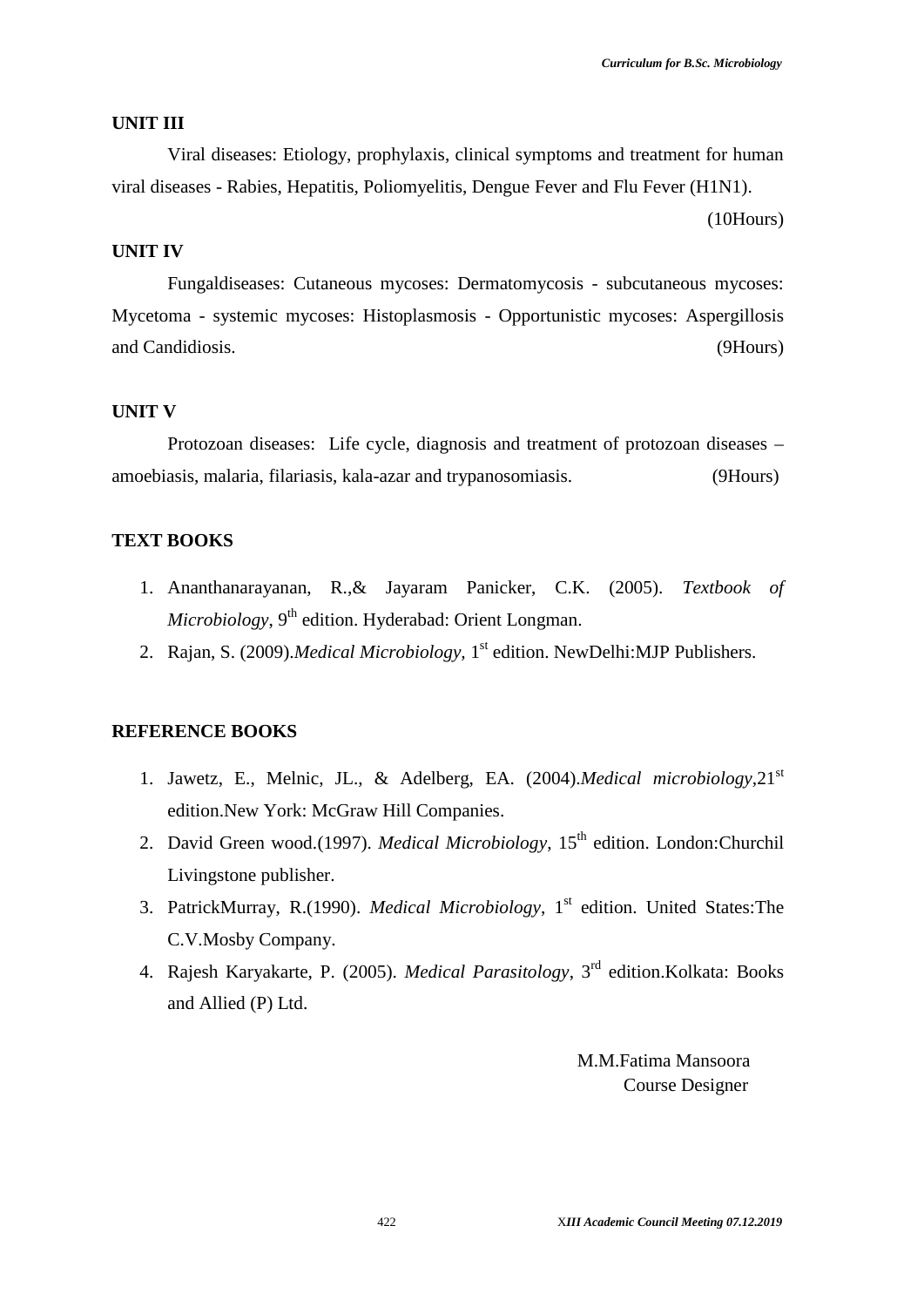## UNIT III

Viral diseases: Etiology, prophylaxis, clinical symptoms and treatment for human viral diseases - Rabies, Hepatitis, Poliomyelitis, Dengue Fever and Flu Fever (H1N1).

(10Hours)

## UNIT IV

Fungaldiseases: Cutaneous mycoses: Dermatomycosis - subcutaneous mycoses: Mycetoma - systemic mycoses: Histoplasmosis - Opportunistic mycoses: Aspergillosis and Candidiosis. (9Hours)

## UNIT V

Protozoan diseases: Life cycle, diagnosis and treatment of protozoan diseases – amoebiasis, malaria, filariasis, kala-azar and trypanosomiasis. (9Hours)

## TEXT BOOKS

1. Ananthanarayanan, R.,& Jayaram Panicker, C.K. (2005). *Textbook of Microbiology*, 9th edition. Hyderabad: Orient Longman.
2. Rajan, S. (2009).*Medical Microbiology*, 1st edition. NewDelhi:MJP Publishers.

## REFERENCE BOOKS

1. Jawetz, E., Melnic, JL., & Adelberg, EA. (2004).*Medical microbiology*,21st edition.New York: McGraw Hill Companies.
2. David Green wood.(1997). *Medical Microbiology*, 15th edition. London:Churchil Livingstone publisher.
3. PatrickMurray, R.(1990). *Medical Microbiology*, 1st edition. United States:The C.V.Mosby Company.
4. Rajesh Karyakarte, P. (2005). *Medical Parasitology*, 3rd edition.Kolkata: Books and Allied (P) Ltd.

M.M.Fatima Mansoora
Course Designer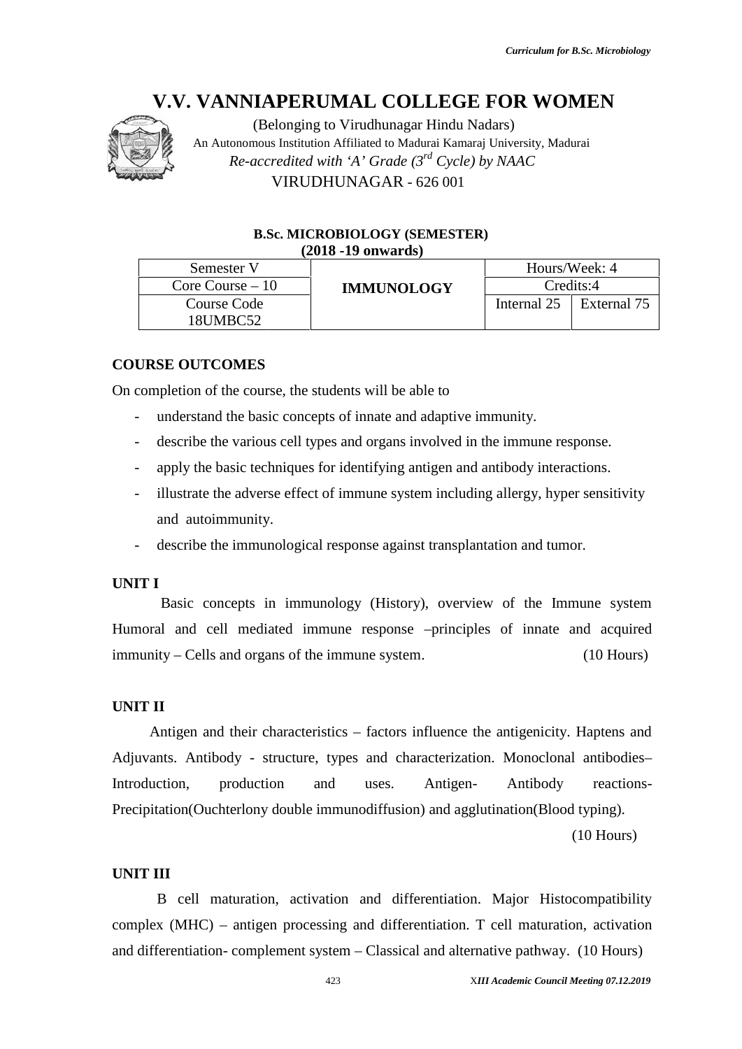# V.V. VANNIAPERUMAL COLLEGE FOR WOMEN

(Belonging to Virudhunagar Hindu Nadars)
An Autonomous Institution Affiliated to Madurai Kamaraj University, Madurai
*Re-accredited with 'A' Grade (3rd Cycle) by NAAC*
VIRUDHUNAGAR - 626 001

**B.Sc. MICROBIOLOGY (SEMESTER)**
**(2018 -19 onwards)**

| Semester V | **IMMUNOLOGY** | Hours/Week: 4 | |
|---|---|---|---|
| Core Course – 10 | | Credits:4 | |
| Course Code 18UMBC52 | | Internal 25 | External 75 |

**COURSE OUTCOMES**

On completion of the course, the students will be able to

- understand the basic concepts of innate and adaptive immunity.
- describe the various cell types and organs involved in the immune response.
- apply the basic techniques for identifying antigen and antibody interactions.
- illustrate the adverse effect of immune system including allergy, hyper sensitivity and autoimmunity.
- describe the immunological response against transplantation and tumor.

**UNIT I**

Basic concepts in immunology (History), overview of the Immune system Humoral and cell mediated immune response –principles of innate and acquired immunity – Cells and organs of the immune system. (10 Hours)

**UNIT II**

Antigen and their characteristics – factors influence the antigenicity. Haptens and Adjuvants. Antibody - structure, types and characterization. Monoclonal antibodies– Introduction, production and uses. Antigen- Antibody reactions- Precipitation(Ouchterlony double immunodiffusion) and agglutination(Blood typing).

(10 Hours)

**UNIT III**

B cell maturation, activation and differentiation. Major Histocompatibility complex (MHC) – antigen processing and differentiation. T cell maturation, activation and differentiation- complement system – Classical and alternative pathway. (10 Hours)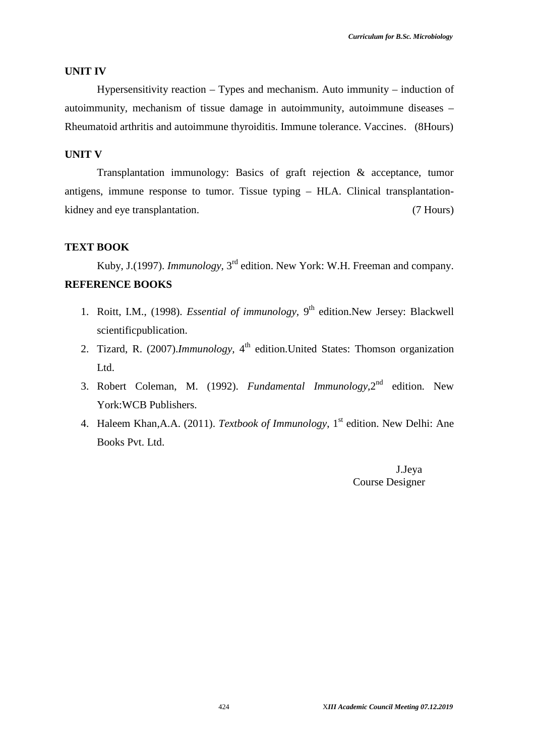## UNIT IV

Hypersensitivity reaction – Types and mechanism. Auto immunity – induction of autoimmunity, mechanism of tissue damage in autoimmunity, autoimmune diseases – Rheumatoid arthritis and autoimmune thyroiditis. Immune tolerance. Vaccines. (8Hours)

## UNIT V

Transplantation immunology: Basics of graft rejection & acceptance, tumor antigens, immune response to tumor. Tissue typing – HLA. Clinical transplantation- kidney and eye transplantation. (7 Hours)

## TEXT BOOK

Kuby, J.(1997). *Immunology,* 3rd edition. New York: W.H. Freeman and company.

## REFERENCE BOOKS

1. Roitt, I.M., (1998). *Essential of immunology*, 9th edition.New Jersey: Blackwell scientificpublication.
2. Tizard, R. (2007).*Immunology*, 4th edition.United States: Thomson organization Ltd.
3. Robert Coleman, M. (1992). *Fundamental Immunology*,2nd edition. New York:WCB Publishers.
4. Haleem Khan,A.A. (2011). *Textbook of Immunology*, 1st edition. New Delhi: Ane Books Pvt. Ltd.

J.Jeya
Course Designer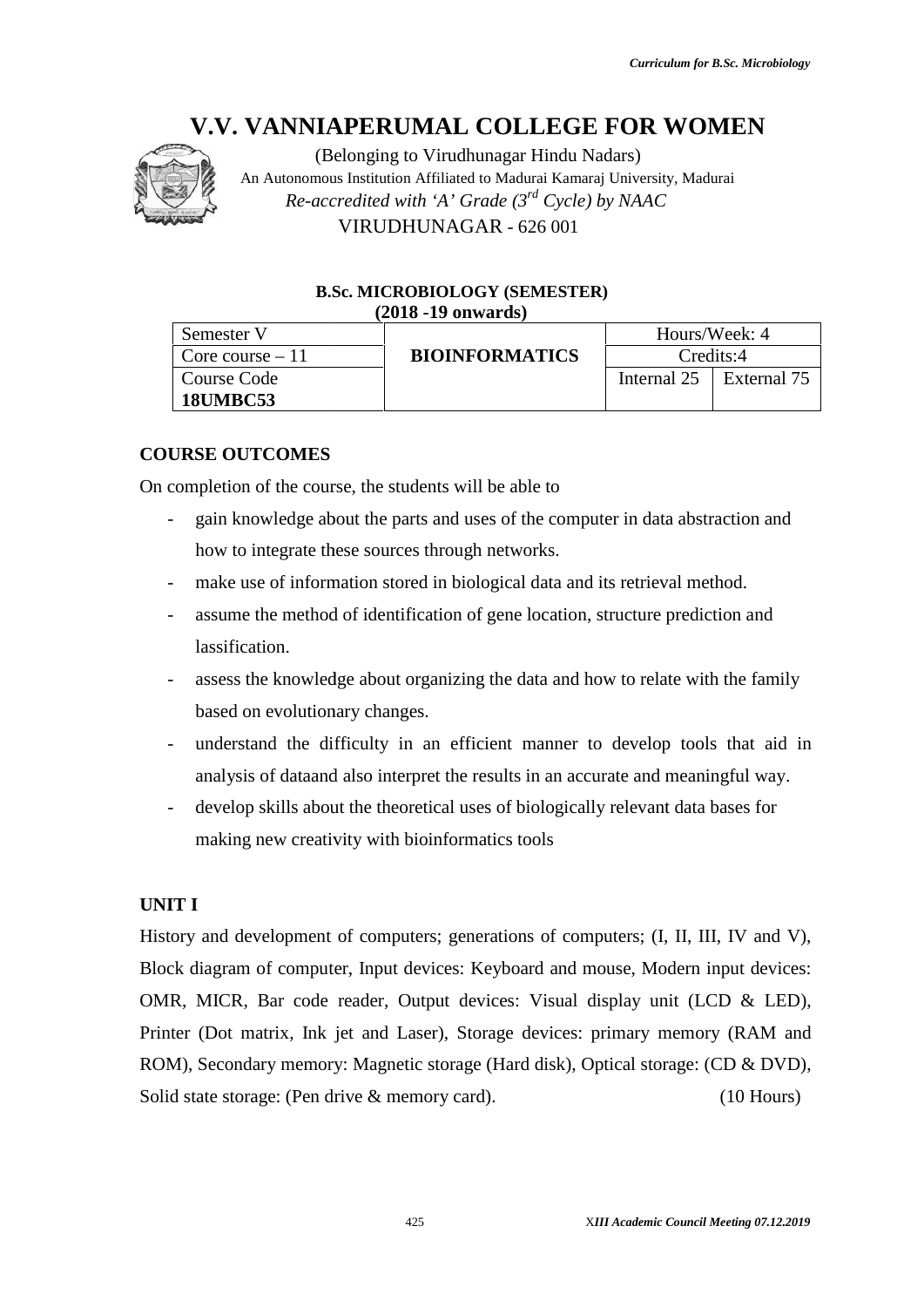# V.V. VANNIAPERUMAL COLLEGE FOR WOMEN

(Belonging to Virudhunagar Hindu Nadars)
An Autonomous Institution Affiliated to Madurai Kamaraj University, Madurai
*Re-accredited with 'A' Grade (3rd Cycle) by NAAC*
VIRUDHUNAGAR - 626 001

**B.Sc. MICROBIOLOGY (SEMESTER)**
**(2018 -19 onwards)**

| Semester V | **BIOINFORMATICS** | Hours/Week: 4 | |
|---|---|---|---|
| Core course – 11 | | Credits:4 | |
| Course Code **18UMBC53** | | Internal 25 | External 75 |

**COURSE OUTCOMES**

On completion of the course, the students will be able to

- gain knowledge about the parts and uses of the computer in data abstraction and how to integrate these sources through networks.
- make use of information stored in biological data and its retrieval method.
- assume the method of identification of gene location, structure prediction and lassification.
- assess the knowledge about organizing the data and how to relate with the family based on evolutionary changes.
- understand the difficulty in an efficient manner to develop tools that aid in analysis of dataand also interpret the results in an accurate and meaningful way.
- develop skills about the theoretical uses of biologically relevant data bases for making new creativity with bioinformatics tools

**UNIT I**

History and development of computers; generations of computers; (I, II, III, IV and V), Block diagram of computer, Input devices: Keyboard and mouse, Modern input devices: OMR, MICR, Bar code reader, Output devices: Visual display unit (LCD & LED), Printer (Dot matrix, Ink jet and Laser), Storage devices: primary memory (RAM and ROM), Secondary memory: Magnetic storage (Hard disk), Optical storage: (CD & DVD), Solid state storage: (Pen drive & memory card). (10 Hours)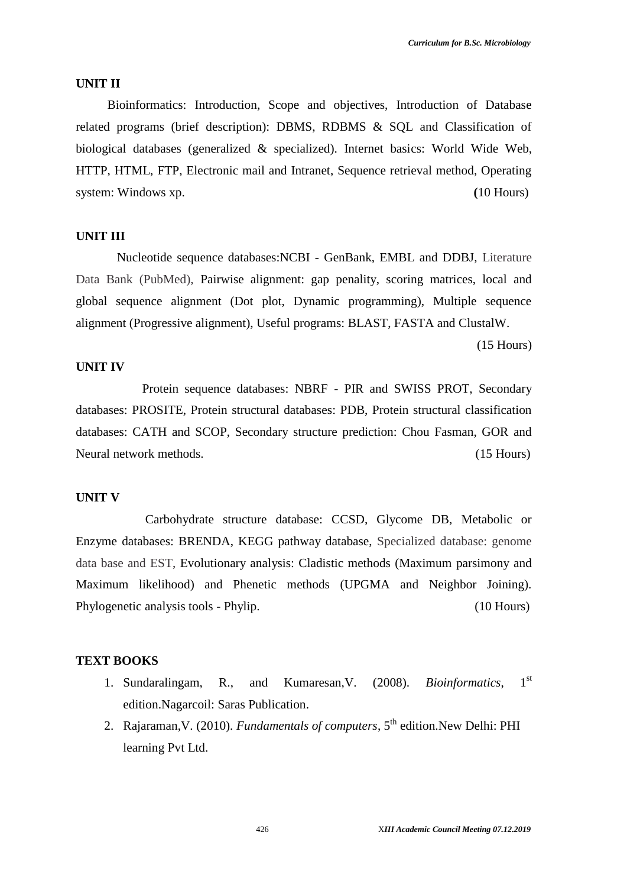**UNIT II**

Bioinformatics: Introduction, Scope and objectives, Introduction of Database related programs (brief description): DBMS, RDBMS & SQL and Classification of biological databases (generalized & specialized). Internet basics: World Wide Web, HTTP, HTML, FTP, Electronic mail and Intranet, Sequence retrieval method, Operating system: Windows xp. **(**10 Hours)

**UNIT III**

Nucleotide sequence databases:NCBI - GenBank, EMBL and DDBJ, Literature Data Bank (PubMed), Pairwise alignment: gap penality, scoring matrices, local and global sequence alignment (Dot plot, Dynamic programming), Multiple sequence alignment (Progressive alignment), Useful programs: BLAST, FASTA and ClustalW.

(15 Hours)

**UNIT IV**

Protein sequence databases: NBRF - PIR and SWISS PROT, Secondary databases: PROSITE, Protein structural databases: PDB, Protein structural classification databases: CATH and SCOP, Secondary structure prediction: Chou Fasman, GOR and Neural network methods. (15 Hours)

**UNIT V**

Carbohydrate structure database: CCSD, Glycome DB, Metabolic or Enzyme databases: BRENDA, KEGG pathway database, Specialized database: genome data base and EST, Evolutionary analysis: Cladistic methods (Maximum parsimony and Maximum likelihood) and Phenetic methods (UPGMA and Neighbor Joining). Phylogenetic analysis tools - Phylip. (10 Hours)

**TEXT BOOKS**

1. Sundaralingam, R., and Kumaresan,V. (2008). *Bioinformatics*, 1st edition.Nagarcoil: Saras Publication.
2. Rajaraman,V. (2010). *Fundamentals of computers*, 5th edition.New Delhi: PHI learning Pvt Ltd.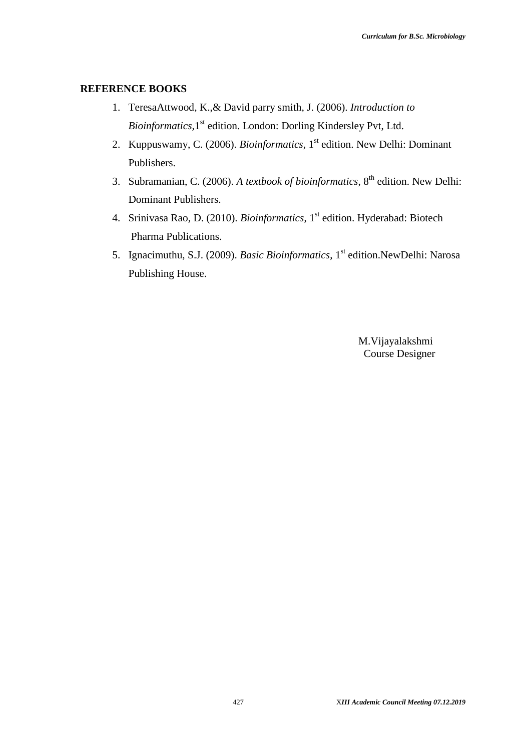## REFERENCE BOOKS

1. TeresaAttwood, K.,& David parry smith, J. (2006). *Introduction to Bioinformatics*,1st edition. London: Dorling Kindersley Pvt, Ltd.
2. Kuppuswamy, C. (2006). *Bioinformatics*, 1st edition. New Delhi: Dominant Publishers.
3. Subramanian, C. (2006). *A textbook of bioinformatics*, 8th edition. New Delhi: Dominant Publishers.
4. Srinivasa Rao, D. (2010). *Bioinformatics*, 1st edition. Hyderabad: Biotech Pharma Publications.
5. Ignacimuthu, S.J. (2009). *Basic Bioinformatics*, 1st edition.NewDelhi: Narosa Publishing House.

M.Vijayalakshmi
Course Designer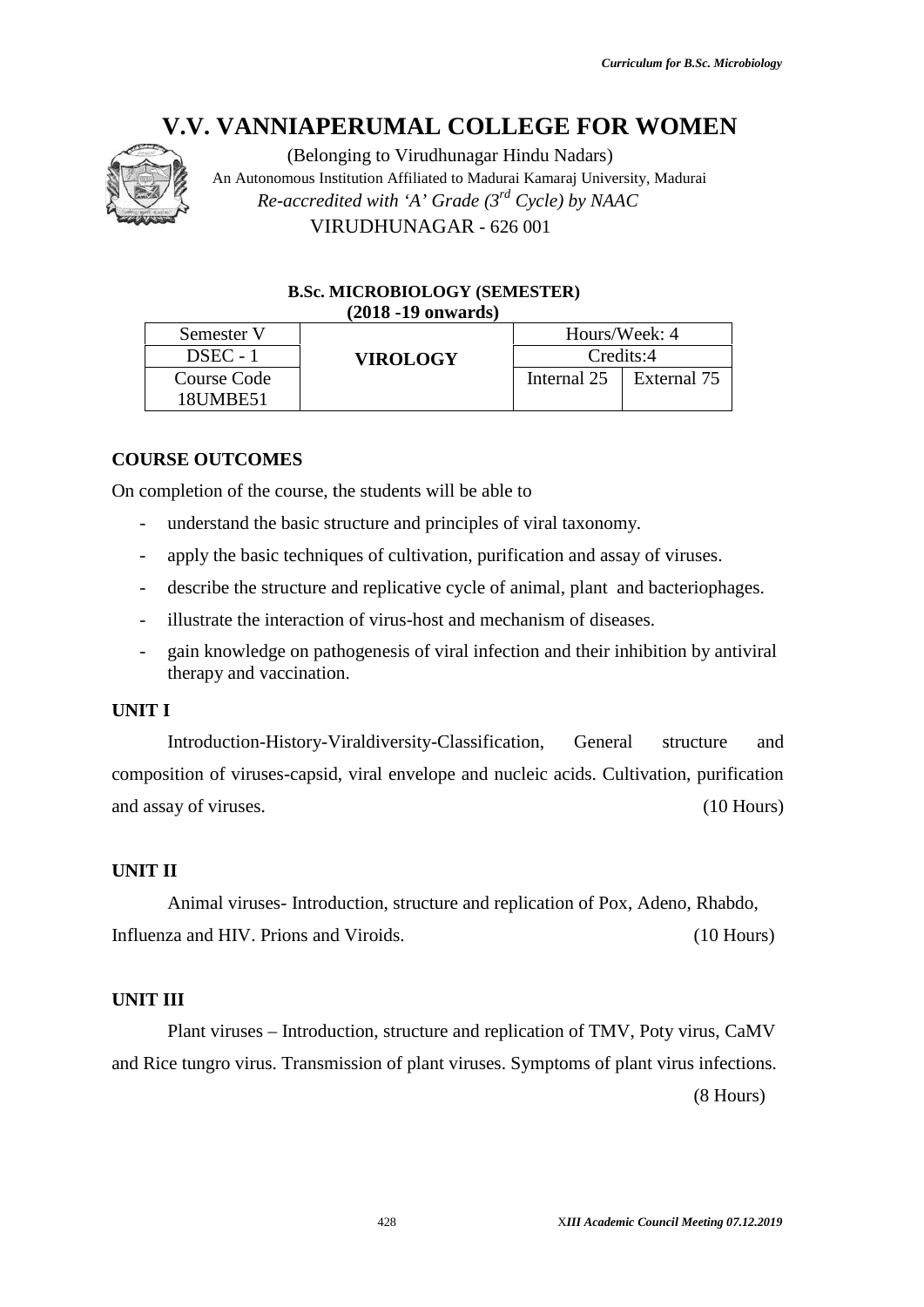# V.V. VANNIAPERUMAL COLLEGE FOR WOMEN

(Belonging to Virudhunagar Hindu Nadars)
An Autonomous Institution Affiliated to Madurai Kamaraj University, Madurai
*Re-accredited with 'A' Grade (3rd Cycle) by NAAC*
VIRUDHUNAGAR - 626 001

**B.Sc. MICROBIOLOGY (SEMESTER)**
**(2018 -19 onwards)**

| Semester V | **VIROLOGY** | Hours/Week: 4 | |
|---|---|---|---|
| DSEC - 1 | | Credits:4 | |
| Course Code 18UMBE51 | | Internal 25 | External 75 |

**COURSE OUTCOMES**

On completion of the course, the students will be able to

- understand the basic structure and principles of viral taxonomy.
- apply the basic techniques of cultivation, purification and assay of viruses.
- describe the structure and replicative cycle of animal, plant and bacteriophages.
- illustrate the interaction of virus-host and mechanism of diseases.
- gain knowledge on pathogenesis of viral infection and their inhibition by antiviral therapy and vaccination.

**UNIT I**

Introduction-History-Viraldiversity-Classification, General structure and composition of viruses-capsid, viral envelope and nucleic acids. Cultivation, purification and assay of viruses. (10 Hours)

**UNIT II**

Animal viruses- Introduction, structure and replication of Pox, Adeno, Rhabdo, Influenza and HIV. Prions and Viroids. (10 Hours)

**UNIT III**

Plant viruses – Introduction, structure and replication of TMV, Poty virus, CaMV and Rice tungro virus. Transmission of plant viruses. Symptoms of plant virus infections. (8 Hours)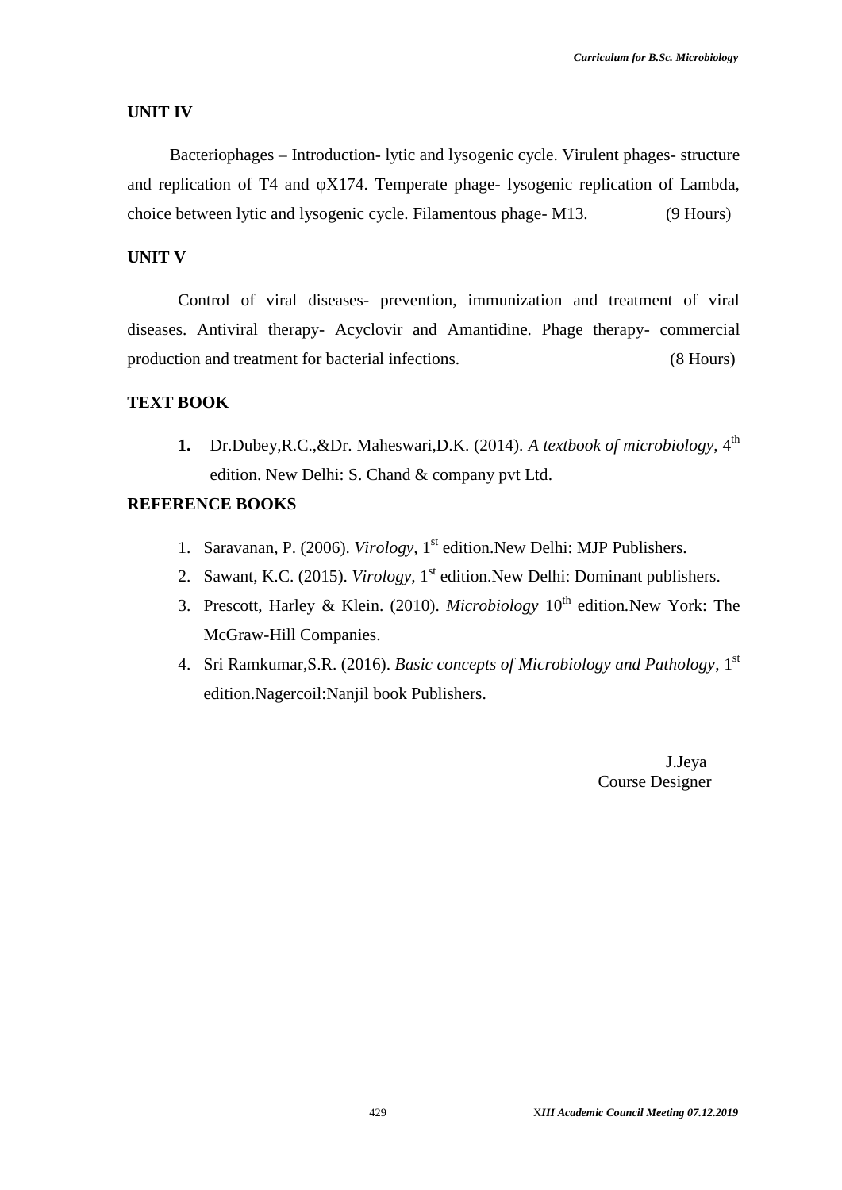## UNIT IV

Bacteriophages – Introduction- lytic and lysogenic cycle. Virulent phages- structure and replication of T4 and φX174. Temperate phage- lysogenic replication of Lambda, choice between lytic and lysogenic cycle. Filamentous phage- M13. (9 Hours)

## UNIT V

Control of viral diseases- prevention, immunization and treatment of viral diseases. Antiviral therapy- Acyclovir and Amantidine. Phage therapy- commercial production and treatment for bacterial infections. (8 Hours)

## TEXT BOOK

1. Dr.Dubey,R.C.,&Dr. Maheswari,D.K. (2014). *A textbook of microbiology*, 4th edition. New Delhi: S. Chand & company pvt Ltd.

## REFERENCE BOOKS

1. Saravanan, P. (2006). *Virology,* 1st edition.New Delhi: MJP Publishers.
2. Sawant, K.C. (2015). *Virology,* 1st edition.New Delhi: Dominant publishers.
3. Prescott, Harley & Klein. (2010). *Microbiology* 10th edition.New York: The McGraw-Hill Companies.
4. Sri Ramkumar,S.R. (2016). *Basic concepts of Microbiology and Pathology*, 1st edition.Nagercoil:Nanjil book Publishers.

J.Jeya
Course Designer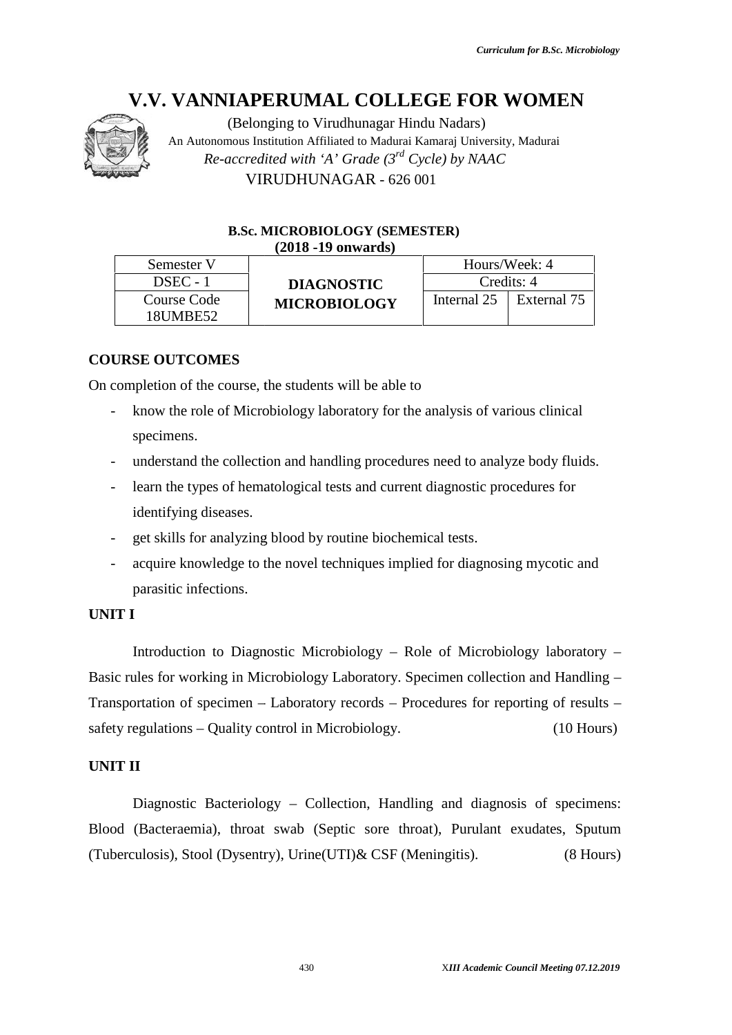# V.V. VANNIAPERUMAL COLLEGE FOR WOMEN

(Belonging to Virudhunagar Hindu Nadars)

An Autonomous Institution Affiliated to Madurai Kamaraj University, Madurai

*Re-accredited with 'A' Grade (3rd Cycle) by NAAC*

VIRUDHUNAGAR - 626 001

**B.Sc. MICROBIOLOGY (SEMESTER)**
**(2018 -19 onwards)**

| Semester V | **DIAGNOSTIC MICROBIOLOGY** | Hours/Week: 4 | |
|---|---|---|---|
| DSEC - 1 | | Credits: 4 | |
| Course Code 18UMBE52 | | Internal 25 | External 75 |

**COURSE OUTCOMES**

On completion of the course, the students will be able to

- know the role of Microbiology laboratory for the analysis of various clinical specimens.
- understand the collection and handling procedures need to analyze body fluids.
- learn the types of hematological tests and current diagnostic procedures for identifying diseases.
- get skills for analyzing blood by routine biochemical tests.
- acquire knowledge to the novel techniques implied for diagnosing mycotic and parasitic infections.

**UNIT I**

Introduction to Diagnostic Microbiology – Role of Microbiology laboratory – Basic rules for working in Microbiology Laboratory. Specimen collection and Handling – Transportation of specimen – Laboratory records – Procedures for reporting of results – safety regulations – Quality control in Microbiology. (10 Hours)

**UNIT II**

Diagnostic Bacteriology – Collection, Handling and diagnosis of specimens: Blood (Bacteraemia), throat swab (Septic sore throat), Purulant exudates, Sputum (Tuberculosis), Stool (Dysentry), Urine(UTI)& CSF (Meningitis). (8 Hours)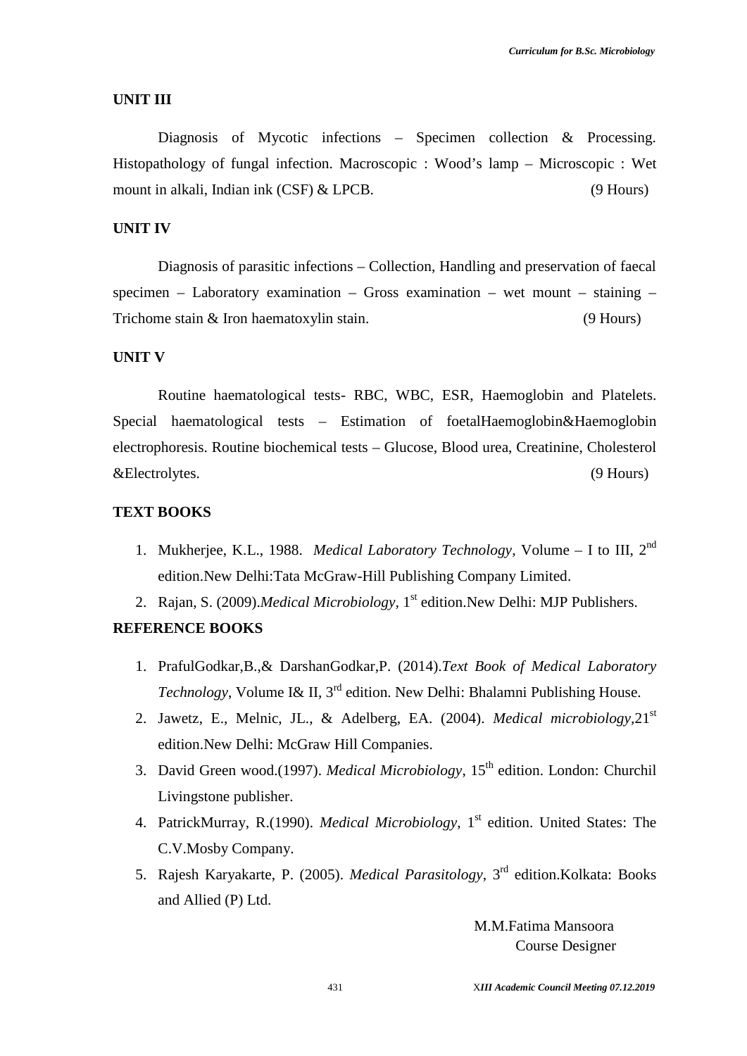### UNIT III

Diagnosis of Mycotic infections – Specimen collection & Processing. Histopathology of fungal infection. Macroscopic : Wood's lamp – Microscopic : Wet mount in alkali, Indian ink (CSF) & LPCB. (9 Hours)

### UNIT IV

Diagnosis of parasitic infections – Collection, Handling and preservation of faecal specimen – Laboratory examination – Gross examination – wet mount – staining – Trichome stain & Iron haematoxylin stain. (9 Hours)

### UNIT V

Routine haematological tests- RBC, WBC, ESR, Haemoglobin and Platelets. Special haematological tests – Estimation of foetalHaemoglobin&Haemoglobin electrophoresis. Routine biochemical tests – Glucose, Blood urea, Creatinine, Cholesterol &Electrolytes. (9 Hours)

### TEXT BOOKS

1. Mukherjee, K.L., 1988. *Medical Laboratory Technology*, Volume – I to III, 2nd edition.New Delhi:Tata McGraw-Hill Publishing Company Limited.
2. Rajan, S. (2009).*Medical Microbiology,* 1st edition.New Delhi: MJP Publishers.

### REFERENCE BOOKS

1. PrafulGodkar,B.,& DarshanGodkar,P. (2014).*Text Book of Medical Laboratory Technology*, Volume I& II, 3rd edition. New Delhi: Bhalamni Publishing House.
2. Jawetz, E., Melnic, JL., & Adelberg, EA. (2004). *Medical microbiology*,21st edition.New Delhi: McGraw Hill Companies.
3. David Green wood.(1997). *Medical Microbiology*, 15th edition. London: Churchil Livingstone publisher.
4. PatrickMurray, R.(1990). *Medical Microbiology*, 1st edition. United States: The C.V.Mosby Company.
5. Rajesh Karyakarte, P. (2005). *Medical Parasitology*, 3rd edition.Kolkata: Books and Allied (P) Ltd.

M.M.Fatima Mansoora
Course Designer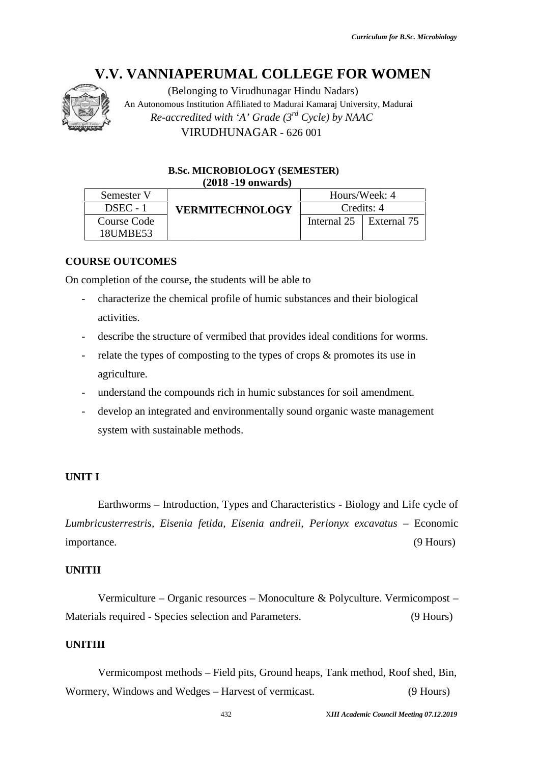# V.V. VANNIAPERUMAL COLLEGE FOR WOMEN

(Belonging to Virudhunagar Hindu Nadars)

An Autonomous Institution Affiliated to Madurai Kamaraj University, Madurai

*Re-accredited with 'A' Grade (3rd Cycle) by NAAC*

VIRUDHUNAGAR - 626 001

**B.Sc. MICROBIOLOGY (SEMESTER)**
**(2018 -19 onwards)**

| Semester V | **VERMITECHNOLOGY** | Hours/Week: 4 | |
|---|---|---|---|
| DSEC - 1 | | Credits: 4 | |
| Course Code 18UMBE53 | | Internal 25 | External 75 |

**COURSE OUTCOMES**

On completion of the course, the students will be able to

- characterize the chemical profile of humic substances and their biological activities.
- describe the structure of vermibed that provides ideal conditions for worms.
- relate the types of composting to the types of crops & promotes its use in agriculture.
- understand the compounds rich in humic substances for soil amendment.
- develop an integrated and environmentally sound organic waste management system with sustainable methods.

**UNIT I**

Earthworms – Introduction, Types and Characteristics - Biology and Life cycle of *Lumbricusterrestris, Eisenia fetida, Eisenia andreii, Perionyx excavatus* – Economic importance. (9 Hours)

**UNITII**

Vermiculture – Organic resources – Monoculture & Polyculture. Vermicompost – Materials required - Species selection and Parameters. (9 Hours)

**UNITIII**

Vermicompost methods – Field pits, Ground heaps, Tank method, Roof shed, Bin, Wormery, Windows and Wedges – Harvest of vermicast. (9 Hours)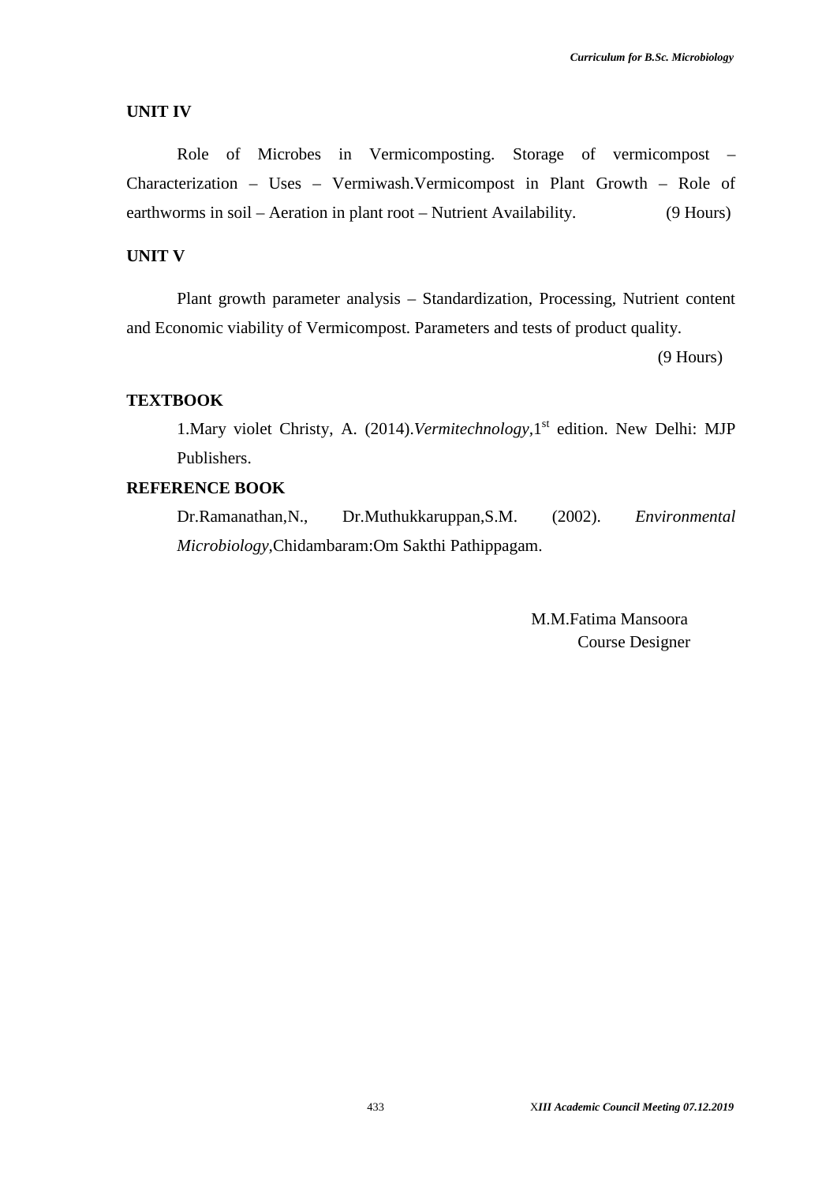**UNIT IV**

Role of Microbes in Vermicomposting. Storage of vermicompost – Characterization – Uses – Vermiwash.Vermicompost in Plant Growth – Role of earthworms in soil – Aeration in plant root – Nutrient Availability. (9 Hours)

**UNIT V**

Plant growth parameter analysis – Standardization, Processing, Nutrient content and Economic viability of Vermicompost. Parameters and tests of product quality.

(9 Hours)

**TEXTBOOK**

1.Mary violet Christy, A. (2014).*Vermitechnology*,1st edition. New Delhi: MJP Publishers.

**REFERENCE BOOK**

Dr.Ramanathan,N., Dr.Muthukkaruppan,S.M. (2002). *Environmental Microbiology*,Chidambaram:Om Sakthi Pathippagam.

M.M.Fatima Mansoora
Course Designer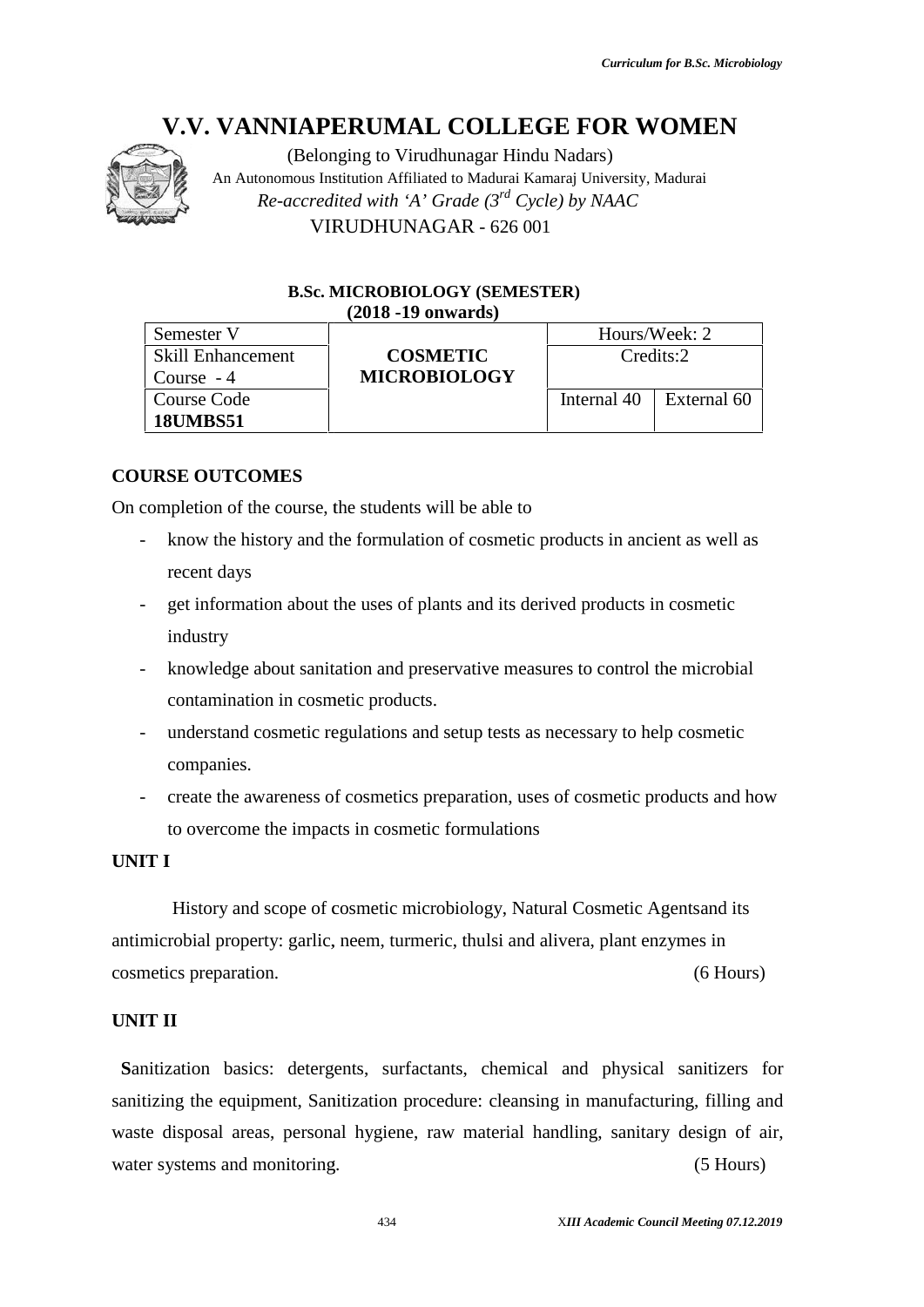# V.V. VANNIAPERUMAL COLLEGE FOR WOMEN

(Belonging to Virudhunagar Hindu Nadars)
An Autonomous Institution Affiliated to Madurai Kamaraj University, Madurai
*Re-accredited with 'A' Grade (3rd Cycle) by NAAC*
VIRUDHUNAGAR - 626 001

**B.Sc. MICROBIOLOGY (SEMESTER)**
**(2018 -19 onwards)**

| Semester V | **COSMETIC MICROBIOLOGY** | Hours/Week: 2 | |
|---|---|---|---|
| Skill Enhancement Course - 4 | | Credits:2 | |
| Course Code **18UMBS51** | | Internal 40 | External 60 |

## COURSE OUTCOMES

On completion of the course, the students will be able to

- know the history and the formulation of cosmetic products in ancient as well as recent days
- get information about the uses of plants and its derived products in cosmetic industry
- knowledge about sanitation and preservative measures to control the microbial contamination in cosmetic products.
- understand cosmetic regulations and setup tests as necessary to help cosmetic companies.
- create the awareness of cosmetics preparation, uses of cosmetic products and how to overcome the impacts in cosmetic formulations

## UNIT I

History and scope of cosmetic microbiology, Natural Cosmetic Agentsand its antimicrobial property: garlic, neem, turmeric, thulsi and alivera, plant enzymes in cosmetics preparation. (6 Hours)

## UNIT II

**S**anitization basics: detergents, surfactants, chemical and physical sanitizers for sanitizing the equipment, Sanitization procedure: cleansing in manufacturing, filling and waste disposal areas, personal hygiene, raw material handling, sanitary design of air, water systems and monitoring. (5 Hours)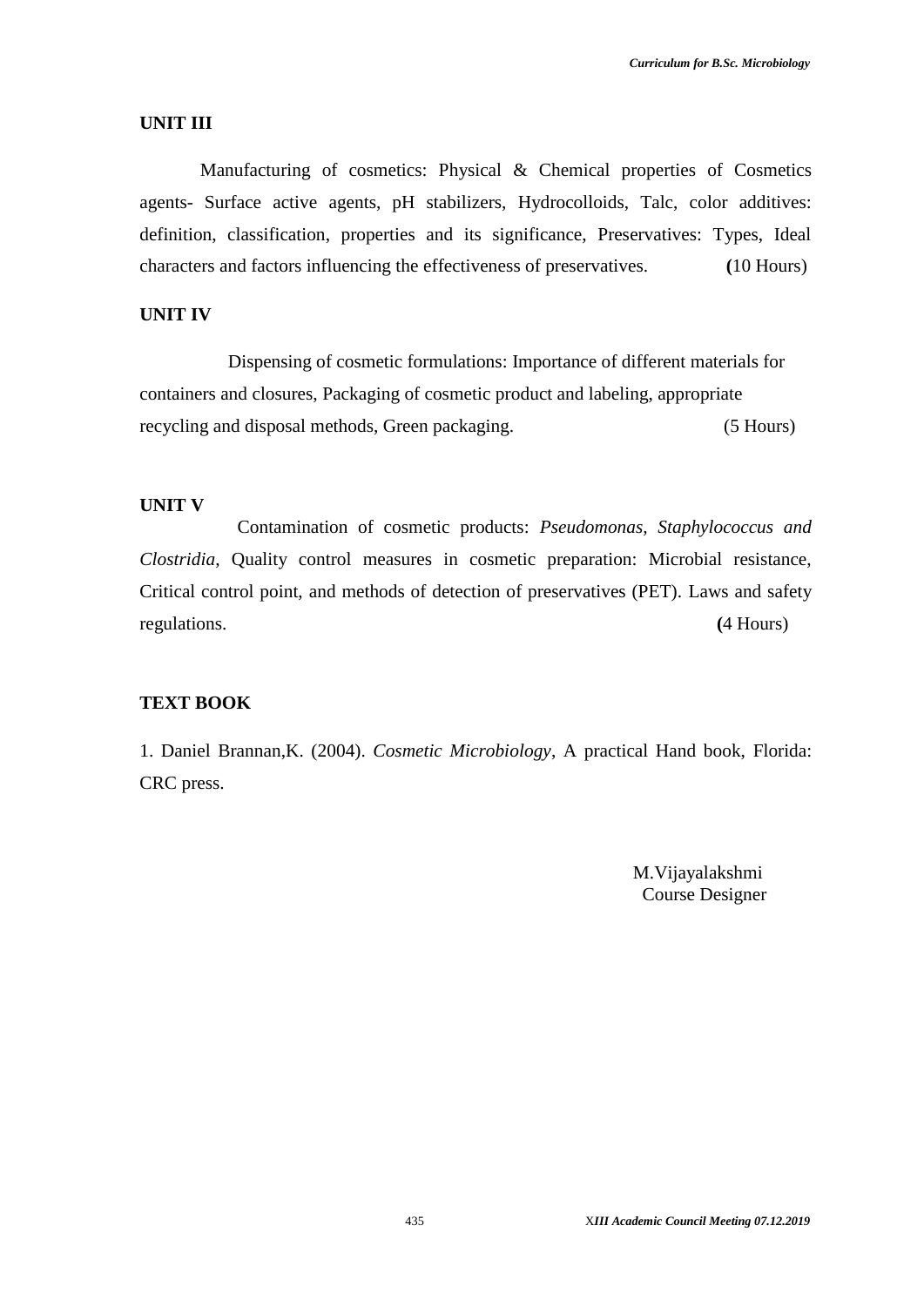### UNIT III

Manufacturing of cosmetics: Physical & Chemical properties of Cosmetics agents- Surface active agents, pH stabilizers, Hydrocolloids, Talc, color additives: definition, classification, properties and its significance, Preservatives: Types, Ideal characters and factors influencing the effectiveness of preservatives. **(**10 Hours)

### UNIT IV

Dispensing of cosmetic formulations: Importance of different materials for containers and closures, Packaging of cosmetic product and labeling, appropriate recycling and disposal methods, Green packaging. (5 Hours)

### UNIT V

Contamination of cosmetic products: *Pseudomonas, Staphylococcus and Clostridia*, Quality control measures in cosmetic preparation: Microbial resistance, Critical control point, and methods of detection of preservatives (PET). Laws and safety regulations. **(**4 Hours)

### TEXT BOOK

1. Daniel Brannan,K. (2004). *Cosmetic Microbiology*, A practical Hand book, Florida: CRC press.

M.Vijayalakshmi
Course Designer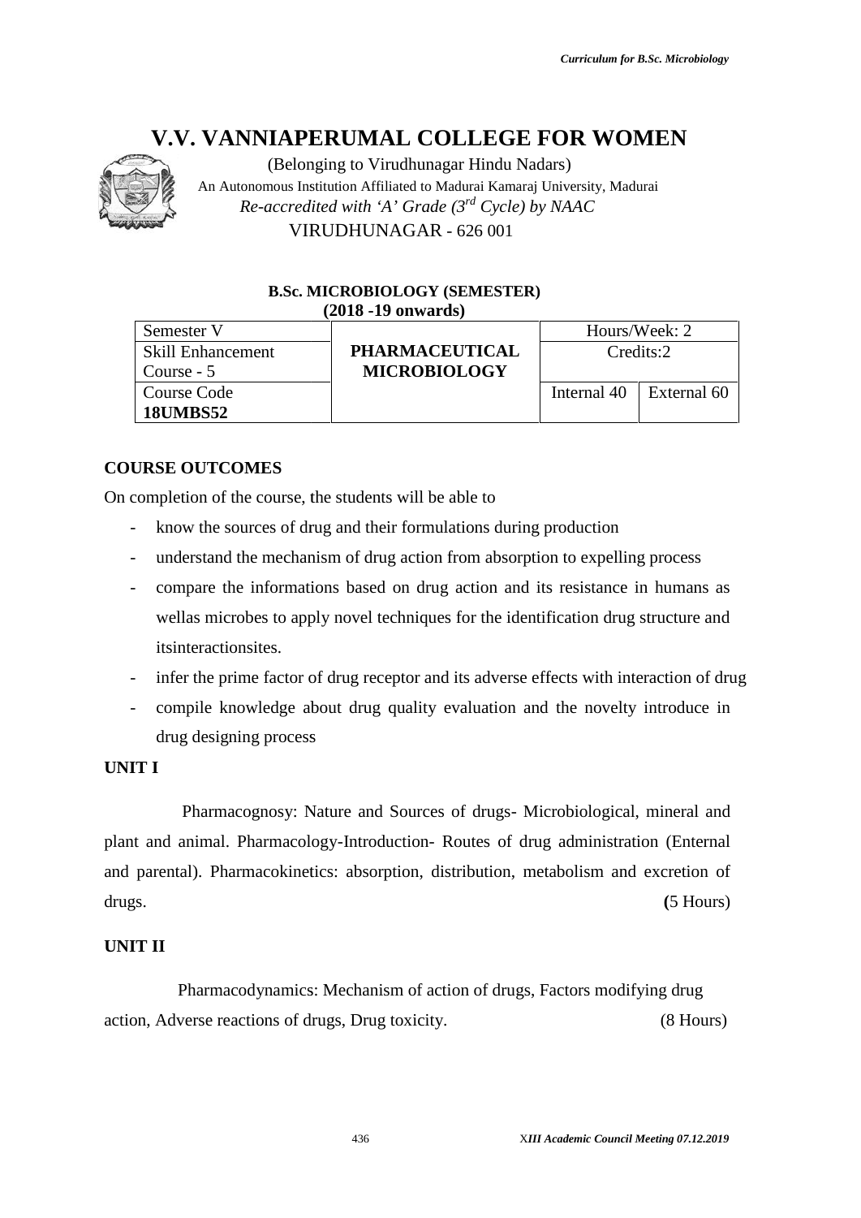# V.V. VANNIAPERUMAL COLLEGE FOR WOMEN

(Belonging to Virudhunagar Hindu Nadars)
An Autonomous Institution Affiliated to Madurai Kamaraj University, Madurai
*Re-accredited with 'A' Grade (3rd Cycle) by NAAC*
VIRUDHUNAGAR - 626 001

**B.Sc. MICROBIOLOGY (SEMESTER)**
**(2018 -19 onwards)**

| Semester V | **PHARMACEUTICAL MICROBIOLOGY** | Hours/Week: 2 | |
|---|---|---|---|
| Skill Enhancement Course - 5 | | Credits:2 | |
| Course Code **18UMBS52** | | Internal 40 | External 60 |

**COURSE OUTCOMES**

On completion of the course, the students will be able to

- know the sources of drug and their formulations during production
- understand the mechanism of drug action from absorption to expelling process
- compare the informations based on drug action and its resistance in humans as wellas microbes to apply novel techniques for the identification drug structure and itsinteractionsites.
- infer the prime factor of drug receptor and its adverse effects with interaction of drug
- compile knowledge about drug quality evaluation and the novelty introduce in drug designing process

**UNIT I**

Pharmacognosy: Nature and Sources of drugs- Microbiological, mineral and plant and animal. Pharmacology-Introduction- Routes of drug administration (Enternal and parental). Pharmacokinetics: absorption, distribution, metabolism and excretion of drugs. (5 Hours)

**UNIT II**

Pharmacodynamics: Mechanism of action of drugs, Factors modifying drug action, Adverse reactions of drugs, Drug toxicity. (8 Hours)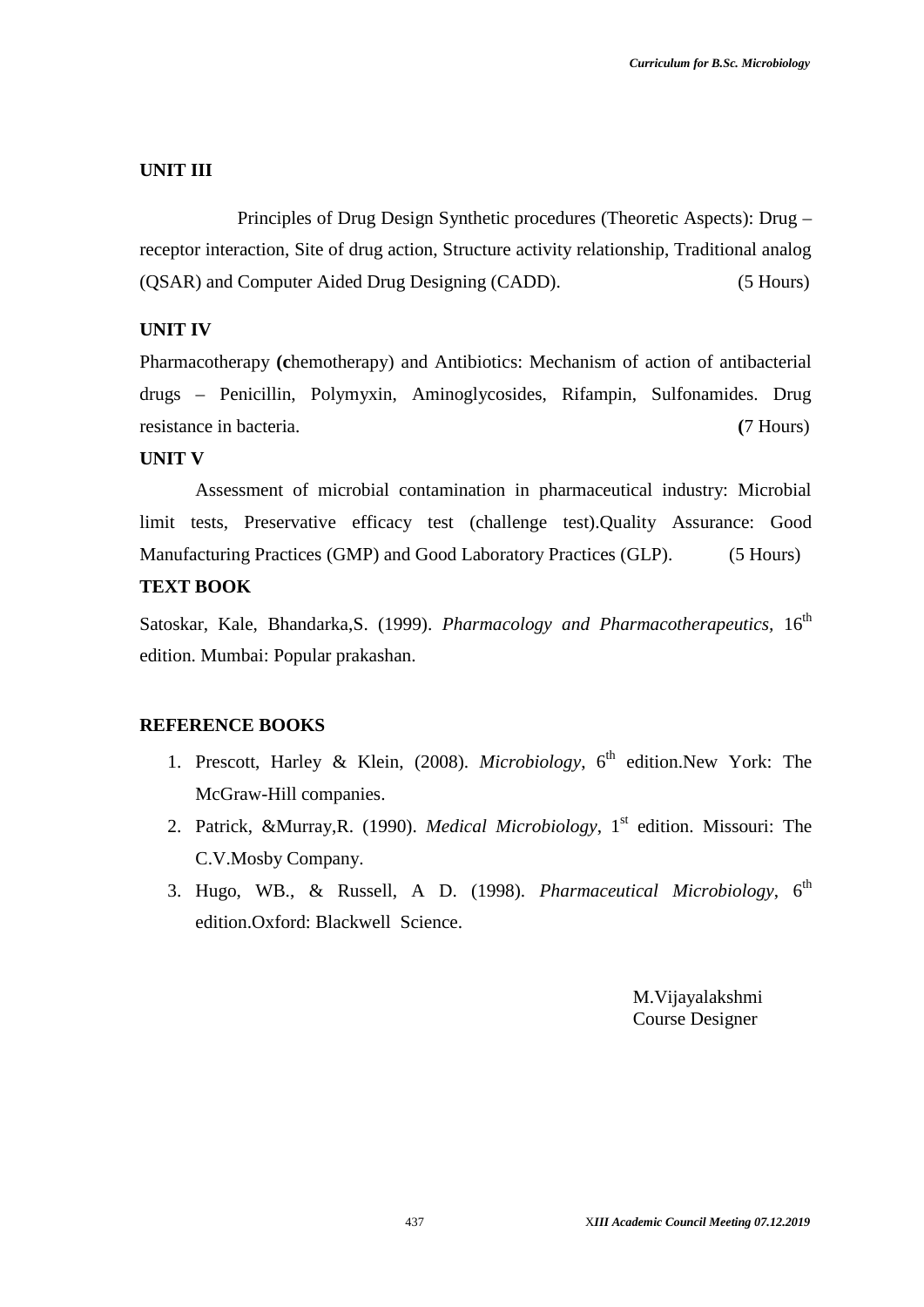## UNIT III

Principles of Drug Design Synthetic procedures (Theoretic Aspects): Drug – receptor interaction, Site of drug action, Structure activity relationship, Traditional analog (QSAR) and Computer Aided Drug Designing (CADD). (5 Hours)

## UNIT IV

Pharmacotherapy **(c**hemotherapy) and Antibiotics: Mechanism of action of antibacterial drugs – Penicillin, Polymyxin, Aminoglycosides, Rifampin, Sulfonamides. Drug resistance in bacteria. **(**7 Hours)

## UNIT V

Assessment of microbial contamination in pharmaceutical industry: Microbial limit tests, Preservative efficacy test (challenge test).Quality Assurance: Good Manufacturing Practices (GMP) and Good Laboratory Practices (GLP). (5 Hours)

## TEXT BOOK

Satoskar, Kale, Bhandarka,S. (1999). *Pharmacology and Pharmacotherapeutics,* 16th edition. Mumbai: Popular prakashan.

## REFERENCE BOOKS

1. Prescott, Harley & Klein, (2008). *Microbiology*, 6th edition.New York: The McGraw-Hill companies.
2. Patrick, &Murray,R. (1990). *Medical Microbiology*, 1st edition. Missouri: The C.V.Mosby Company.
3. Hugo, WB., & Russell, A D. (1998). *Pharmaceutical Microbiology*, 6th edition.Oxford: Blackwell Science.

M.Vijayalakshmi
Course Designer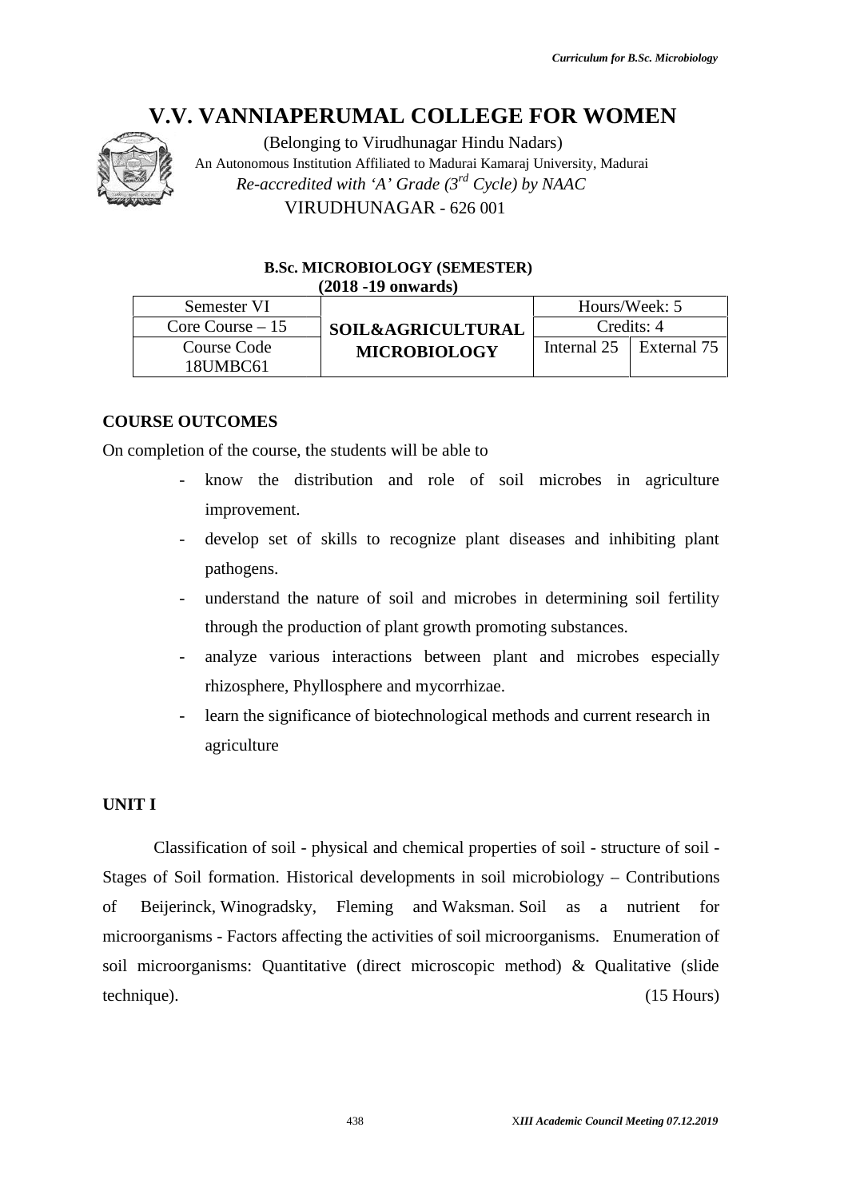# V.V. VANNIAPERUMAL COLLEGE FOR WOMEN

(Belonging to Virudhunagar Hindu Nadars)

An Autonomous Institution Affiliated to Madurai Kamaraj University, Madurai

*Re-accredited with 'A' Grade (3rd Cycle) by NAAC*

VIRUDHUNAGAR - 626 001

**B.Sc. MICROBIOLOGY (SEMESTER)**
**(2018 -19 onwards)**

| Semester VI | **SOIL&AGRICULTURAL MICROBIOLOGY** | Hours/Week: 5 | |
|---|---|---|---|
| Core Course – 15 | | Credits: 4 | |
| Course Code 18UMBC61 | | Internal 25 | External 75 |

## COURSE OUTCOMES

On completion of the course, the students will be able to

- know the distribution and role of soil microbes in agriculture improvement.
- develop set of skills to recognize plant diseases and inhibiting plant pathogens.
- understand the nature of soil and microbes in determining soil fertility through the production of plant growth promoting substances.
- analyze various interactions between plant and microbes especially rhizosphere, Phyllosphere and mycorrhizae.
- learn the significance of biotechnological methods and current research in agriculture

## UNIT I

Classification of soil - physical and chemical properties of soil - structure of soil - Stages of Soil formation. Historical developments in soil microbiology – Contributions of Beijerinck, Winogradsky, Fleming and Waksman. Soil as a nutrient for microorganisms - Factors affecting the activities of soil microorganisms. Enumeration of soil microorganisms: Quantitative (direct microscopic method) & Qualitative (slide technique). (15 Hours)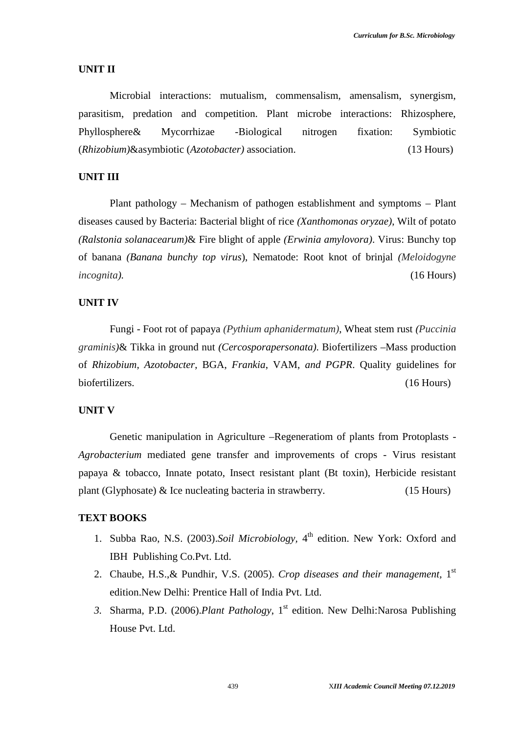## UNIT II

Microbial interactions: mutualism, commensalism, amensalism, synergism, parasitism, predation and competition. Plant microbe interactions: Rhizosphere, Phyllosphere& Mycorrhizae -Biological nitrogen fixation: Symbiotic (*Rhizobium)*&asymbiotic (*Azotobacter)* association. (13 Hours)

## UNIT III

Plant pathology – Mechanism of pathogen establishment and symptoms – Plant diseases caused by Bacteria: Bacterial blight of rice *(Xanthomonas oryzae)*, Wilt of potato *(Ralstonia solanacearum)*& Fire blight of apple *(Erwinia amylovora)*. Virus: Bunchy top of banana *(Banana bunchy top virus*), Nematode: Root knot of brinjal *(Meloidogyne incognita).* (16 Hours)

## UNIT IV

Fungi - Foot rot of papaya *(Pythium aphanidermatum)*, Wheat stem rust *(Puccinia graminis)*& Tikka in ground nut *(Cercosporapersonata)*. Biofertilizers –Mass production of *Rhizobium*, *Azotobacter*, BGA, *Frankia*, VAM, *and PGPR*. Quality guidelines for biofertilizers. (16 Hours)

## UNIT V

Genetic manipulation in Agriculture –Regeneratiom of plants from Protoplasts - *Agrobacterium* mediated gene transfer and improvements of crops - Virus resistant papaya & tobacco, Innate potato, Insect resistant plant (Bt toxin), Herbicide resistant plant (Glyphosate) & Ice nucleating bacteria in strawberry. (15 Hours)

## TEXT BOOKS

1. Subba Rao, N.S. (2003).*Soil Microbiology,* 4th edition. New York: Oxford and IBH Publishing Co.Pvt. Ltd.
2. Chaube, H.S.,& Pundhir, V.S. (2005). *Crop diseases and their management*, 1st edition.New Delhi: Prentice Hall of India Pvt. Ltd.
3. Sharma, P.D. (2006).*Plant Pathology*, 1st edition. New Delhi:Narosa Publishing House Pvt. Ltd.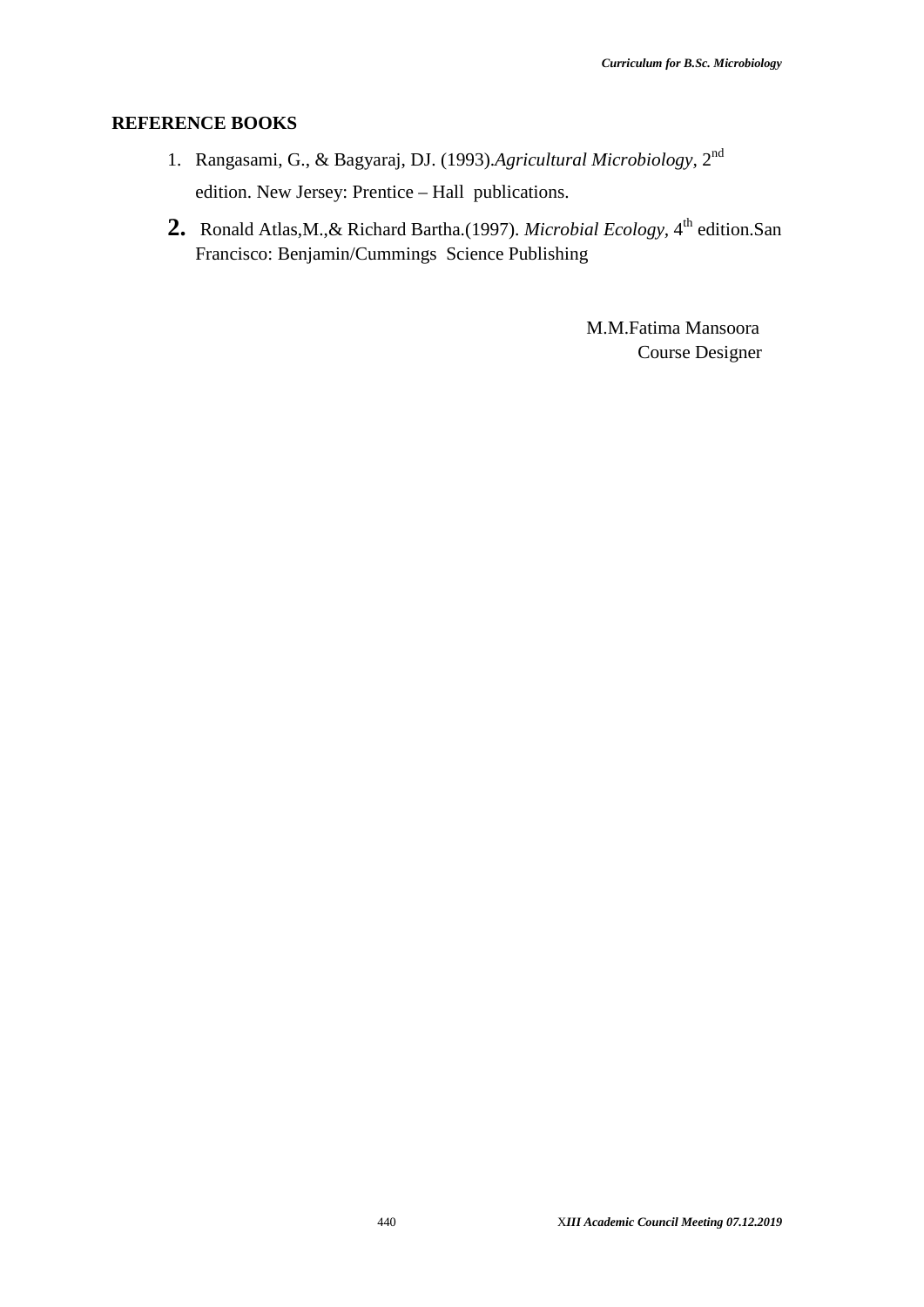## REFERENCE BOOKS

1. Rangasami, G., & Bagyaraj, DJ. (1993).*Agricultural Microbiology*, 2nd edition. New Jersey: Prentice – Hall publications.
2. Ronald Atlas,M.,& Richard Bartha.(1997). *Microbial Ecology*, 4th edition.San Francisco: Benjamin/Cummings Science Publishing

M.M.Fatima Mansoora
Course Designer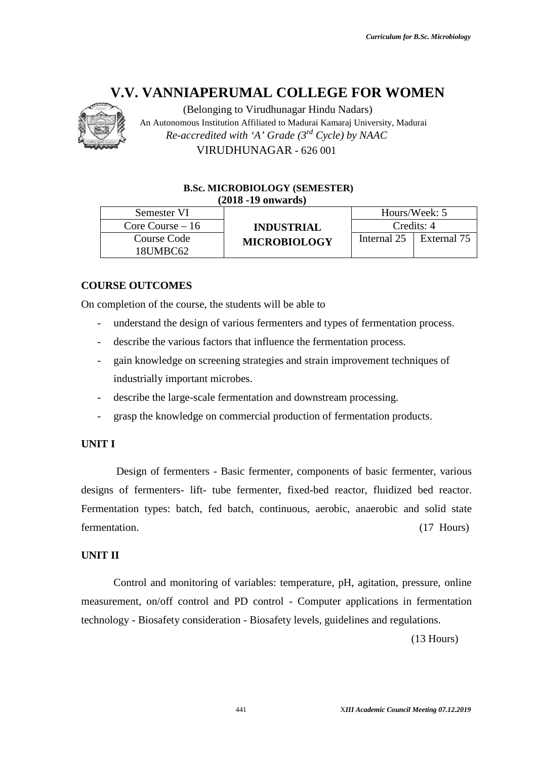# V.V. VANNIAPERUMAL COLLEGE FOR WOMEN

(Belonging to Virudhunagar Hindu Nadars)
An Autonomous Institution Affiliated to Madurai Kamaraj University, Madurai
*Re-accredited with 'A' Grade (3rd Cycle) by NAAC*
VIRUDHUNAGAR - 626 001

**B.Sc. MICROBIOLOGY (SEMESTER)**
**(2018 -19 onwards)**

| Semester VI | **INDUSTRIAL MICROBIOLOGY** | Hours/Week: 5 | |
|---|---|---|---|
| Core Course – 16 | | Credits: 4 | |
| Course Code 18UMBC62 | | Internal 25 | External 75 |

## COURSE OUTCOMES

On completion of the course, the students will be able to

- understand the design of various fermenters and types of fermentation process.
- describe the various factors that influence the fermentation process.
- gain knowledge on screening strategies and strain improvement techniques of industrially important microbes.
- describe the large-scale fermentation and downstream processing.
- grasp the knowledge on commercial production of fermentation products.

## UNIT I

Design of fermenters - Basic fermenter, components of basic fermenter, various designs of fermenters- lift- tube fermenter, fixed-bed reactor, fluidized bed reactor. Fermentation types: batch, fed batch, continuous, aerobic, anaerobic and solid state fermentation. (17 Hours)

## UNIT II

Control and monitoring of variables: temperature, pH, agitation, pressure, online measurement, on/off control and PD control - Computer applications in fermentation technology - Biosafety consideration - Biosafety levels, guidelines and regulations.

(13 Hours)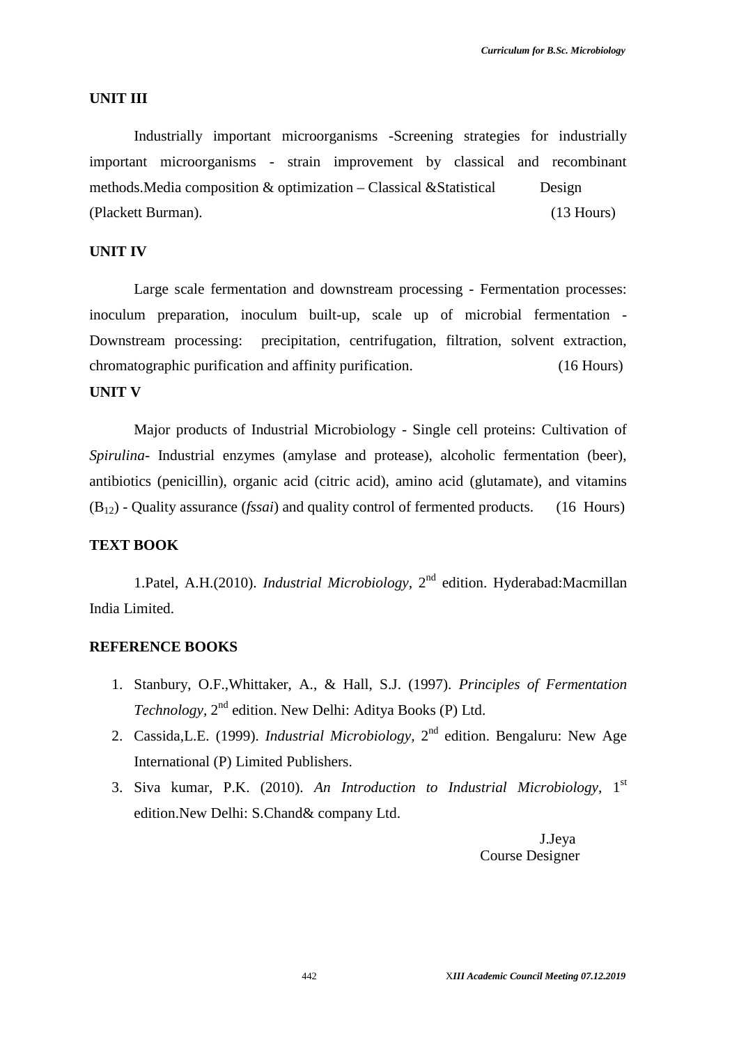## UNIT III

Industrially important microorganisms -Screening strategies for industrially important microorganisms - strain improvement by classical and recombinant methods.Media composition & optimization – Classical &Statistical Design (Plackett Burman). (13 Hours)

## UNIT IV

Large scale fermentation and downstream processing - Fermentation processes: inoculum preparation, inoculum built-up, scale up of microbial fermentation - Downstream processing: precipitation, centrifugation, filtration, solvent extraction, chromatographic purification and affinity purification. (16 Hours)

## UNIT V

Major products of Industrial Microbiology - Single cell proteins: Cultivation of *Spirulina*- Industrial enzymes (amylase and protease), alcoholic fermentation (beer), antibiotics (penicillin), organic acid (citric acid), amino acid (glutamate), and vitamins ($B_{12}$) - Quality assurance (*fssai*) and quality control of fermented products. (16 Hours)

## TEXT BOOK

1.Patel, A.H.(2010). *Industrial Microbiology*, 2nd edition. Hyderabad:Macmillan India Limited.

## REFERENCE BOOKS

1. Stanbury, O.F.,Whittaker, A., & Hall, S.J. (1997). *Principles of Fermentation Technology*, 2nd edition. New Delhi: Aditya Books (P) Ltd.
2. Cassida,L.E. (1999). *Industrial Microbiology,* 2nd edition. Bengaluru: New Age International (P) Limited Publishers.
3. Siva kumar, P.K. (2010). *An Introduction to Industrial Microbiology*, 1st edition.New Delhi: S.Chand& company Ltd.

J.Jeya
Course Designer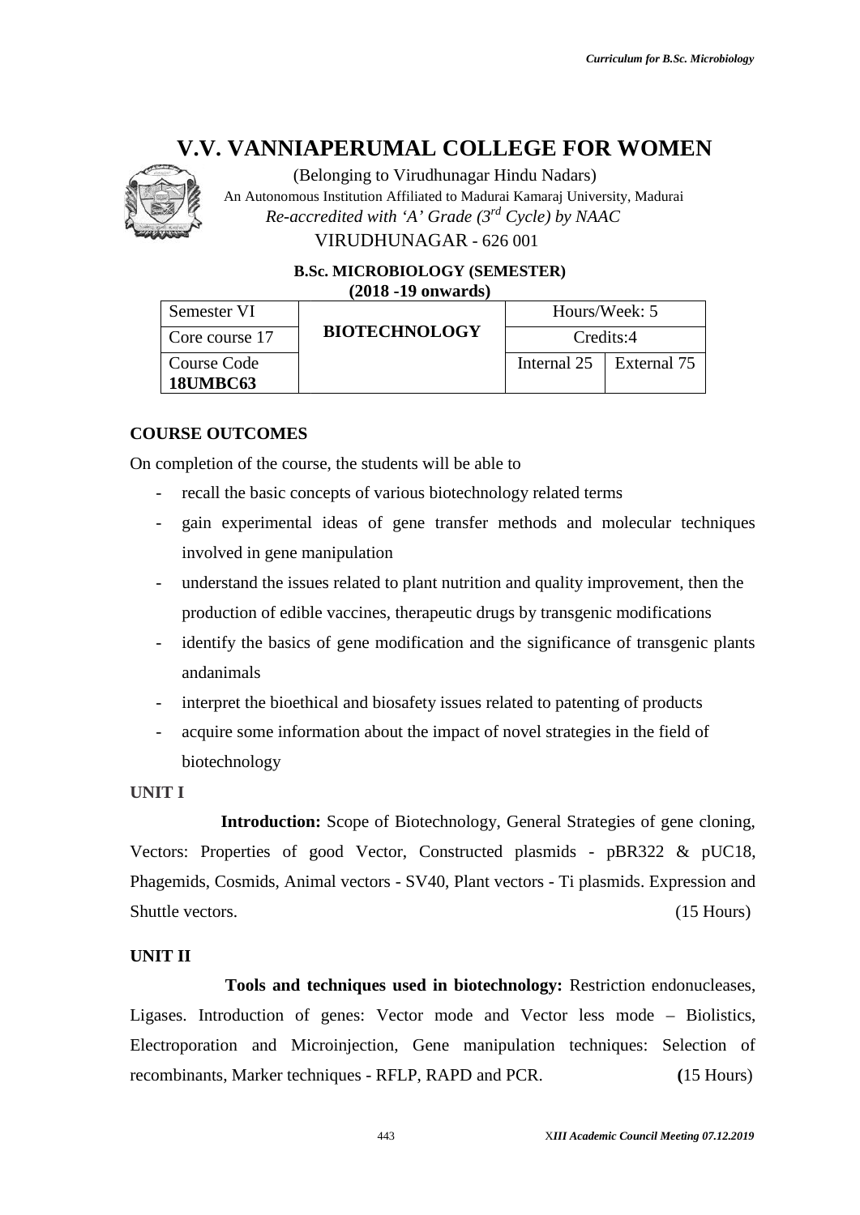# V.V. VANNIAPERUMAL COLLEGE FOR WOMEN

(Belonging to Virudhunagar Hindu Nadars)

An Autonomous Institution Affiliated to Madurai Kamaraj University, Madurai

*Re-accredited with 'A' Grade (3rd Cycle) by NAAC*

VIRUDHUNAGAR - 626 001

**B.Sc. MICROBIOLOGY (SEMESTER)**
**(2018 -19 onwards)**

| Semester VI | **BIOTECHNOLOGY** | Hours/Week: 5 | |
|---|---|---|---|
| Core course 17 | | Credits:4 | |
| Course Code **18UMBC63** | | Internal 25 | External 75 |

## COURSE OUTCOMES

On completion of the course, the students will be able to

- recall the basic concepts of various biotechnology related terms
- gain experimental ideas of gene transfer methods and molecular techniques involved in gene manipulation
- understand the issues related to plant nutrition and quality improvement, then the production of edible vaccines, therapeutic drugs by transgenic modifications
- identify the basics of gene modification and the significance of transgenic plants andanimals
- interpret the bioethical and biosafety issues related to patenting of products
- acquire some information about the impact of novel strategies in the field of biotechnology

### UNIT I

**Introduction:** Scope of Biotechnology, General Strategies of gene cloning, Vectors: Properties of good Vector, Constructed plasmids - pBR322 & pUC18, Phagemids, Cosmids, Animal vectors - SV40, Plant vectors - Ti plasmids. Expression and Shuttle vectors. (15 Hours)

### UNIT II

**Tools and techniques used in biotechnology:** Restriction endonucleases, Ligases. Introduction of genes: Vector mode and Vector less mode – Biolistics, Electroporation and Microinjection, Gene manipulation techniques: Selection of recombinants, Marker techniques - RFLP, RAPD and PCR. (15 Hours)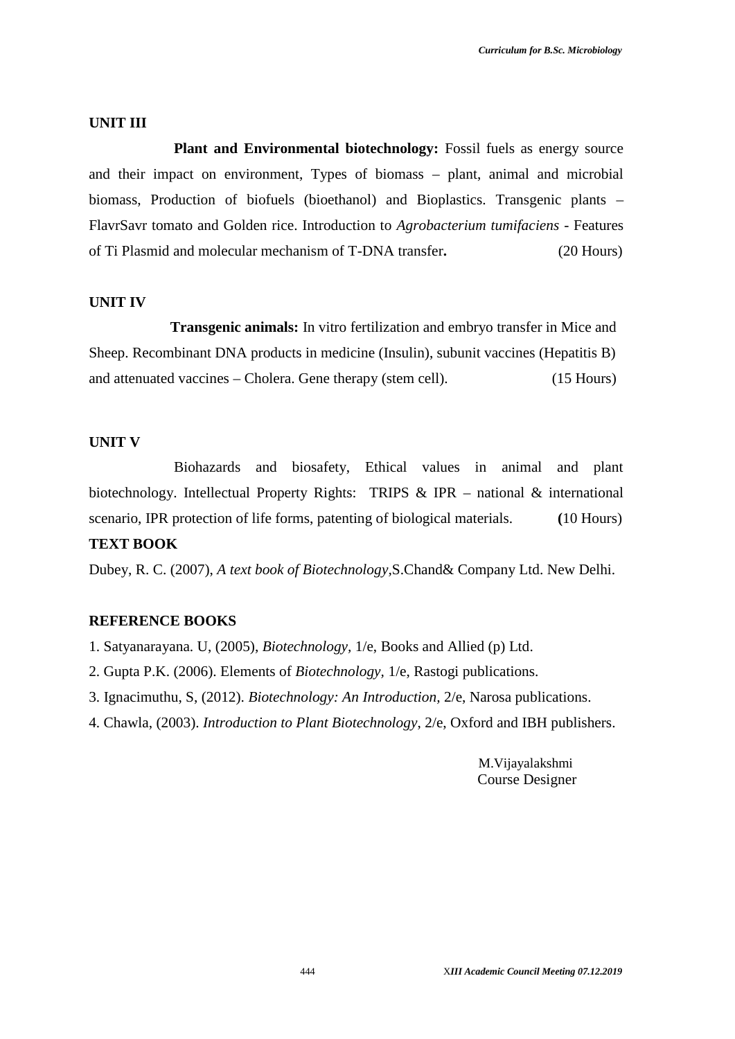## UNIT III

**Plant and Environmental biotechnology:** Fossil fuels as energy source and their impact on environment, Types of biomass – plant, animal and microbial biomass, Production of biofuels (bioethanol) and Bioplastics. Transgenic plants – FlavrSavr tomato and Golden rice. Introduction to *Agrobacterium tumifaciens* - Features of Ti Plasmid and molecular mechanism of T-DNA transfer**.** (20 Hours)

## UNIT IV

**Transgenic animals:** In vitro fertilization and embryo transfer in Mice and Sheep. Recombinant DNA products in medicine (Insulin), subunit vaccines (Hepatitis B) and attenuated vaccines – Cholera. Gene therapy (stem cell). (15 Hours)

## UNIT V

Biohazards and biosafety, Ethical values in animal and plant biotechnology. Intellectual Property Rights: TRIPS & IPR – national & international scenario, IPR protection of life forms, patenting of biological materials. **(**10 Hours)

## TEXT BOOK

Dubey, R. C. (2007), *A text book of Biotechnology,*S.Chand& Company Ltd. New Delhi.

## REFERENCE BOOKS

1. Satyanarayana. U, (2005), *Biotechnology,* 1/e, Books and Allied (p) Ltd.
2. Gupta P.K. (2006). Elements of *Biotechnology*, 1/e, Rastogi publications.
3. Ignacimuthu, S, (2012). *Biotechnology: An Introduction,* 2/e, Narosa publications.
4. Chawla, (2003). *Introduction to Plant Biotechnology*, 2/e, Oxford and IBH publishers.

M.Vijayalakshmi
Course Designer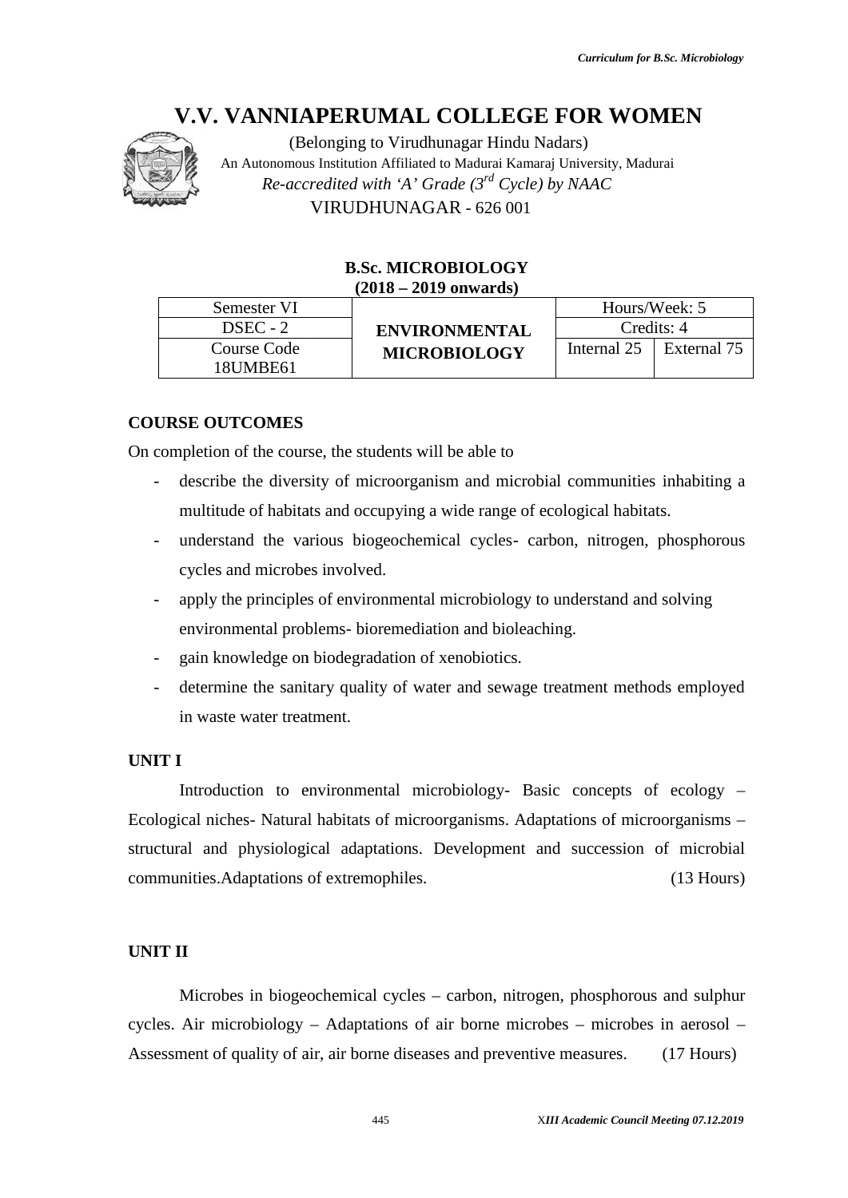# V.V. VANNIAPERUMAL COLLEGE FOR WOMEN

(Belonging to Virudhunagar Hindu Nadars)
An Autonomous Institution Affiliated to Madurai Kamaraj University, Madurai
*Re-accredited with 'A' Grade (3rd Cycle) by NAAC*
VIRUDHUNAGAR - 626 001

## B.Sc. MICROBIOLOGY
**(2018 – 2019 onwards)**

| Semester VI | ENVIRONMENTAL MICROBIOLOGY | Hours/Week: 5 | |
|---|---|---|---|
| DSEC - 2 | | Credits: 4 | |
| Course Code 18UMBE61 | | Internal 25 | External 75 |

**COURSE OUTCOMES**

On completion of the course, the students will be able to

- describe the diversity of microorganism and microbial communities inhabiting a multitude of habitats and occupying a wide range of ecological habitats.
- understand the various biogeochemical cycles- carbon, nitrogen, phosphorous cycles and microbes involved.
- apply the principles of environmental microbiology to understand and solving environmental problems- bioremediation and bioleaching.
- gain knowledge on biodegradation of xenobiotics.
- determine the sanitary quality of water and sewage treatment methods employed in waste water treatment.

**UNIT I**

Introduction to environmental microbiology- Basic concepts of ecology – Ecological niches- Natural habitats of microorganisms. Adaptations of microorganisms – structural and physiological adaptations. Development and succession of microbial communities.Adaptations of extremophiles. (13 Hours)

**UNIT II**

Microbes in biogeochemical cycles – carbon, nitrogen, phosphorous and sulphur cycles. Air microbiology – Adaptations of air borne microbes – microbes in aerosol – Assessment of quality of air, air borne diseases and preventive measures. (17 Hours)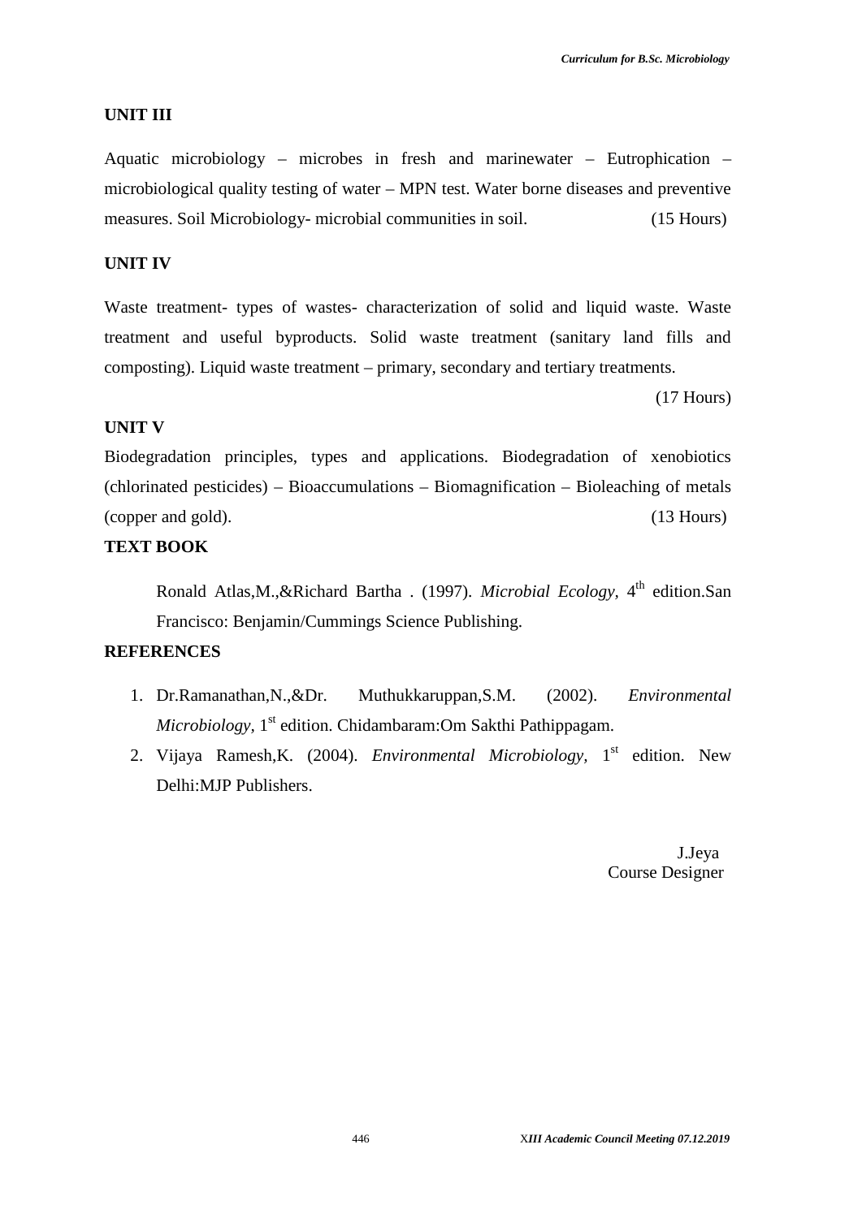### UNIT III

Aquatic microbiology – microbes in fresh and marinewater – Eutrophication – microbiological quality testing of water – MPN test. Water borne diseases and preventive measures. Soil Microbiology- microbial communities in soil. (15 Hours)

### UNIT IV

Waste treatment- types of wastes- characterization of solid and liquid waste. Waste treatment and useful byproducts. Solid waste treatment (sanitary land fills and composting). Liquid waste treatment – primary, secondary and tertiary treatments.

(17 Hours)

### UNIT V

Biodegradation principles, types and applications. Biodegradation of xenobiotics (chlorinated pesticides) – Bioaccumulations – Biomagnification – Bioleaching of metals (copper and gold). (13 Hours)

### TEXT BOOK

Ronald Atlas,M.,&Richard Bartha . (1997). *Microbial Ecology,* 4th edition.San Francisco: Benjamin/Cummings Science Publishing.

### REFERENCES

1. Dr.Ramanathan,N.,&Dr. Muthukkaruppan,S.M. (2002). *Environmental Microbiology,* 1st edition. Chidambaram:Om Sakthi Pathippagam.
2. Vijaya Ramesh,K. (2004). *Environmental Microbiology,* 1st edition. New Delhi:MJP Publishers.

J.Jeya
Course Designer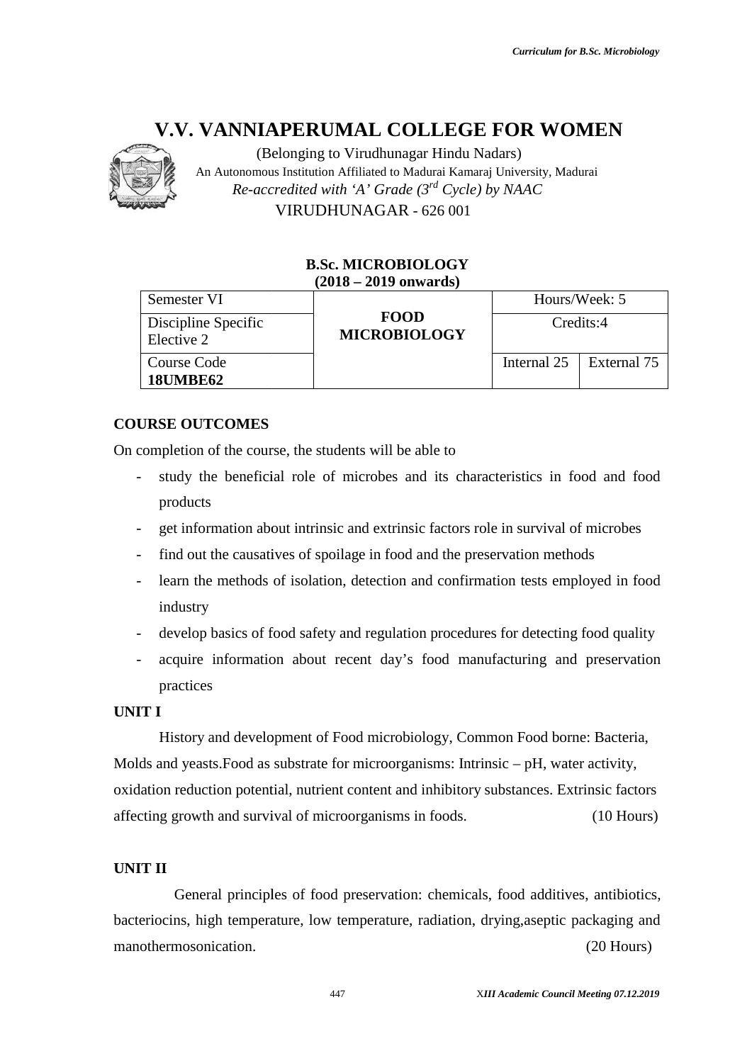# V.V. VANNIAPERUMAL COLLEGE FOR WOMEN

(Belonging to Virudhunagar Hindu Nadars)
An Autonomous Institution Affiliated to Madurai Kamaraj University, Madurai
*Re-accredited with 'A' Grade (3rd Cycle) by NAAC*
VIRUDHUNAGAR - 626 001

**B.Sc. MICROBIOLOGY**
**(2018 – 2019 onwards)**

| Semester VI | **FOOD MICROBIOLOGY** | Hours/Week: 5 | |
|---|---|---|---|
| Discipline Specific Elective 2 | | Credits:4 | |
| Course Code **18UMBE62** | | Internal 25 | External 75 |

**COURSE OUTCOMES**

On completion of the course, the students will be able to

- study the beneficial role of microbes and its characteristics in food and food products
- get information about intrinsic and extrinsic factors role in survival of microbes
- find out the causatives of spoilage in food and the preservation methods
- learn the methods of isolation, detection and confirmation tests employed in food industry
- develop basics of food safety and regulation procedures for detecting food quality
- acquire information about recent day's food manufacturing and preservation practices

**UNIT I**

History and development of Food microbiology, Common Food borne: Bacteria, Molds and yeasts.Food as substrate for microorganisms: Intrinsic – pH, water activity, oxidation reduction potential, nutrient content and inhibitory substances. Extrinsic factors affecting growth and survival of microorganisms in foods. (10 Hours)

**UNIT II**

General principles of food preservation: chemicals, food additives, antibiotics, bacteriocins, high temperature, low temperature, radiation, drying,aseptic packaging and manothermosonication. (20 Hours)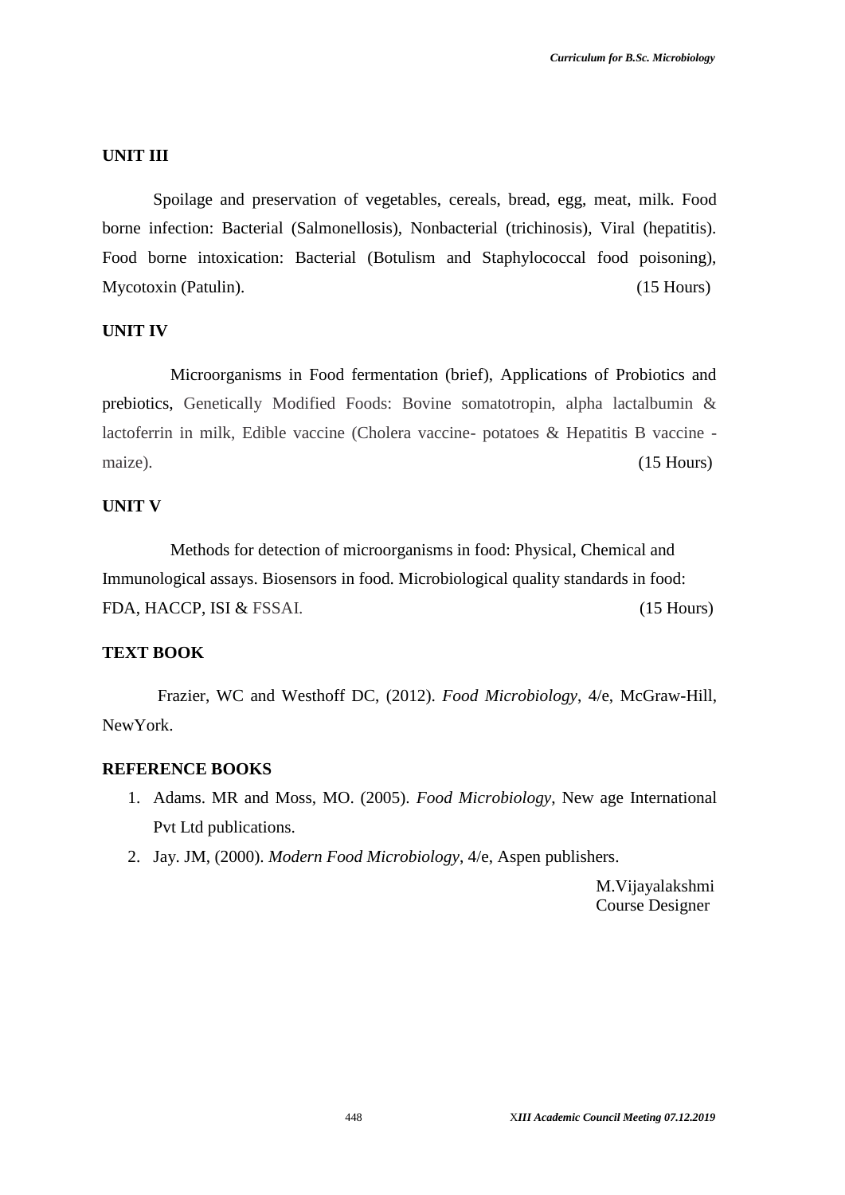## UNIT III

Spoilage and preservation of vegetables, cereals, bread, egg, meat, milk. Food borne infection: Bacterial (Salmonellosis), Nonbacterial (trichinosis), Viral (hepatitis). Food borne intoxication: Bacterial (Botulism and Staphylococcal food poisoning), Mycotoxin (Patulin). (15 Hours)

## UNIT IV

Microorganisms in Food fermentation (brief), Applications of Probiotics and prebiotics, Genetically Modified Foods: Bovine somatotropin, alpha lactalbumin & lactoferrin in milk, Edible vaccine (Cholera vaccine- potatoes & Hepatitis B vaccine - maize). (15 Hours)

## UNIT V

Methods for detection of microorganisms in food: Physical, Chemical and Immunological assays. Biosensors in food. Microbiological quality standards in food: FDA, HACCP, ISI & FSSAI. (15 Hours)

## TEXT BOOK

Frazier, WC and Westhoff DC, (2012). *Food Microbiology*, 4/e, McGraw-Hill, NewYork.

## REFERENCE BOOKS

1. Adams. MR and Moss, MO. (2005). *Food Microbiology*, New age International Pvt Ltd publications.
2. Jay. JM, (2000). *Modern Food Microbiology*, 4/e, Aspen publishers.

M.Vijayalakshmi
Course Designer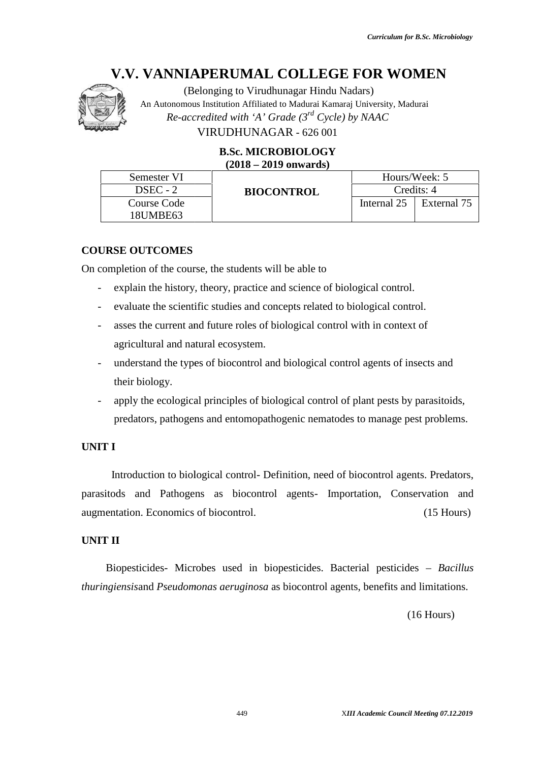# V.V. VANNIAPERUMAL COLLEGE FOR WOMEN

(Belonging to Virudhunagar Hindu Nadars)

An Autonomous Institution Affiliated to Madurai Kamaraj University, Madurai

*Re-accredited with 'A' Grade (3rd Cycle) by NAAC*

VIRUDHUNAGAR - 626 001

**B.Sc. MICROBIOLOGY**
**(2018 – 2019 onwards)**

| Semester VI | **BIOCONTROL** | Hours/Week: 5 | |
|---|---|---|---|
| DSEC - 2 | | Credits: 4 | |
| Course Code 18UMBE63 | | Internal 25 | External 75 |

**COURSE OUTCOMES**

On completion of the course, the students will be able to

- explain the history, theory, practice and science of biological control.
- evaluate the scientific studies and concepts related to biological control.
- asses the current and future roles of biological control with in context of agricultural and natural ecosystem.
- understand the types of biocontrol and biological control agents of insects and their biology.
- apply the ecological principles of biological control of plant pests by parasitoids, predators, pathogens and entomopathogenic nematodes to manage pest problems.

**UNIT I**

Introduction to biological control- Definition, need of biocontrol agents. Predators, parasitods and Pathogens as biocontrol agents- Importation, Conservation and augmentation. Economics of biocontrol. (15 Hours)

**UNIT II**

Biopesticides- Microbes used in biopesticides. Bacterial pesticides – *Bacillus thuringiensis*and *Pseudomonas aeruginosa* as biocontrol agents, benefits and limitations.

(16 Hours)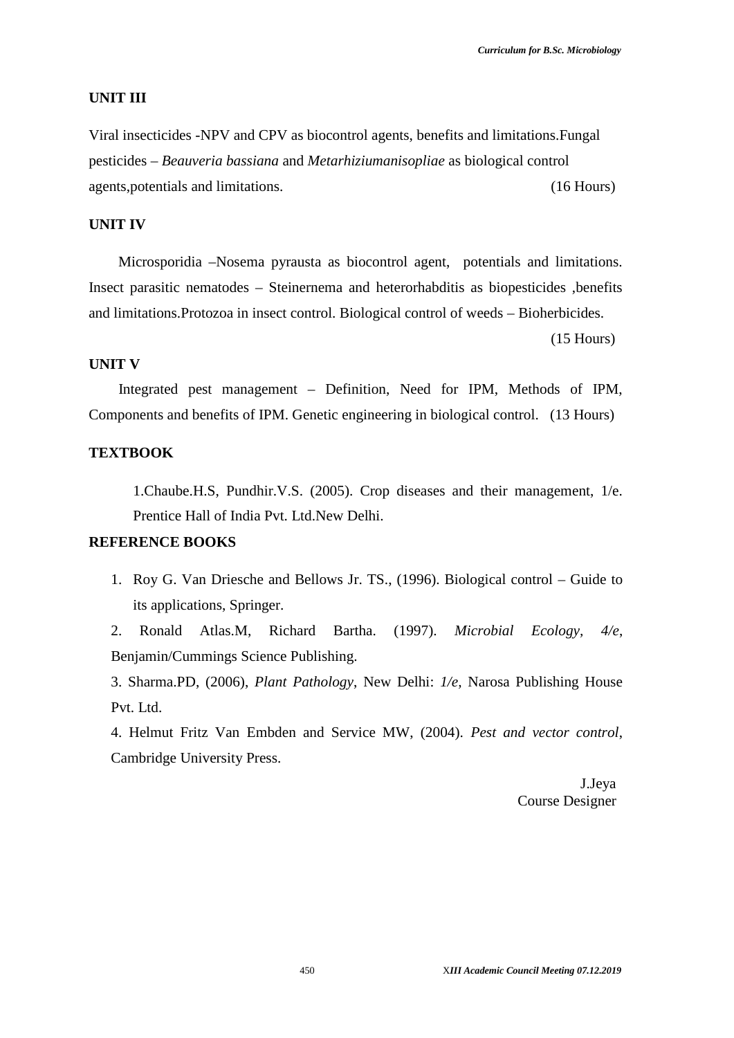## UNIT III

Viral insecticides -NPV and CPV as biocontrol agents, benefits and limitations.Fungal pesticides – *Beauveria bassiana* and *Metarhiziumanisopliae* as biological control agents,potentials and limitations. (16 Hours)

## UNIT IV

Microsporidia –Nosema pyrausta as biocontrol agent, potentials and limitations. Insect parasitic nematodes – Steinernema and heterorhabditis as biopesticides ,benefits and limitations.Protozoa in insect control. Biological control of weeds – Bioherbicides.

(15 Hours)

## UNIT V

Integrated pest management – Definition, Need for IPM, Methods of IPM, Components and benefits of IPM. Genetic engineering in biological control. (13 Hours)

## TEXTBOOK

1.Chaube.H.S, Pundhir.V.S. (2005). Crop diseases and their management, 1/e. Prentice Hall of India Pvt. Ltd.New Delhi.

## REFERENCE BOOKS

1. Roy G. Van Driesche and Bellows Jr. TS., (1996). Biological control – Guide to its applications, Springer.
2. Ronald Atlas.M, Richard Bartha. (1997). *Microbial Ecology, 4/e*, Benjamin/Cummings Science Publishing.
3. Sharma.PD, (2006), *Plant Pathology*, New Delhi: *1/e,* Narosa Publishing House Pvt. Ltd.
4. Helmut Fritz Van Embden and Service MW, (2004). *Pest and vector control*, Cambridge University Press.

J.Jeya
Course Designer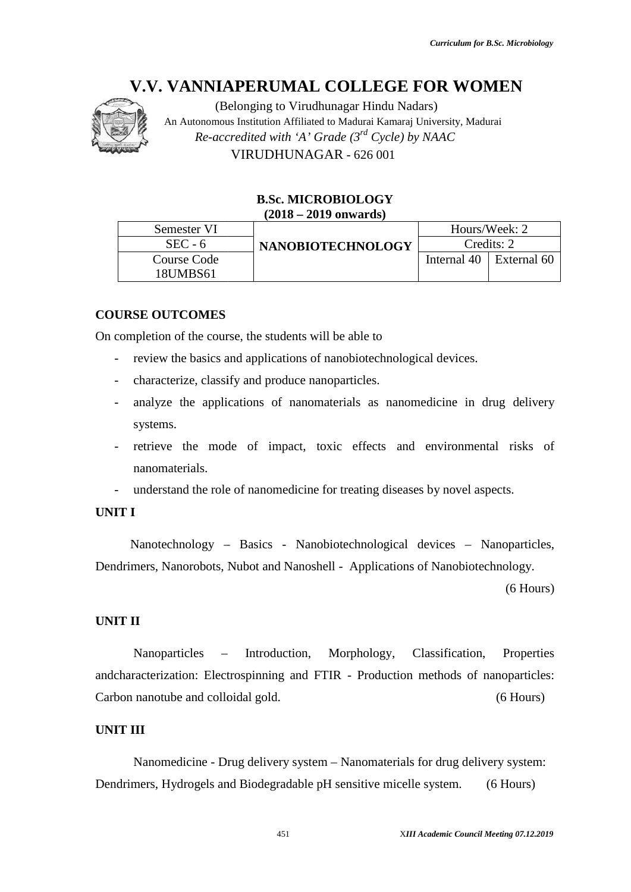# V.V. VANNIAPERUMAL COLLEGE FOR WOMEN

(Belonging to Virudhunagar Hindu Nadars)
An Autonomous Institution Affiliated to Madurai Kamaraj University, Madurai
*Re-accredited with 'A' Grade (3rd Cycle) by NAAC*
VIRUDHUNAGAR - 626 001

**B.Sc. MICROBIOLOGY**
**(2018 – 2019 onwards)**

| Semester VI | **NANOBIOTECHNOLOGY** | Hours/Week: 2 | |
|---|---|---|---|
| SEC - 6 | | Credits: 2 | |
| Course Code 18UMBS61 | | Internal 40 | External 60 |

**COURSE OUTCOMES**

On completion of the course, the students will be able to

- review the basics and applications of nanobiotechnological devices.
- characterize, classify and produce nanoparticles.
- analyze the applications of nanomaterials as nanomedicine in drug delivery systems.
- retrieve the mode of impact, toxic effects and environmental risks of nanomaterials.
- understand the role of nanomedicine for treating diseases by novel aspects.

**UNIT I**

Nanotechnology – Basics - Nanobiotechnological devices – Nanoparticles, Dendrimers, Nanorobots, Nubot and Nanoshell - Applications of Nanobiotechnology.

(6 Hours)

**UNIT II**

Nanoparticles – Introduction, Morphology, Classification, Properties andcharacterization: Electrospinning and FTIR - Production methods of nanoparticles: Carbon nanotube and colloidal gold. (6 Hours)

**UNIT III**

Nanomedicine - Drug delivery system – Nanomaterials for drug delivery system: Dendrimers, Hydrogels and Biodegradable pH sensitive micelle system. (6 Hours)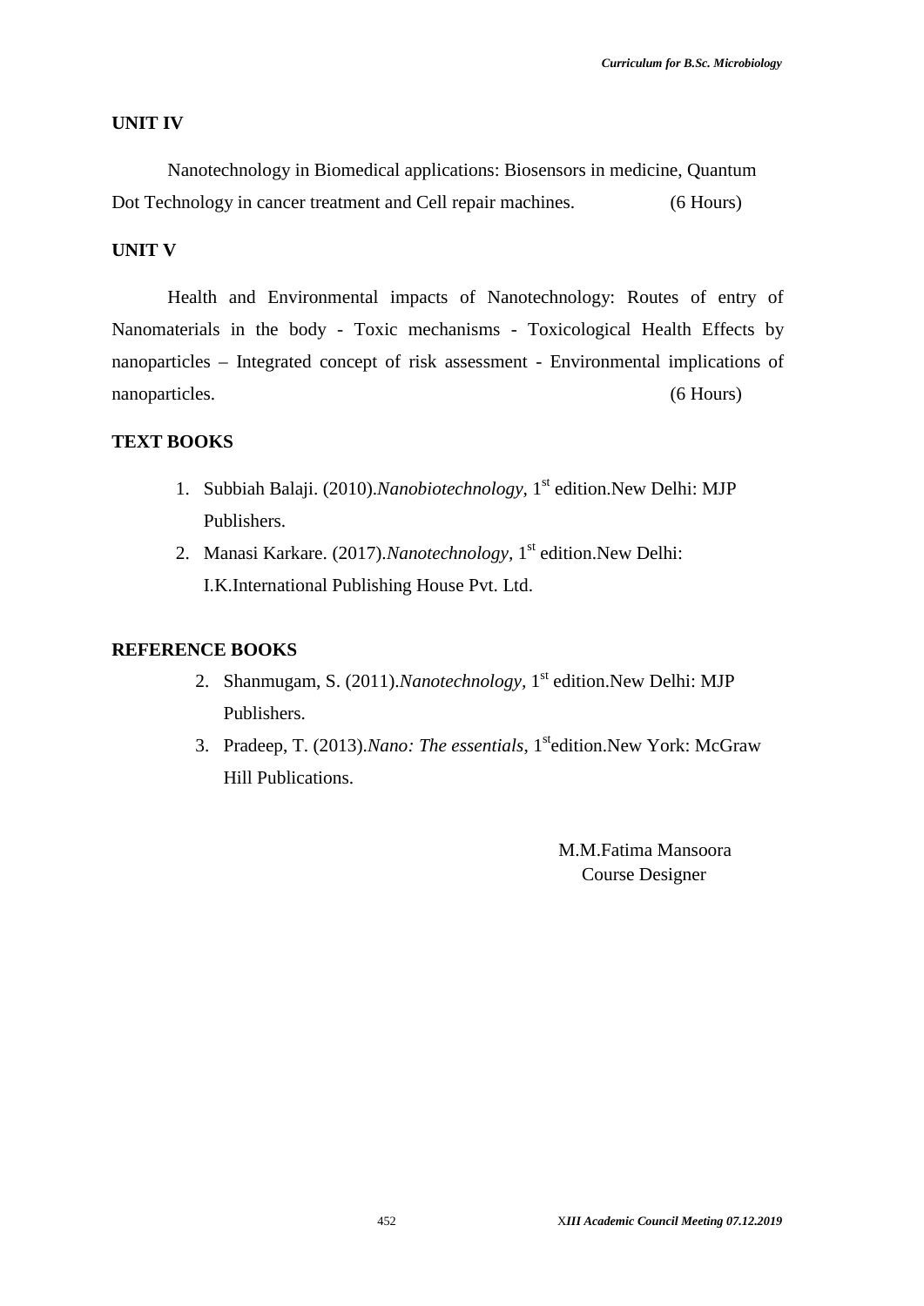## UNIT IV

Nanotechnology in Biomedical applications: Biosensors in medicine, Quantum Dot Technology in cancer treatment and Cell repair machines. (6 Hours)

## UNIT V

Health and Environmental impacts of Nanotechnology: Routes of entry of Nanomaterials in the body - Toxic mechanisms - Toxicological Health Effects by nanoparticles – Integrated concept of risk assessment - Environmental implications of nanoparticles. (6 Hours)

## TEXT BOOKS

1. Subbiah Balaji. (2010).*Nanobiotechnology*, 1st edition.New Delhi: MJP Publishers.
2. Manasi Karkare. (2017).*Nanotechnology*, 1st edition.New Delhi: I.K.International Publishing House Pvt. Ltd.

## REFERENCE BOOKS

2. Shanmugam, S. (2011).*Nanotechnology*, 1st edition.New Delhi: MJP Publishers.
3. Pradeep, T. (2013).*Nano: The essentials*, 1stedition.New York: McGraw Hill Publications.

M.M.Fatima Mansoora
Course Designer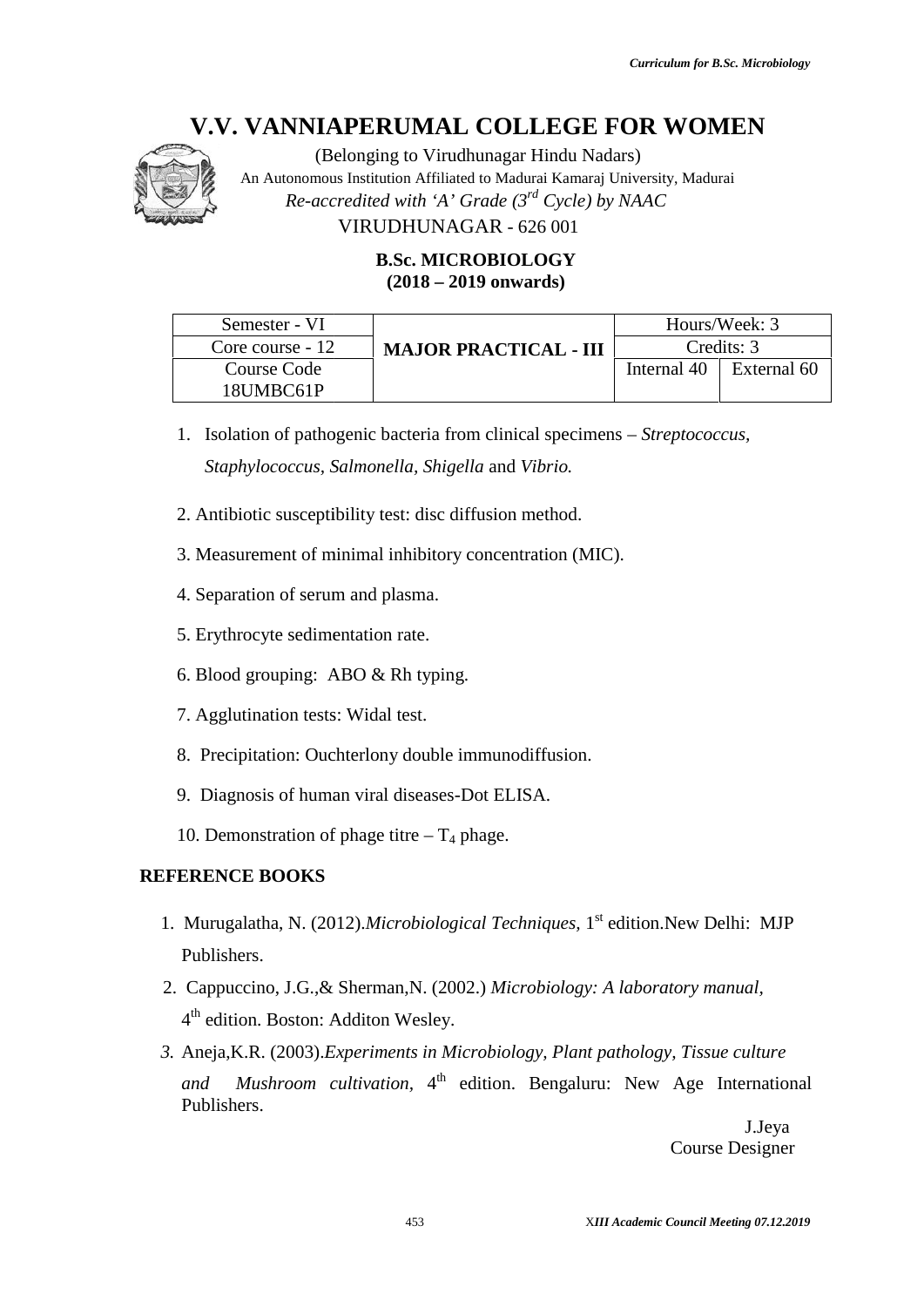# V.V. VANNIAPERUMAL COLLEGE FOR WOMEN

(Belonging to Virudhunagar Hindu Nadars)
An Autonomous Institution Affiliated to Madurai Kamaraj University, Madurai
*Re-accredited with 'A' Grade (3rd Cycle) by NAAC*
VIRUDHUNAGAR - 626 001

**B.Sc. MICROBIOLOGY**
**(2018 – 2019 onwards)**

| Semester - VI | **MAJOR PRACTICAL - III** | Hours/Week: 3 | |
|---|---|---|---|
| Core course - 12 | | Credits: 3 | |
| Course Code 18UMBC61P | | Internal 40 | External 60 |

1. Isolation of pathogenic bacteria from clinical specimens – *Streptococcus, Staphylococcus, Salmonella, Shigella* and *Vibrio.*
2. Antibiotic susceptibility test: disc diffusion method.
3. Measurement of minimal inhibitory concentration (MIC).
4. Separation of serum and plasma.
5. Erythrocyte sedimentation rate.
6. Blood grouping: ABO & Rh typing.
7. Agglutination tests: Widal test.
8. Precipitation: Ouchterlony double immunodiffusion.
9. Diagnosis of human viral diseases-Dot ELISA.
10. Demonstration of phage titre – $T_4$ phage.

## REFERENCE BOOKS

1. Murugalatha, N. (2012).*Microbiological Techniques,* 1st edition.New Delhi: MJP Publishers.
2. Cappuccino, J.G.,& Sherman,N. (2002.) *Microbiology: A laboratory manual,* 4th edition. Boston: Additon Wesley.
3. Aneja,K.R. (2003).*Experiments in Microbiology, Plant pathology, Tissue culture and Mushroom cultivation,* 4th edition. Bengaluru: New Age International Publishers.

J.Jeya
Course Designer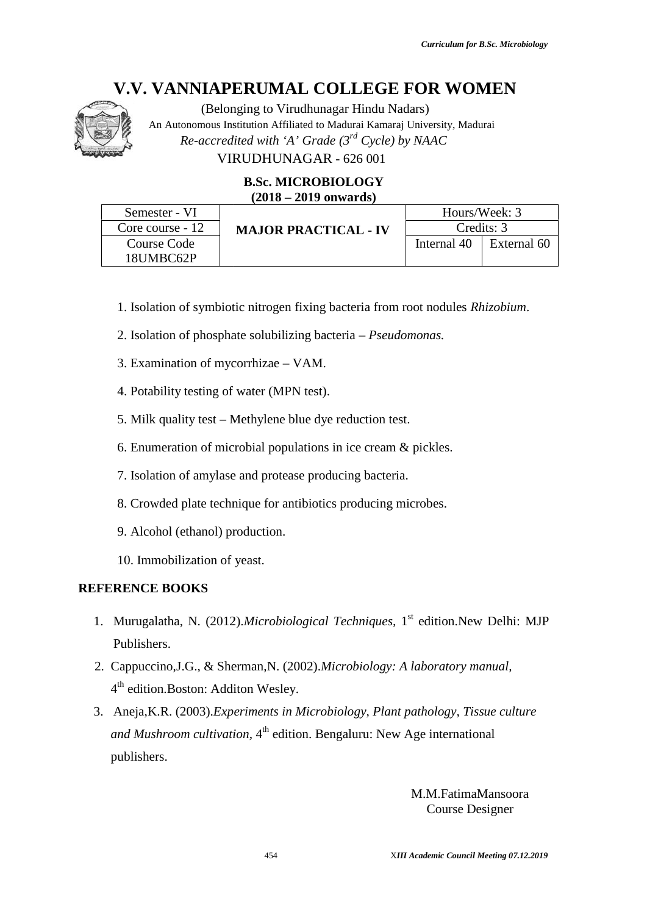# V.V. VANNIAPERUMAL COLLEGE FOR WOMEN

(Belonging to Virudhunagar Hindu Nadars)
An Autonomous Institution Affiliated to Madurai Kamaraj University, Madurai
*Re-accredited with 'A' Grade (3rd Cycle) by NAAC*
VIRUDHUNAGAR - 626 001

**B.Sc. MICROBIOLOGY**
**(2018 – 2019 onwards)**

| Semester - VI | **MAJOR PRACTICAL - IV** | Hours/Week: 3 | |
|---|---|---|---|
| Core course - 12 | | Credits: 3 | |
| Course Code 18UMBC62P | | Internal 40 | External 60 |

1. Isolation of symbiotic nitrogen fixing bacteria from root nodules *Rhizobium*.
2. Isolation of phosphate solubilizing bacteria – *Pseudomonas.*
3. Examination of mycorrhizae – VAM.
4. Potability testing of water (MPN test).
5. Milk quality test – Methylene blue dye reduction test.
6. Enumeration of microbial populations in ice cream & pickles.
7. Isolation of amylase and protease producing bacteria.
8. Crowded plate technique for antibiotics producing microbes.
9. Alcohol (ethanol) production.
10. Immobilization of yeast.

## REFERENCE BOOKS

1. Murugalatha, N. (2012).*Microbiological Techniques*, 1st edition.New Delhi: MJP Publishers.
2. Cappuccino,J.G., & Sherman,N. (2002).*Microbiology: A laboratory manual*, 4th edition.Boston: Additon Wesley.
3. Aneja,K.R. (2003).*Experiments in Microbiology, Plant pathology, Tissue culture and Mushroom cultivation*, 4th edition. Bengaluru: New Age international publishers.

M.M.FatimaMansoora
Course Designer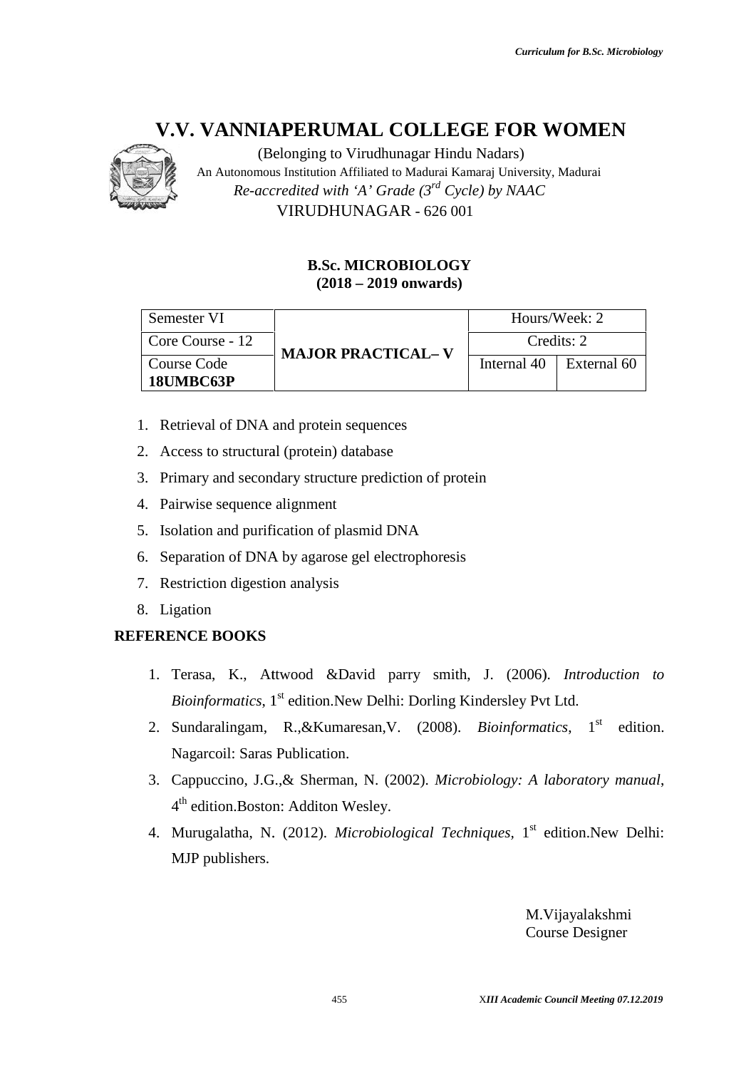# V.V. VANNIAPERUMAL COLLEGE FOR WOMEN

(Belonging to Virudhunagar Hindu Nadars)
An Autonomous Institution Affiliated to Madurai Kamaraj University, Madurai
*Re-accredited with 'A' Grade (3rd Cycle) by NAAC*
VIRUDHUNAGAR - 626 001

**B.Sc. MICROBIOLOGY**
**(2018 – 2019 onwards)**

| | | | |
|---|---|---|---|
| Semester VI | **MAJOR PRACTICAL– V** | Hours/Week: 2 | |
| Core Course - 12 | | Credits: 2 | |
| Course Code **18UMBC63P** | | Internal 40 | External 60 |

1. Retrieval of DNA and protein sequences
2. Access to structural (protein) database
3. Primary and secondary structure prediction of protein
4. Pairwise sequence alignment
5. Isolation and purification of plasmid DNA
6. Separation of DNA by agarose gel electrophoresis
7. Restriction digestion analysis
8. Ligation

## REFERENCE BOOKS

1. Terasa, K., Attwood &David parry smith, J. (2006). *Introduction to Bioinformatics*, 1st edition.New Delhi: Dorling Kindersley Pvt Ltd.
2. Sundaralingam, R.,&Kumaresan,V. (2008). *Bioinformatics*, 1st edition. Nagarcoil: Saras Publication.
3. Cappuccino, J.G.,& Sherman, N. (2002). *Microbiology: A laboratory manual*, 4th edition.Boston: Additon Wesley.
4. Murugalatha, N. (2012). *Microbiological Techniques*, 1st edition.New Delhi: MJP publishers.

M.Vijayalakshmi
Course Designer